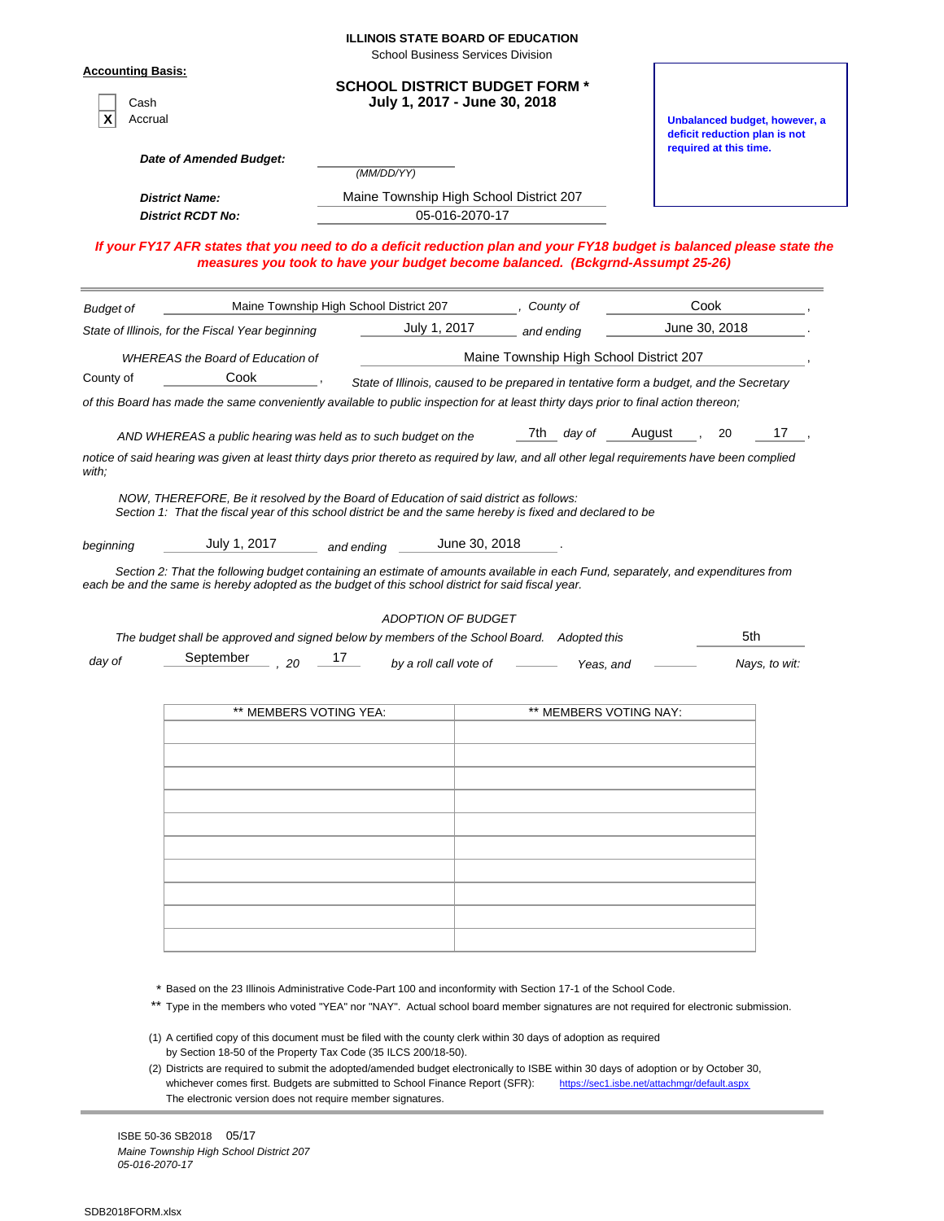**ILLINOIS STATE BOARD OF EDUCATION**
School Business Services Division

**Accounting Basis:**

- [ ] Cash
- [X] Accrual

## SCHOOL DISTRICT BUDGET FORM *
## July 1, 2017 - June 30, 2018

**Unbalanced budget, however, a deficit reduction plan is not required at this time.**

***Date of Amended Budget:*** ________ *(MM/DD/YY)*

***District Name:*** Maine Township High School District 207
***District RCDT No:*** 05-016-2070-17

***If your FY17 AFR states that you need to do a deficit reduction plan and your FY18 budget is balanced please state the measures you took to have your budget become balanced. (Bckgrnd-Assumpt 25-26)***

---

*Budget of* Maine Township High School District 207 *, County of* Cook ,
*State of Illinois, for the Fiscal Year beginning* July 1, 2017 *and ending* June 30, 2018 .

*WHEREAS the Board of Education of* Maine Township High School District 207 ,
County of Cook , *State of Illinois, caused to be prepared in tentative form a budget, and the Secretary of this Board has made the same conveniently available to public inspection for at least thirty days prior to final action thereon;*

*AND WHEREAS a public hearing was held as to such budget on the* 7th *day of* August , 20 17 ,
*notice of said hearing was given at least thirty days prior thereto as required by law, and all other legal requirements have been complied with;*

*NOW, THEREFORE, Be it resolved by the Board of Education of said district as follows:*
*Section 1: That the fiscal year of this school district be and the same hereby is fixed and declared to be*

*beginning* July 1, 2017 *and ending* June 30, 2018 .

*Section 2: That the following budget containing an estimate of amounts available in each Fund, separately, and expenditures from each be and the same is hereby adopted as the budget of this school district for said fiscal year.*

*ADOPTION OF BUDGET*

*The budget shall be approved and signed below by members of the School Board. Adopted this* 5th *day of* September *, 20* 17 *by a roll call vote of* ____ *Yeas, and* ____ *Nays, to wit:*

| ** MEMBERS VOTING YEA: | ** MEMBERS VOTING NAY: |
|---|---|
| | |
| | |
| | |
| | |
| | |
| | |
| | |
| | |
| | |
| | |

\* Based on the 23 Illinois Administrative Code-Part 100 and inconformity with Section 17-1 of the School Code.
** Type in the members who voted "YEA" nor "NAY". Actual school board member signatures are not required for electronic submission.

(1) A certified copy of this document must be filed with the county clerk within 30 days of adoption as required by Section 18-50 of the Property Tax Code (35 ILCS 200/18-50).
(2) Districts are required to submit the adopted/amended budget electronically to ISBE within 30 days of adoption or by October 30, whichever comes first. Budgets are submitted to School Finance Report (SFR): https://sec1.isbe.net/attachmgr/default.aspx
The electronic version does not require member signatures.

---

ISBE 50-36 SB2018 05/17
*Maine Township High School District 207*
*05-016-2070-17*

SDB2018FORM.xlsx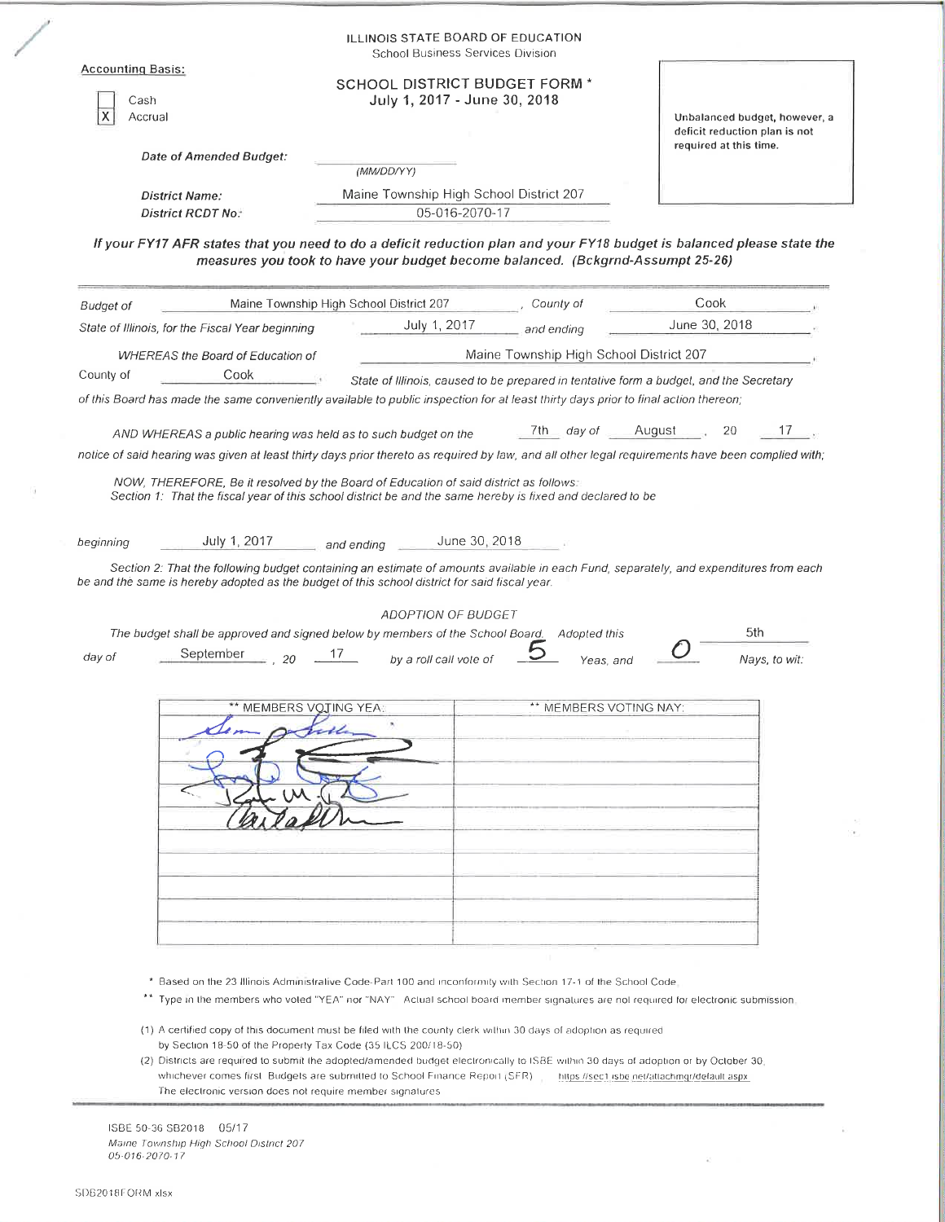ILLINOIS STATE BOARD OF EDUCATION
School Business Services Division

**Accounting Basis:**

- [ ] Cash
- [X] Accrual

## SCHOOL DISTRICT BUDGET FORM *
### July 1, 2017 - June 30, 2018

Unbalanced budget, however, a deficit reduction plan is not required at this time.

*Date of Amended Budget:* ______________ (MM/DD/YY)

*District Name:* Maine Township High School District 207

*District RCDT No:* 05-016-2070-17

***If your FY17 AFR states that you need to do a deficit reduction plan and your FY18 budget is balanced please state the measures you took to have your budget become balanced. (Bckgrnd-Assumpt 25-26)***

*Budget of* Maine Township High School District 207, *County of* Cook, *State of Illinois, for the Fiscal Year beginning* July 1, 2017 *and ending* June 30, 2018.

*WHEREAS the Board of Education of* Maine Township High School District 207, *County of* Cook, *State of Illinois, caused to be prepared in tentative form a budget, and the Secretary of this Board has made the same conveniently available to public inspection for at least thirty days prior to final action thereon;*

*AND WHEREAS a public hearing was held as to such budget on the* 7th *day of* August, 20 17, *notice of said hearing was given at least thirty days prior thereto as required by law, and all other legal requirements have been complied with;*

*NOW, THEREFORE, Be it resolved by the Board of Education of said district as follows:*
*Section 1: That the fiscal year of this school district be and the same hereby is fixed and declared to be*

*beginning* July 1, 2017 *and ending* June 30, 2018.

*Section 2: That the following budget containing an estimate of amounts available in each Fund, separately, and expenditures from each be and the same is hereby adopted as the budget of this school district for said fiscal year.*

*ADOPTION OF BUDGET*

*The budget shall be approved and signed below by members of the School Board. Adopted this* 5th *day of* September, 20 17 *by a roll call vote of* 5 *Yeas, and* 0 *Nays, to wit:*

| ** MEMBERS VOTING YEA: | ** MEMBERS VOTING NAY: |
|---|---|
| [signature] | |
| [signature] | |
| [signature] | |
| [signature] | |
| [signature] | |
| | |
| | |
| | |
| | |
| | |

\* Based on the 23 Illinois Administrative Code-Part 100 and inconformity with Section 17-1 of the School Code.

\*\* Type in the members who voted "YEA" nor "NAY". Actual school board member signatures are not required for electronic submission.

(1) A certified copy of this document must be filed with the county clerk within 30 days of adoption as required by Section 18-50 of the Property Tax Code (35 ILCS 200/18-50)

(2) Districts are required to submit the adopted/amended budget electronically to ISBE within 30 days of adoption or by October 30, whichever comes first. Budgets are submitted to School Finance Report (SFR) https://sec1.isbe.net/attachmgr/default.aspx. The electronic version does not require member signatures.

ISBE 50-36 SB2018 05/17
Maine Township High School District 207
05-016-2070-17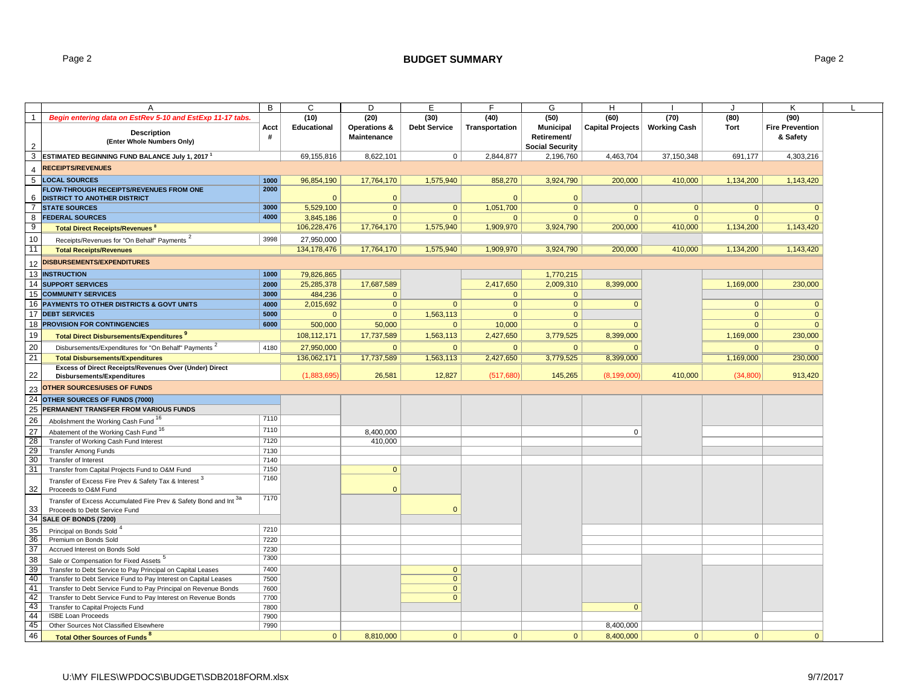# BUDGET SUMMARY

| | A | B | C | D | E | F | G | H | I | J | K |
|---|---|---|---|---|---|---|---|---|---|---|---|
| 1 | *Begin entering data on EstRev 5-10 and EstExp 11-17 tabs.* | | (10) | (20) | (30) | (40) | (50) | (60) | (70) | (80) | (90) |
| 2 | **Description** (Enter Whole Numbers Only) | Acct # | Educational | Operations & Maintenance | Debt Service | Transportation | Municipal Retirement/ Social Security | Capital Projects | Working Cash | Tort | Fire Prevention & Safety |
| 3 | **ESTIMATED BEGINNING FUND BALANCE July 1, 2017** [1] | | 69,155,816 | 8,622,101 | 0 | 2,844,877 | 2,196,760 | 4,463,704 | 37,150,348 | 691,177 | 4,303,216 |
| 4 | **RECEIPTS/REVENUES** | | | | | | | | | | |
| 5 | **LOCAL SOURCES** | 1000 | 96,854,190 | 17,764,170 | 1,575,940 | 858,270 | 3,924,790 | 200,000 | 410,000 | 1,134,200 | 1,143,420 |
| 6 | **FLOW-THROUGH RECEIPTS/REVENUES FROM ONE DISTRICT TO ANOTHER DISTRICT** | 2000 | 0 | 0 | | 0 | 0 | | | | |
| 7 | **STATE SOURCES** | 3000 | 5,529,100 | 0 | 0 | 1,051,700 | 0 | 0 | 0 | 0 | 0 |
| 8 | **FEDERAL SOURCES** | 4000 | 3,845,186 | 0 | 0 | 0 | 0 | 0 | 0 | 0 | 0 |
| 9 | **Total Direct Receipts/Revenues** [8] | | 106,228,476 | 17,764,170 | 1,575,940 | 1,909,970 | 3,924,790 | 200,000 | 410,000 | 1,134,200 | 1,143,420 |
| 10 | Receipts/Revenues for "On Behalf" Payments [2] | 3998 | 27,950,000 | | | | | | | | |
| 11 | **Total Receipts/Revenues** | | 134,178,476 | 17,764,170 | 1,575,940 | 1,909,970 | 3,924,790 | 200,000 | 410,000 | 1,134,200 | 1,143,420 |
| 12 | **DISBURSEMENTS/EXPENDITURES** | | | | | | | | | | |
| 13 | **INSTRUCTION** | 1000 | 79,826,865 | | | | 1,770,215 | | | | |
| 14 | **SUPPORT SERVICES** | 2000 | 25,285,378 | 17,687,589 | | 2,417,650 | 2,009,310 | 8,399,000 | | 1,169,000 | 230,000 |
| 15 | **COMMUNITY SERVICES** | 3000 | 484,236 | 0 | | 0 | 0 | | | | |
| 16 | **PAYMENTS TO OTHER DISTRICTS & GOVT UNITS** | 4000 | 2,015,692 | 0 | 0 | 0 | 0 | 0 | | 0 | 0 |
| 17 | **DEBT SERVICES** | 5000 | 0 | 0 | 1,563,113 | 0 | 0 | | | 0 | 0 |
| 18 | **PROVISION FOR CONTINGENCIES** | 6000 | 500,000 | 50,000 | 0 | 10,000 | 0 | 0 | | 0 | 0 |
| 19 | **Total Direct Disbursements/Expenditures** [9] | | 108,112,171 | 17,737,589 | 1,563,113 | 2,427,650 | 3,779,525 | 8,399,000 | | 1,169,000 | 230,000 |
| 20 | Disbursements/Expenditures for "On Behalf" Payments [2] | 4180 | 27,950,000 | 0 | 0 | 0 | 0 | 0 | | 0 | 0 |
| 21 | **Total Disbursements/Expenditures** | | 136,062,171 | 17,737,589 | 1,563,113 | 2,427,650 | 3,779,525 | 8,399,000 | | 1,169,000 | 230,000 |
| 22 | **Excess of Direct Receipts/Revenues Over (Under) Direct Disbursements/Expenditures** | | (1,883,695) | 26,581 | 12,827 | (517,680) | 145,265 | (8,199,000) | 410,000 | (34,800) | 913,420 |
| 23 | **OTHER SOURCES/USES OF FUNDS** | | | | | | | | | | |
| 24 | **OTHER SOURCES OF FUNDS (7000)** | | | | | | | | | | |
| 25 | **PERMANENT TRANSFER FROM VARIOUS FUNDS** | | | | | | | | | | |
| 26 | Abolishment the Working Cash Fund [16] | 7110 | | | | | | | | | |
| 27 | Abatement of the Working Cash Fund [16] | 7110 | | 8,400,000 | | | | 0 | | | |
| 28 | Transfer of Working Cash Fund Interest | 7120 | | 410,000 | | | | | | | |
| 29 | Transfer Among Funds | 7130 | | | | | | | | | |
| 30 | Transfer of Interest | 7140 | | | | | | | | | |
| 31 | Transfer from Capital Projects Fund to O&M Fund | 7150 | | 0 | | | | | | | |
| 32 | Transfer of Excess Fire Prev & Safety Tax & Interest [3] Proceeds to O&M Fund | 7160 | | 0 | | | | | | | |
| 33 | Transfer of Excess Accumulated Fire Prev & Safety Bond and Int [3a] Proceeds to Debt Service Fund | 7170 | | | 0 | | | | | | |
| 34 | **SALE OF BONDS (7200)** | | | | | | | | | | |
| 35 | Principal on Bonds Sold [4] | 7210 | | | | | | | | | |
| 36 | Premium on Bonds Sold | 7220 | | | | | | | | | |
| 37 | Accrued Interest on Bonds Sold | 7230 | | | | | | | | | |
| 38 | Sale or Compensation for Fixed Assets [5] | 7300 | | | | | | | | | |
| 39 | Transfer to Debt Service to Pay Principal on Capital Leases | 7400 | | | 0 | | | | | | |
| 40 | Transfer to Debt Service Fund to Pay Interest on Capital Leases | 7500 | | | 0 | | | | | | |
| 41 | Transfer to Debt Service Fund to Pay Principal on Revenue Bonds | 7600 | | | 0 | | | | | | |
| 42 | Transfer to Debt Service Fund to Pay Interest on Revenue Bonds | 7700 | | | 0 | | | | | | |
| 43 | Transfer to Capital Projects Fund | 7800 | | | | | | 0 | | | |
| 44 | ISBE Loan Proceeds | 7900 | | | | | | | | | |
| 45 | Other Sources Not Classified Elsewhere | 7990 | | | | | | 8,400,000 | | | |
| 46 | **Total Other Sources of Funds** [8] | | 0 | 8,810,000 | 0 | 0 | 0 | 8,400,000 | 0 | 0 | 0 |

U:\MY FILES\WPDOCS\BUDGET\SDB2018FORM.xlsx 9/7/2017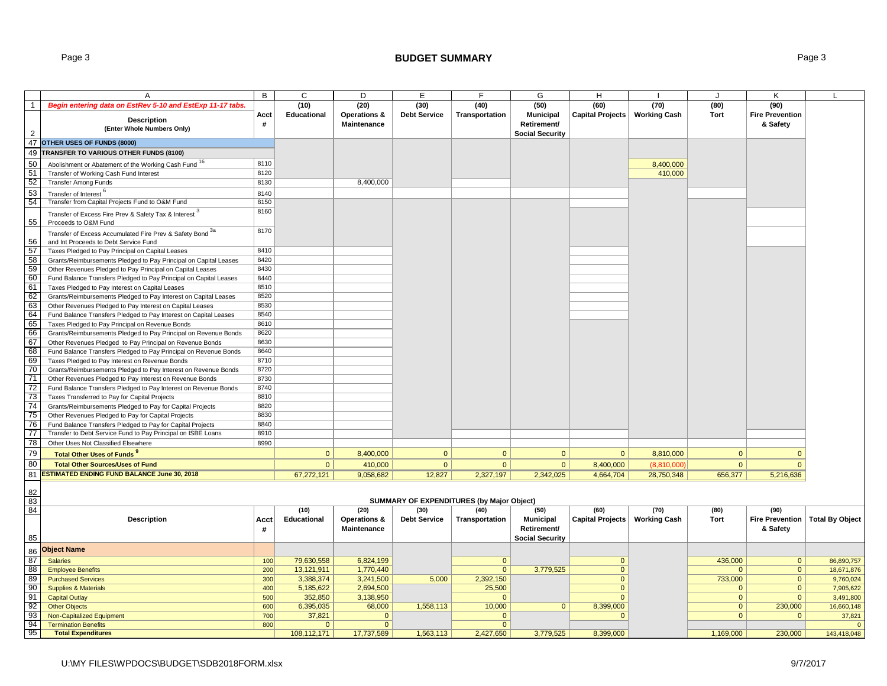## BUDGET SUMMARY

| | A | B | C | D | E | F | G | H | I | J | K | L |
|---|---|---|---|---|---|---|---|---|---|---|---|---|
| 1 | *Begin entering data on EstRev 5-10 and EstExp 11-17 tabs.* | | (10) | (20) | (30) | (40) | (50) | (60) | (70) | (80) | (90) | |
| 2 | **Description** (Enter Whole Numbers Only) | Acct # | Educational | Operations & Maintenance | Debt Service | Transportation | Municipal Retirement/ Social Security | Capital Projects | Working Cash | Tort | Fire Prevention & Safety | |
| 47 | **OTHER USES OF FUNDS (8000)** | | | | | | | | | | | |
| 49 | **TRANSFER TO VARIOUS OTHER FUNDS (8100)** | | | | | | | | | | | |
| 50 | Abolishment or Abatement of the Working Cash Fund [16] | 8110 | | | | | | | 8,400,000 | | | |
| 51 | Transfer of Working Cash Fund Interest | 8120 | | | | | | | 410,000 | | | |
| 52 | Transfer Among Funds | 8130 | | 8,400,000 | | | | | | | | |
| 53 | Transfer of Interest [6] | 8140 | | | | | | | | | | |
| 54 | Transfer from Capital Projects Fund to O&M Fund | 8150 | | | | | | | | | | |
| 55 | Transfer of Excess Fire Prev & Safety Tax & Interest [3] Proceeds to O&M Fund | 8160 | | | | | | | | | | |
| 56 | Transfer of Excess Accumulated Fire Prev & Safety Bond [3a] and Int Proceeds to Debt Service Fund | 8170 | | | | | | | | | | |
| 57 | Taxes Pledged to Pay Principal on Capital Leases | 8410 | | | | | | | | | | |
| 58 | Grants/Reimbursements Pledged to Pay Principal on Capital Leases | 8420 | | | | | | | | | | |
| 59 | Other Revenues Pledged to Pay Principal on Capital Leases | 8430 | | | | | | | | | | |
| 60 | Fund Balance Transfers Pledged to Pay Principal on Capital Leases | 8440 | | | | | | | | | | |
| 61 | Taxes Pledged to Pay Interest on Capital Leases | 8510 | | | | | | | | | | |
| 62 | Grants/Reimbursements Pledged to Pay Interest on Capital Leases | 8520 | | | | | | | | | | |
| 63 | Other Revenues Pledged to Pay Interest on Capital Leases | 8530 | | | | | | | | | | |
| 64 | Fund Balance Transfers Pledged to Pay Interest on Capital Leases | 8540 | | | | | | | | | | |
| 65 | Taxes Pledged to Pay Principal on Revenue Bonds | 8610 | | | | | | | | | | |
| 66 | Grants/Reimbursements Pledged to Pay Principal on Revenue Bonds | 8620 | | | | | | | | | | |
| 67 | Other Revenues Pledged to Pay Principal on Revenue Bonds | 8630 | | | | | | | | | | |
| 68 | Fund Balance Transfers Pledged to Pay Principal on Revenue Bonds | 8640 | | | | | | | | | | |
| 69 | Taxes Pledged to Pay Interest on Revenue Bonds | 8710 | | | | | | | | | | |
| 70 | Grants/Reimbursements Pledged to Pay Interest on Revenue Bonds | 8720 | | | | | | | | | | |
| 71 | Other Revenues Pledged to Pay Interest on Revenue Bonds | 8730 | | | | | | | | | | |
| 72 | Fund Balance Transfers Pledged to Pay Interest on Revenue Bonds | 8740 | | | | | | | | | | |
| 73 | Taxes Transferred to Pay for Capital Projects | 8810 | | | | | | | | | | |
| 74 | Grants/Reimbursements Pledged to Pay for Capital Projects | 8820 | | | | | | | | | | |
| 75 | Other Revenues Pledged to Pay for Capital Projects | 8830 | | | | | | | | | | |
| 76 | Fund Balance Transfers Pledged to Pay for Capital Projects | 8840 | | | | | | | | | | |
| 77 | Transfer to Debt Service Fund to Pay Principal on ISBE Loans | 8910 | | | | | | | | | | |
| 78 | Other Uses Not Classified Elsewhere | 8990 | | | | | | | | | | |
| 79 | **Total Other Uses of Funds [9]** | | 0 | 8,400,000 | 0 | 0 | 0 | 0 | 8,810,000 | 0 | 0 | |
| 80 | **Total Other Sources/Uses of Fund** | | 0 | 410,000 | 0 | 0 | 0 | 8,400,000 | (8,810,000) | 0 | 0 | |
| 81 | **ESTIMATED ENDING FUND BALANCE June 30, 2018** | | 67,272,121 | 9,058,682 | 12,827 | 2,327,197 | 2,342,025 | 4,664,704 | 28,750,348 | 656,377 | 5,216,636 | |

### SUMMARY OF EXPENDITURES (by Major Object)

| | Description | Acct # | (10) Educational | (20) Operations & Maintenance | (30) Debt Service | (40) Transportation | (50) Municipal Retirement/ Social Security | (60) Capital Projects | (70) Working Cash | (80) Tort | (90) Fire Prevention & Safety | Total By Object |
|---|---|---|---|---|---|---|---|---|---|---|---|---|
| 86 | **Object Name** | | | | | | | | | | | |
| 87 | Salaries | 100 | 79,630,558 | 6,824,199 | | 0 | | 0 | | 436,000 | 0 | 86,890,757 |
| 88 | Employee Benefits | 200 | 13,121,911 | 1,770,440 | | 0 | 3,779,525 | 0 | | 0 | 0 | 18,671,876 |
| 89 | Purchased Services | 300 | 3,388,374 | 3,241,500 | 5,000 | 2,392,150 | | 0 | | 733,000 | 0 | 9,760,024 |
| 90 | Supplies & Materials | 400 | 5,185,622 | 2,694,500 | | 25,500 | | 0 | | 0 | 0 | 7,905,622 |
| 91 | Capital Outlay | 500 | 352,850 | 3,138,950 | | 0 | | 0 | | 0 | 0 | 3,491,800 |
| 92 | Other Objects | 600 | 6,395,035 | 68,000 | 1,558,113 | 10,000 | 0 | 8,399,000 | | 0 | 230,000 | 16,660,148 |
| 93 | Non-Capitalized Equipment | 700 | 37,821 | 0 | | 0 | | 0 | | 0 | 0 | 37,821 |
| 94 | Termination Benefits | 800 | 0 | 0 | | 0 | | | | | | 0 |
| 95 | **Total Expenditures** | | 108,112,171 | 17,737,589 | 1,563,113 | 2,427,650 | 3,779,525 | 8,399,000 | | 1,169,000 | 230,000 | 143,418,048 |

U:\MY FILES\WPDOCS\BUDGET\SDB2018FORM.xlsx 9/7/2017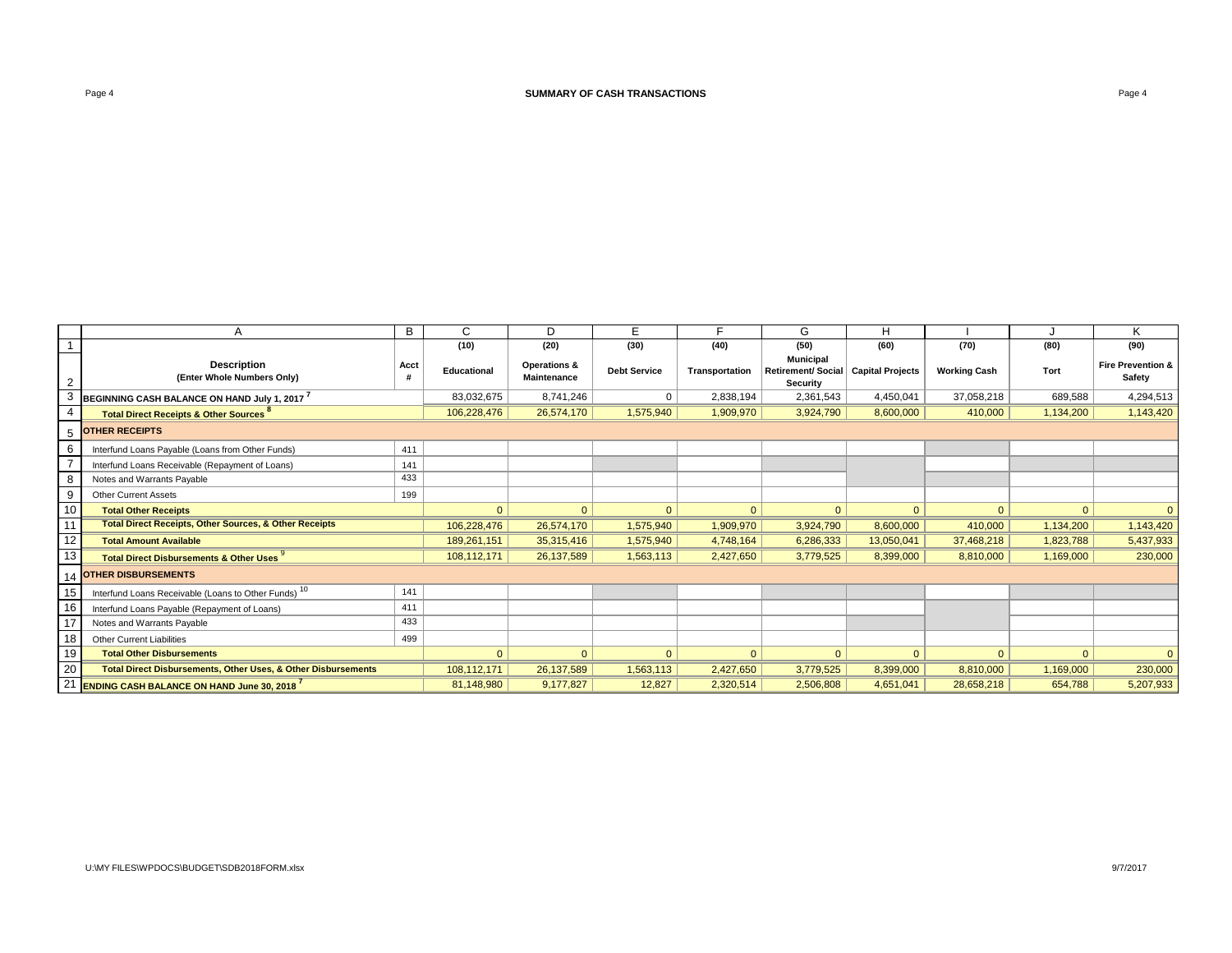## SUMMARY OF CASH TRANSACTIONS

| | A | B | C | D | E | F | G | H | I | J | K |
|---|---|---|---|---|---|---|---|---|---|---|---|
| 1 | | | (10) | (20) | (30) | (40) | (50) | (60) | (70) | (80) | (90) |
| 2 | **Description (Enter Whole Numbers Only)** | **Acct #** | **Educational** | **Operations & Maintenance** | **Debt Service** | **Transportation** | **Municipal Retirement/ Social Security** | **Capital Projects** | **Working Cash** | **Tort** | **Fire Prevention & Safety** |
| 3 | **BEGINNING CASH BALANCE ON HAND July 1, 2017** [7] | | 83,032,675 | 8,741,246 | 0 | 2,838,194 | 2,361,543 | 4,450,041 | 37,058,218 | 689,588 | 4,294,513 |
| 4 | **Total Direct Receipts & Other Sources** [8] | | 106,228,476 | 26,574,170 | 1,575,940 | 1,909,970 | 3,924,790 | 8,600,000 | 410,000 | 1,134,200 | 1,143,420 |
| 5 | **OTHER RECEIPTS** | | | | | | | | | | |
| 6 | Interfund Loans Payable (Loans from Other Funds) | 411 | | | | | | | | | |
| 7 | Interfund Loans Receivable (Repayment of Loans) | 141 | | | | | | | | | |
| 8 | Notes and Warrants Payable | 433 | | | | | | | | | |
| 9 | Other Current Assets | 199 | | | | | | | | | |
| 10 | **Total Other Receipts** | | 0 | 0 | 0 | 0 | 0 | 0 | 0 | 0 | 0 |
| 11 | **Total Direct Receipts, Other Sources, & Other Receipts** | | 106,228,476 | 26,574,170 | 1,575,940 | 1,909,970 | 3,924,790 | 8,600,000 | 410,000 | 1,134,200 | 1,143,420 |
| 12 | **Total Amount Available** | | 189,261,151 | 35,315,416 | 1,575,940 | 4,748,164 | 6,286,333 | 13,050,041 | 37,468,218 | 1,823,788 | 5,437,933 |
| 13 | **Total Direct Disbursements & Other Uses** [9] | | 108,112,171 | 26,137,589 | 1,563,113 | 2,427,650 | 3,779,525 | 8,399,000 | 8,810,000 | 1,169,000 | 230,000 |
| 14 | **OTHER DISBURSEMENTS** | | | | | | | | | | |
| 15 | Interfund Loans Receivable (Loans to Other Funds) [10] | 141 | | | | | | | | | |
| 16 | Interfund Loans Payable (Repayment of Loans) | 411 | | | | | | | | | |
| 17 | Notes and Warrants Payable | 433 | | | | | | | | | |
| 18 | Other Current Liabilities | 499 | | | | | | | | | |
| 19 | **Total Other Disbursements** | | 0 | 0 | 0 | 0 | 0 | 0 | 0 | 0 | 0 |
| 20 | **Total Direct Disbursements, Other Uses, & Other Disbursements** | | 108,112,171 | 26,137,589 | 1,563,113 | 2,427,650 | 3,779,525 | 8,399,000 | 8,810,000 | 1,169,000 | 230,000 |
| 21 | **ENDING CASH BALANCE ON HAND June 30, 2018** [7] | | 81,148,980 | 9,177,827 | 12,827 | 2,320,514 | 2,506,808 | 4,651,041 | 28,658,218 | 654,788 | 5,207,933 |

U:\MY FILES\WPDOCS\BUDGET\SDB2018FORM.xlsx

9/7/2017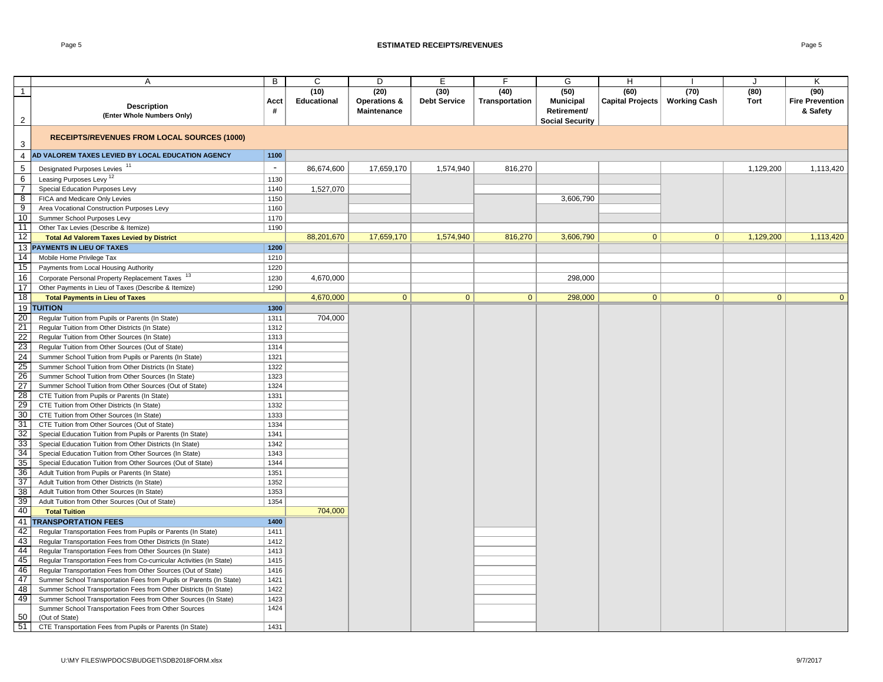## ESTIMATED RECEIPTS/REVENUES

| | A | B | C | D | E | F | G | H | I | J | K |
|---|---|---|---|---|---|---|---|---|---|---|---|
| 1 | Description (Enter Whole Numbers Only) | Acct # | (10) Educational | (20) Operations & Maintenance | (30) Debt Service | (40) Transportation | (50) Municipal Retirement/ Social Security | (60) Capital Projects | (70) Working Cash | (80) Tort | (90) Fire Prevention & Safety |
| 3 | **RECEIPTS/REVENUES FROM LOCAL SOURCES (1000)** | | | | | | | | | | |
| 4 | **AD VALOREM TAXES LEVIED BY LOCAL EDUCATION AGENCY** | 1100 | | | | | | | | | |
| 5 | Designated Purposes Levies [11] | - | 86,674,600 | 17,659,170 | 1,574,940 | 816,270 | | | | 1,129,200 | 1,113,420 |
| 6 | Leasing Purposes Levy [12] | 1130 | | | | | | | | | |
| 7 | Special Education Purposes Levy | 1140 | 1,527,070 | | | | | | | | |
| 8 | FICA and Medicare Only Levies | 1150 | | | | | 3,606,790 | | | | |
| 9 | Area Vocational Construction Purposes Levy | 1160 | | | | | | | | | |
| 10 | Summer School Purposes Levy | 1170 | | | | | | | | | |
| 11 | Other Tax Levies (Describe & Itemize) | 1190 | | | | | | | | | |
| 12 | **Total Ad Valorem Taxes Levied by District** | | 88,201,670 | 17,659,170 | 1,574,940 | 816,270 | 3,606,790 | 0 | 0 | 1,129,200 | 1,113,420 |
| 13 | **PAYMENTS IN LIEU OF TAXES** | 1200 | | | | | | | | | |
| 14 | Mobile Home Privilege Tax | 1210 | | | | | | | | | |
| 15 | Payments from Local Housing Authority | 1220 | | | | | | | | | |
| 16 | Corporate Personal Property Replacement Taxes [13] | 1230 | 4,670,000 | | | | 298,000 | | | | |
| 17 | Other Payments in Lieu of Taxes (Describe & Itemize) | 1290 | | | | | | | | | |
| 18 | **Total Payments in Lieu of Taxes** | | 4,670,000 | 0 | 0 | 0 | 298,000 | 0 | 0 | 0 | 0 |
| 19 | **TUITION** | 1300 | | | | | | | | | |
| 20 | Regular Tuition from Pupils or Parents (In State) | 1311 | 704,000 | | | | | | | | |
| 21 | Regular Tuition from Other Districts (In State) | 1312 | | | | | | | | | |
| 22 | Regular Tuition from Other Sources (In State) | 1313 | | | | | | | | | |
| 23 | Regular Tuition from Other Sources (Out of State) | 1314 | | | | | | | | | |
| 24 | Summer School Tuition from Pupils or Parents (In State) | 1321 | | | | | | | | | |
| 25 | Summer School Tuition from Other Districts (In State) | 1322 | | | | | | | | | |
| 26 | Summer School Tuition from Other Sources (In State) | 1323 | | | | | | | | | |
| 27 | Summer School Tuition from Other Sources (Out of State) | 1324 | | | | | | | | | |
| 28 | CTE Tuition from Pupils or Parents (In State) | 1331 | | | | | | | | | |
| 29 | CTE Tuition from Other Districts (In State) | 1332 | | | | | | | | | |
| 30 | CTE Tuition from Other Sources (In State) | 1333 | | | | | | | | | |
| 31 | CTE Tuition from Other Sources (Out of State) | 1334 | | | | | | | | | |
| 32 | Special Education Tuition from Pupils or Parents (In State) | 1341 | | | | | | | | | |
| 33 | Special Education Tuition from Other Districts (In State) | 1342 | | | | | | | | | |
| 34 | Special Education Tuition from Other Sources (In State) | 1343 | | | | | | | | | |
| 35 | Special Education Tuition from Other Sources (Out of State) | 1344 | | | | | | | | | |
| 36 | Adult Tuition from Pupils or Parents (In State) | 1351 | | | | | | | | | |
| 37 | Adult Tuition from Other Districts (In State) | 1352 | | | | | | | | | |
| 38 | Adult Tuition from Other Sources (In State) | 1353 | | | | | | | | | |
| 39 | Adult Tuition from Other Sources (Out of State) | 1354 | | | | | | | | | |
| 40 | **Total Tuition** | | 704,000 | | | | | | | | |
| 41 | **TRANSPORTATION FEES** | 1400 | | | | | | | | | |
| 42 | Regular Transportation Fees from Pupils or Parents (In State) | 1411 | | | | | | | | | |
| 43 | Regular Transportation Fees from Other Districts (In State) | 1412 | | | | | | | | | |
| 44 | Regular Transportation Fees from Other Sources (In State) | 1413 | | | | | | | | | |
| 45 | Regular Transportation Fees from Co-curricular Activities (In State) | 1415 | | | | | | | | | |
| 46 | Regular Transportation Fees from Other Sources (Out of State) | 1416 | | | | | | | | | |
| 47 | Summer School Transportation Fees from Pupils or Parents (In State) | 1421 | | | | | | | | | |
| 48 | Summer School Transportation Fees from Other Districts (In State) | 1422 | | | | | | | | | |
| 49 | Summer School Transportation Fees from Other Sources (In State) | 1423 | | | | | | | | | |
| 50 | Summer School Transportation Fees from Other Sources (Out of State) | 1424 | | | | | | | | | |
| 51 | CTE Transportation Fees from Pupils or Parents (In State) | 1431 | | | | | | | | | |

U:\MY FILES\WPDOCS\BUDGET\SDB2018FORM.xlsx 9/7/2017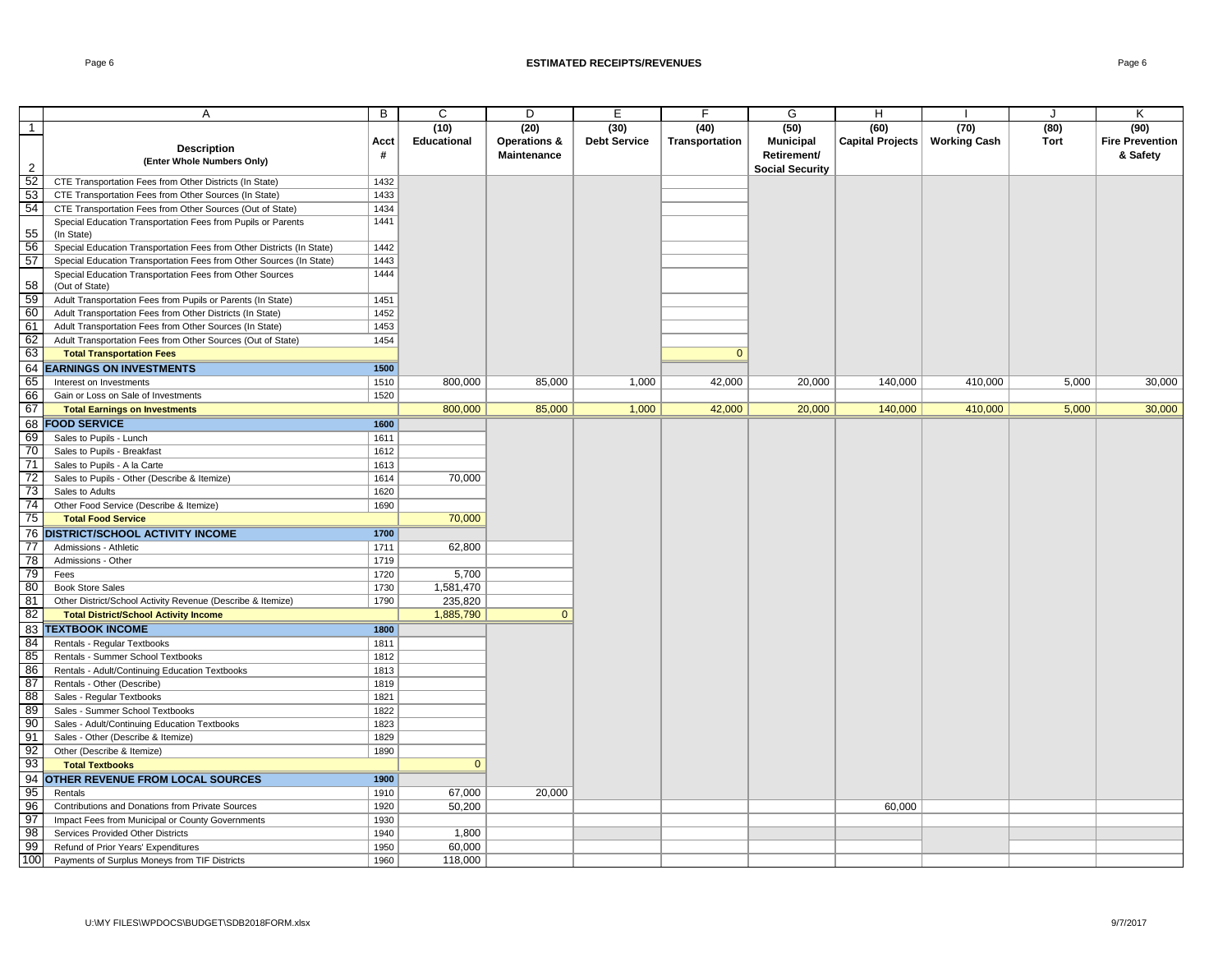# ESTIMATED RECEIPTS/REVENUES

| | A | B | C | D | E | F | G | H | I | J | K |
|---|---|---|---|---|---|---|---|---|---|---|---|
| 1 | **Description** (Enter Whole Numbers Only) | Acct # | (10) Educational | (20) Operations & Maintenance | (30) Debt Service | (40) Transportation | (50) Municipal Retirement/ Social Security | (60) Capital Projects | (70) Working Cash | (80) Tort | (90) Fire Prevention & Safety |
| 52 | CTE Transportation Fees from Other Districts (In State) | 1432 | | | | | | | | | |
| 53 | CTE Transportation Fees from Other Sources (In State) | 1433 | | | | | | | | | |
| 54 | CTE Transportation Fees from Other Sources (Out of State) | 1434 | | | | | | | | | |
| 55 | Special Education Transportation Fees from Pupils or Parents (In State) | 1441 | | | | | | | | | |
| 56 | Special Education Transportation Fees from Other Districts (In State) | 1442 | | | | | | | | | |
| 57 | Special Education Transportation Fees from Other Sources (In State) | 1443 | | | | | | | | | |
| 58 | Special Education Transportation Fees from Other Sources (Out of State) | 1444 | | | | | | | | | |
| 59 | Adult Transportation Fees from Pupils or Parents (In State) | 1451 | | | | | | | | | |
| 60 | Adult Transportation Fees from Other Districts (In State) | 1452 | | | | | | | | | |
| 61 | Adult Transportation Fees from Other Sources (In State) | 1453 | | | | | | | | | |
| 62 | Adult Transportation Fees from Other Sources (Out of State) | 1454 | | | | | | | | | |
| 63 | **Total Transportation Fees** | | | | | 0 | | | | | |
| 64 | **EARNINGS ON INVESTMENTS** | **1500** | | | | | | | | | |
| 65 | Interest on Investments | 1510 | 800,000 | 85,000 | 1,000 | 42,000 | 20,000 | 140,000 | 410,000 | 5,000 | 30,000 |
| 66 | Gain or Loss on Sale of Investments | 1520 | | | | | | | | | |
| 67 | **Total Earnings on Investments** | | 800,000 | 85,000 | 1,000 | 42,000 | 20,000 | 140,000 | 410,000 | 5,000 | 30,000 |
| 68 | **FOOD SERVICE** | **1600** | | | | | | | | | |
| 69 | Sales to Pupils - Lunch | 1611 | | | | | | | | | |
| 70 | Sales to Pupils - Breakfast | 1612 | | | | | | | | | |
| 71 | Sales to Pupils - A la Carte | 1613 | | | | | | | | | |
| 72 | Sales to Pupils - Other (Describe & Itemize) | 1614 | 70,000 | | | | | | | | |
| 73 | Sales to Adults | 1620 | | | | | | | | | |
| 74 | Other Food Service (Describe & Itemize) | 1690 | | | | | | | | | |
| 75 | **Total Food Service** | | 70,000 | | | | | | | | |
| 76 | **DISTRICT/SCHOOL ACTIVITY INCOME** | **1700** | | | | | | | | | |
| 77 | Admissions - Athletic | 1711 | 62,800 | | | | | | | | |
| 78 | Admissions - Other | 1719 | | | | | | | | | |
| 79 | Fees | 1720 | 5,700 | | | | | | | | |
| 80 | Book Store Sales | 1730 | 1,581,470 | | | | | | | | |
| 81 | Other District/School Activity Revenue (Describe & Itemize) | 1790 | 235,820 | | | | | | | | |
| 82 | **Total District/School Activity Income** | | 1,885,790 | 0 | | | | | | | |
| 83 | **TEXTBOOK INCOME** | **1800** | | | | | | | | | |
| 84 | Rentals - Regular Textbooks | 1811 | | | | | | | | | |
| 85 | Rentals - Summer School Textbooks | 1812 | | | | | | | | | |
| 86 | Rentals - Adult/Continuing Education Textbooks | 1813 | | | | | | | | | |
| 87 | Rentals - Other (Describe) | 1819 | | | | | | | | | |
| 88 | Sales - Regular Textbooks | 1821 | | | | | | | | | |
| 89 | Sales - Summer School Textbooks | 1822 | | | | | | | | | |
| 90 | Sales - Adult/Continuing Education Textbooks | 1823 | | | | | | | | | |
| 91 | Sales - Other (Describe & Itemize) | 1829 | | | | | | | | | |
| 92 | Other (Describe & Itemize) | 1890 | | | | | | | | | |
| 93 | **Total Textbooks** | | 0 | | | | | | | | |
| 94 | **OTHER REVENUE FROM LOCAL SOURCES** | **1900** | | | | | | | | | |
| 95 | Rentals | 1910 | 67,000 | 20,000 | | | | | | | |
| 96 | Contributions and Donations from Private Sources | 1920 | 50,200 | | | | | 60,000 | | | |
| 97 | Impact Fees from Municipal or County Governments | 1930 | | | | | | | | | |
| 98 | Services Provided Other Districts | 1940 | 1,800 | | | | | | | | |
| 99 | Refund of Prior Years' Expenditures | 1950 | 60,000 | | | | | | | | |
| 100 | Payments of Surplus Moneys from TIF Districts | 1960 | 118,000 | | | | | | | | |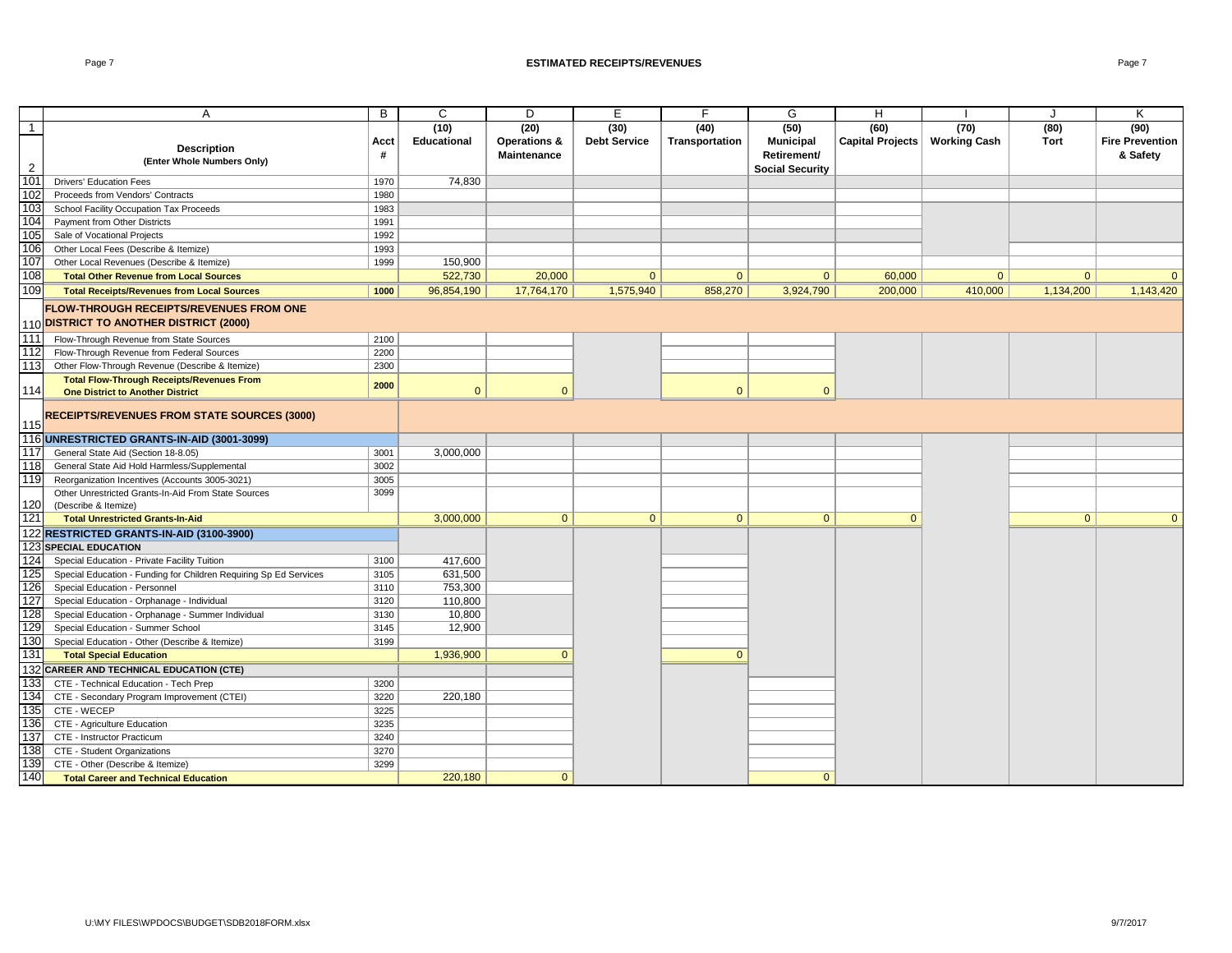## ESTIMATED RECEIPTS/REVENUES

| | A | B | C | D | E | F | G | H | I | J | K |
|---|---|---|---|---|---|---|---|---|---|---|---|
| 1 | Description (Enter Whole Numbers Only) | Acct # | (10) Educational | (20) Operations & Maintenance | (30) Debt Service | (40) Transportation | (50) Municipal Retirement/ Social Security | (60) Capital Projects | (70) Working Cash | (80) Tort | (90) Fire Prevention & Safety |
| 101 | Drivers' Education Fees | 1970 | 74,830 | | | | | | | | |
| 102 | Proceeds from Vendors' Contracts | 1980 | | | | | | | | | |
| 103 | School Facility Occupation Tax Proceeds | 1983 | | | | | | | | | |
| 104 | Payment from Other Districts | 1991 | | | | | | | | | |
| 105 | Sale of Vocational Projects | 1992 | | | | | | | | | |
| 106 | Other Local Fees (Describe & Itemize) | 1993 | | | | | | | | | |
| 107 | Other Local Revenues (Describe & Itemize) | 1999 | 150,900 | | | | | | | | |
| 108 | **Total Other Revenue from Local Sources** | | 522,730 | 20,000 | 0 | 0 | 0 | 60,000 | 0 | 0 | 0 |
| 109 | **Total Receipts/Revenues from Local Sources** | **1000** | 96,854,190 | 17,764,170 | 1,575,940 | 858,270 | 3,924,790 | 200,000 | 410,000 | 1,134,200 | 1,143,420 |
| 110 | **FLOW-THROUGH RECEIPTS/REVENUES FROM ONE DISTRICT TO ANOTHER DISTRICT (2000)** | | | | | | | | | | |
| 111 | Flow-Through Revenue from State Sources | 2100 | | | | | | | | | |
| 112 | Flow-Through Revenue from Federal Sources | 2200 | | | | | | | | | |
| 113 | Other Flow-Through Revenue (Describe & Itemize) | 2300 | | | | | | | | | |
| 114 | **Total Flow-Through Receipts/Revenues From One District to Another District** | **2000** | 0 | 0 | | 0 | 0 | | | | |
| 115 | **RECEIPTS/REVENUES FROM STATE SOURCES (3000)** | | | | | | | | | | |
| 116 | **UNRESTRICTED GRANTS-IN-AID (3001-3099)** | | | | | | | | | | |
| 117 | General State Aid (Section 18-8.05) | 3001 | 3,000,000 | | | | | | | | |
| 118 | General State Aid Hold Harmless/Supplemental | 3002 | | | | | | | | | |
| 119 | Reorganization Incentives (Accounts 3005-3021) | 3005 | | | | | | | | | |
| 120 | Other Unrestricted Grants-In-Aid From State Sources (Describe & Itemize) | 3099 | | | | | | | | | |
| 121 | **Total Unrestricted Grants-In-Aid** | | 3,000,000 | 0 | 0 | 0 | 0 | 0 | | 0 | 0 |
| 122 | **RESTRICTED GRANTS-IN-AID (3100-3900)** | | | | | | | | | | |
| 123 | **SPECIAL EDUCATION** | | | | | | | | | | |
| 124 | Special Education - Private Facility Tuition | 3100 | 417,600 | | | | | | | | |
| 125 | Special Education - Funding for Children Requiring Sp Ed Services | 3105 | 631,500 | | | | | | | | |
| 126 | Special Education - Personnel | 3110 | 753,300 | | | | | | | | |
| 127 | Special Education - Orphanage - Individual | 3120 | 110,800 | | | | | | | | |
| 128 | Special Education - Orphanage - Summer Individual | 3130 | 10,800 | | | | | | | | |
| 129 | Special Education - Summer School | 3145 | 12,900 | | | | | | | | |
| 130 | Special Education - Other (Describe & Itemize) | 3199 | | | | | | | | | |
| 131 | **Total Special Education** | | 1,936,900 | 0 | | 0 | | | | | |
| 132 | **CAREER AND TECHNICAL EDUCATION (CTE)** | | | | | | | | | | |
| 133 | CTE - Technical Education - Tech Prep | 3200 | | | | | | | | | |
| 134 | CTE - Secondary Program Improvement (CTEI) | 3220 | 220,180 | | | | | | | | |
| 135 | CTE - WECEP | 3225 | | | | | | | | | |
| 136 | CTE - Agriculture Education | 3235 | | | | | | | | | |
| 137 | CTE - Instructor Practicum | 3240 | | | | | | | | | |
| 138 | CTE - Student Organizations | 3270 | | | | | | | | | |
| 139 | CTE - Other (Describe & Itemize) | 3299 | | | | | | | | | |
| 140 | **Total Career and Technical Education** | | 220,180 | 0 | | | 0 | | | | |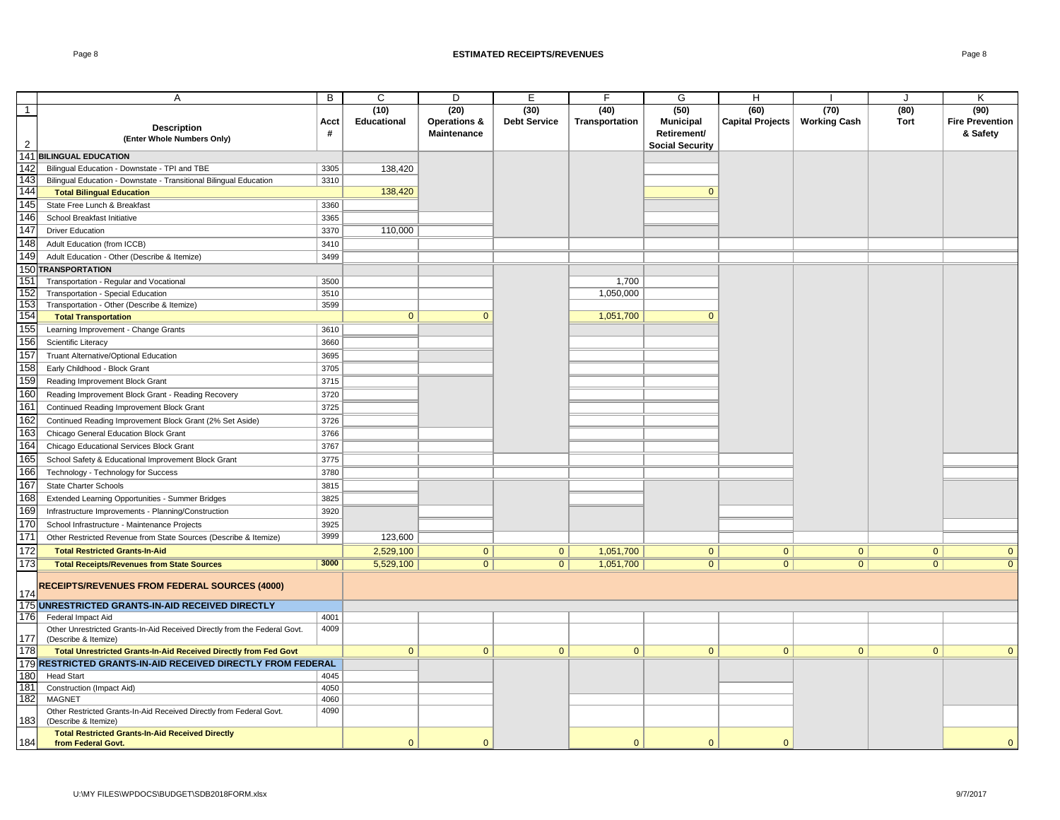# ESTIMATED RECEIPTS/REVENUES

| | A | B | C | D | E | F | G | H | I | J | K |
|---|---|---|---|---|---|---|---|---|---|---|---|
| 1 | | | (10) | (20) | (30) | (40) | (50) | (60) | (70) | (80) | (90) |
| 2 | **Description** (Enter Whole Numbers Only) | Acct # | Educational | Operations & Maintenance | Debt Service | Transportation | Municipal Retirement/ Social Security | Capital Projects | Working Cash | Tort | Fire Prevention & Safety |
| 141 | **BILINGUAL EDUCATION** | | | | | | | | | | |
| 142 | Bilingual Education - Downstate - TPI and TBE | 3305 | 138,420 | | | | | | | | |
| 143 | Bilingual Education - Downstate - Transitional Bilingual Education | 3310 | | | | | | | | | |
| 144 | **Total Bilingual Education** | | 138,420 | | | | 0 | | | | |
| 145 | State Free Lunch & Breakfast | 3360 | | | | | | | | | |
| 146 | School Breakfast Initiative | 3365 | | | | | | | | | |
| 147 | Driver Education | 3370 | 110,000 | | | | | | | | |
| 148 | Adult Education (from ICCB) | 3410 | | | | | | | | | |
| 149 | Adult Education - Other (Describe & Itemize) | 3499 | | | | | | | | | |
| 150 | **TRANSPORTATION** | | | | | | | | | | |
| 151 | Transportation - Regular and Vocational | 3500 | | | | 1,700 | | | | | |
| 152 | Transportation - Special Education | 3510 | | | | 1,050,000 | | | | | |
| 153 | Transportation - Other (Describe & Itemize) | 3599 | | | | | | | | | |
| 154 | **Total Transportation** | | 0 | 0 | | 1,051,700 | 0 | | | | |
| 155 | Learning Improvement - Change Grants | 3610 | | | | | | | | | |
| 156 | Scientific Literacy | 3660 | | | | | | | | | |
| 157 | Truant Alternative/Optional Education | 3695 | | | | | | | | | |
| 158 | Early Childhood - Block Grant | 3705 | | | | | | | | | |
| 159 | Reading Improvement Block Grant | 3715 | | | | | | | | | |
| 160 | Reading Improvement Block Grant - Reading Recovery | 3720 | | | | | | | | | |
| 161 | Continued Reading Improvement Block Grant | 3725 | | | | | | | | | |
| 162 | Continued Reading Improvement Block Grant (2% Set Aside) | 3726 | | | | | | | | | |
| 163 | Chicago General Education Block Grant | 3766 | | | | | | | | | |
| 164 | Chicago Educational Services Block Grant | 3767 | | | | | | | | | |
| 165 | School Safety & Educational Improvement Block Grant | 3775 | | | | | | | | | |
| 166 | Technology - Technology for Success | 3780 | | | | | | | | | |
| 167 | State Charter Schools | 3815 | | | | | | | | | |
| 168 | Extended Learning Opportunities - Summer Bridges | 3825 | | | | | | | | | |
| 169 | Infrastructure Improvements - Planning/Construction | 3920 | | | | | | | | | |
| 170 | School Infrastructure - Maintenance Projects | 3925 | | | | | | | | | |
| 171 | Other Restricted Revenue from State Sources (Describe & Itemize) | 3999 | 123,600 | | | | | | | | |
| 172 | **Total Restricted Grants-In-Aid** | | 2,529,100 | 0 | 0 | 1,051,700 | 0 | 0 | 0 | 0 | 0 |
| 173 | **Total Receipts/Revenues from State Sources** | 3000 | 5,529,100 | 0 | 0 | 1,051,700 | 0 | 0 | 0 | 0 | 0 |
| 174 | **RECEIPTS/REVENUES FROM FEDERAL SOURCES (4000)** | | | | | | | | | | |
| 175 | **UNRESTRICTED GRANTS-IN-AID RECEIVED DIRECTLY** | | | | | | | | | | |
| 176 | Federal Impact Aid | 4001 | | | | | | | | | |
| 177 | Other Unrestricted Grants-In-Aid Received Directly from the Federal Govt. (Describe & Itemize) | 4009 | | | | | | | | | |
| 178 | **Total Unrestricted Grants-In-Aid Received Directly from Fed Govt** | | 0 | 0 | 0 | 0 | 0 | 0 | 0 | 0 | 0 |
| 179 | **RESTRICTED GRANTS-IN-AID RECEIVED DIRECTLY FROM FEDERAL** | | | | | | | | | | |
| 180 | Head Start | 4045 | | | | | | | | | |
| 181 | Construction (Impact Aid) | 4050 | | | | | | | | | |
| 182 | MAGNET | 4060 | | | | | | | | | |
| 183 | Other Restricted Grants-In-Aid Received Directly from Federal Govt. (Describe & Itemize) | 4090 | | | | | | | | | |
| 184 | **Total Restricted Grants-In-Aid Received Directly from Federal Govt.** | | 0 | 0 | | 0 | 0 | 0 | | | 0 |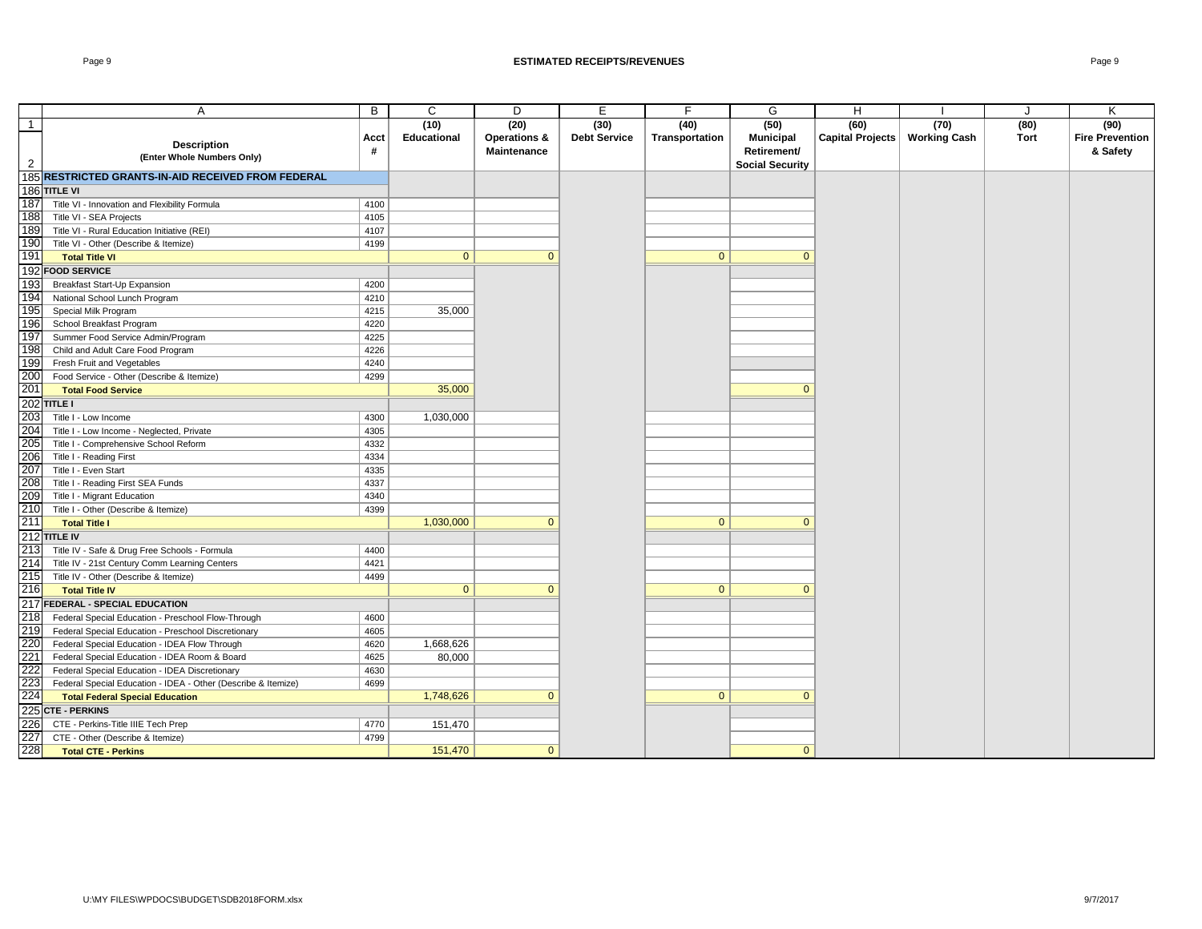# ESTIMATED RECEIPTS/REVENUES

| | A | B | C | D | E | F | G | H | I | J | K |
|---|---|---|---|---|---|---|---|---|---|---|---|
| 1 | | | (10) | (20) | (30) | (40) | (50) | (60) | (70) | (80) | (90) |
| 2 | **Description** (Enter Whole Numbers Only) | Acct # | Educational | Operations & Maintenance | Debt Service | Transportation | Municipal Retirement/ Social Security | Capital Projects | Working Cash | Tort | Fire Prevention & Safety |
| 185 | **RESTRICTED GRANTS-IN-AID RECEIVED FROM FEDERAL** | | | | | | | | | | |
| 186 | **TITLE VI** | | | | | | | | | | |
| 187 | Title VI - Innovation and Flexibility Formula | 4100 | | | | | | | | | |
| 188 | Title VI - SEA Projects | 4105 | | | | | | | | | |
| 189 | Title VI - Rural Education Initiative (REI) | 4107 | | | | | | | | | |
| 190 | Title VI - Other (Describe & Itemize) | 4199 | | | | | | | | | |
| 191 | **Total Title VI** | | 0 | 0 | | 0 | 0 | | | | |
| 192 | **FOOD SERVICE** | | | | | | | | | | |
| 193 | Breakfast Start-Up Expansion | 4200 | | | | | | | | | |
| 194 | National School Lunch Program | 4210 | | | | | | | | | |
| 195 | Special Milk Program | 4215 | 35,000 | | | | | | | | |
| 196 | School Breakfast Program | 4220 | | | | | | | | | |
| 197 | Summer Food Service Admin/Program | 4225 | | | | | | | | | |
| 198 | Child and Adult Care Food Program | 4226 | | | | | | | | | |
| 199 | Fresh Fruit and Vegetables | 4240 | | | | | | | | | |
| 200 | Food Service - Other (Describe & Itemize) | 4299 | | | | | | | | | |
| 201 | **Total Food Service** | | 35,000 | | | | 0 | | | | |
| 202 | **TITLE I** | | | | | | | | | | |
| 203 | Title I - Low Income | 4300 | 1,030,000 | | | | | | | | |
| 204 | Title I - Low Income - Neglected, Private | 4305 | | | | | | | | | |
| 205 | Title I - Comprehensive School Reform | 4332 | | | | | | | | | |
| 206 | Title I - Reading First | 4334 | | | | | | | | | |
| 207 | Title I - Even Start | 4335 | | | | | | | | | |
| 208 | Title I - Reading First SEA Funds | 4337 | | | | | | | | | |
| 209 | Title I - Migrant Education | 4340 | | | | | | | | | |
| 210 | Title I - Other (Describe & Itemize) | 4399 | | | | | | | | | |
| 211 | **Total Title I** | | 1,030,000 | 0 | | 0 | 0 | | | | |
| 212 | **TITLE IV** | | | | | | | | | | |
| 213 | Title IV - Safe & Drug Free Schools - Formula | 4400 | | | | | | | | | |
| 214 | Title IV - 21st Century Comm Learning Centers | 4421 | | | | | | | | | |
| 215 | Title IV - Other (Describe & Itemize) | 4499 | | | | | | | | | |
| 216 | **Total Title IV** | | 0 | 0 | | 0 | 0 | | | | |
| 217 | **FEDERAL - SPECIAL EDUCATION** | | | | | | | | | | |
| 218 | Federal Special Education - Preschool Flow-Through | 4600 | | | | | | | | | |
| 219 | Federal Special Education - Preschool Discretionary | 4605 | | | | | | | | | |
| 220 | Federal Special Education - IDEA Flow Through | 4620 | 1,668,626 | | | | | | | | |
| 221 | Federal Special Education - IDEA Room & Board | 4625 | 80,000 | | | | | | | | |
| 222 | Federal Special Education - IDEA Discretionary | 4630 | | | | | | | | | |
| 223 | Federal Special Education - IDEA - Other (Describe & Itemize) | 4699 | | | | | | | | | |
| 224 | **Total Federal Special Education** | | 1,748,626 | 0 | | 0 | 0 | | | | |
| 225 | **CTE - PERKINS** | | | | | | | | | | |
| 226 | CTE - Perkins-Title IIIE Tech Prep | 4770 | 151,470 | | | | | | | | |
| 227 | CTE - Other (Describe & Itemize) | 4799 | | | | | | | | | |
| 228 | **Total CTE - Perkins** | | 151,470 | 0 | | | 0 | | | | |

U:\MY FILES\WPDOCS\BUDGET\SDB2018FORM.xlsx 9/7/2017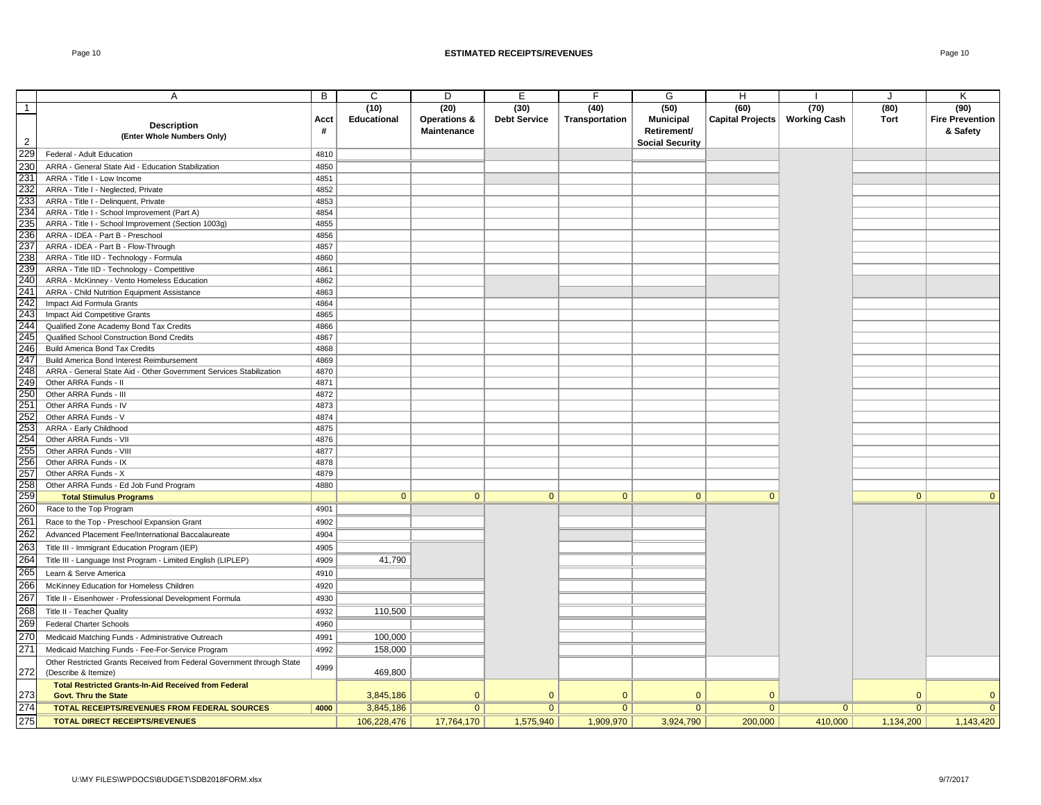# ESTIMATED RECEIPTS/REVENUES

| | A | B | C | D | E | F | G | H | I | J | K |
|---|---|---|---|---|---|---|---|---|---|---|---|
| 1 | | | (10) | (20) | (30) | (40) | (50) | (60) | (70) | (80) | (90) |
| 2 | **Description** (Enter Whole Numbers Only) | Acct # | Educational | Operations & Maintenance | Debt Service | Transportation | Municipal Retirement/ Social Security | Capital Projects | Working Cash | Tort | Fire Prevention & Safety |
| 229 | Federal - Adult Education | 4810 | | | | | | | | | |
| 230 | ARRA - General State Aid - Education Stabilization | 4850 | | | | | | | | | |
| 231 | ARRA - Title I - Low Income | 4851 | | | | | | | | | |
| 232 | ARRA - Title I - Neglected, Private | 4852 | | | | | | | | | |
| 233 | ARRA - Title I - Delinquent, Private | 4853 | | | | | | | | | |
| 234 | ARRA - Title I - School Improvement (Part A) | 4854 | | | | | | | | | |
| 235 | ARRA - Title I - School Improvement (Section 1003g) | 4855 | | | | | | | | | |
| 236 | ARRA - IDEA - Part B - Preschool | 4856 | | | | | | | | | |
| 237 | ARRA - IDEA - Part B - Flow-Through | 4857 | | | | | | | | | |
| 238 | ARRA - Title IID - Technology - Formula | 4860 | | | | | | | | | |
| 239 | ARRA - Title IID - Technology - Competitive | 4861 | | | | | | | | | |
| 240 | ARRA - McKinney - Vento Homeless Education | 4862 | | | | | | | | | |
| 241 | ARRA - Child Nutrition Equipment Assistance | 4863 | | | | | | | | | |
| 242 | Impact Aid Formula Grants | 4864 | | | | | | | | | |
| 243 | Impact Aid Competitive Grants | 4865 | | | | | | | | | |
| 244 | Qualified Zone Academy Bond Tax Credits | 4866 | | | | | | | | | |
| 245 | Qualified School Construction Bond Credits | 4867 | | | | | | | | | |
| 246 | Build America Bond Tax Credits | 4868 | | | | | | | | | |
| 247 | Build America Bond Interest Reimbursement | 4869 | | | | | | | | | |
| 248 | ARRA - General State Aid - Other Government Services Stabilization | 4870 | | | | | | | | | |
| 249 | Other ARRA Funds - II | 4871 | | | | | | | | | |
| 250 | Other ARRA Funds - III | 4872 | | | | | | | | | |
| 251 | Other ARRA Funds - IV | 4873 | | | | | | | | | |
| 252 | Other ARRA Funds - V | 4874 | | | | | | | | | |
| 253 | ARRA - Early Childhood | 4875 | | | | | | | | | |
| 254 | Other ARRA Funds - VII | 4876 | | | | | | | | | |
| 255 | Other ARRA Funds - VIII | 4877 | | | | | | | | | |
| 256 | Other ARRA Funds - IX | 4878 | | | | | | | | | |
| 257 | Other ARRA Funds - X | 4879 | | | | | | | | | |
| 258 | Other ARRA Funds - Ed Job Fund Program | 4880 | | | | | | | | | |
| 259 | **Total Stimulus Programs** | | 0 | 0 | 0 | 0 | 0 | 0 | | 0 | 0 |
| 260 | Race to the Top Program | 4901 | | | | | | | | | |
| 261 | Race to the Top - Preschool Expansion Grant | 4902 | | | | | | | | | |
| 262 | Advanced Placement Fee/International Baccalaureate | 4904 | | | | | | | | | |
| 263 | Title III - Immigrant Education Program (IEP) | 4905 | | | | | | | | | |
| 264 | Title III - Language Inst Program - Limited English (LIPLEP) | 4909 | 41,790 | | | | | | | | |
| 265 | Learn & Serve America | 4910 | | | | | | | | | |
| 266 | McKinney Education for Homeless Children | 4920 | | | | | | | | | |
| 267 | Title II - Eisenhower - Professional Development Formula | 4930 | | | | | | | | | |
| 268 | Title II - Teacher Quality | 4932 | 110,500 | | | | | | | | |
| 269 | Federal Charter Schools | 4960 | | | | | | | | | |
| 270 | Medicaid Matching Funds - Administrative Outreach | 4991 | 100,000 | | | | | | | | |
| 271 | Medicaid Matching Funds - Fee-For-Service Program | 4992 | 158,000 | | | | | | | | |
| 272 | Other Restricted Grants Received from Federal Government through State (Describe & Itemize) | 4999 | 469,800 | | | | | | | | |
| 273 | **Total Restricted Grants-In-Aid Received from Federal Govt. Thru the State** | | 3,845,186 | 0 | 0 | 0 | 0 | 0 | | 0 | 0 |
| 274 | **TOTAL RECEIPTS/REVENUES FROM FEDERAL SOURCES** | **4000** | 3,845,186 | 0 | 0 | 0 | 0 | 0 | 0 | 0 | 0 |
| 275 | **TOTAL DIRECT RECEIPTS/REVENUES** | | 106,228,476 | 17,764,170 | 1,575,940 | 1,909,970 | 3,924,790 | 200,000 | 410,000 | 1,134,200 | 1,143,420 |

U:\MY FILES\WPDOCS\BUDGET\SDB2018FORM.xlsx 9/7/2017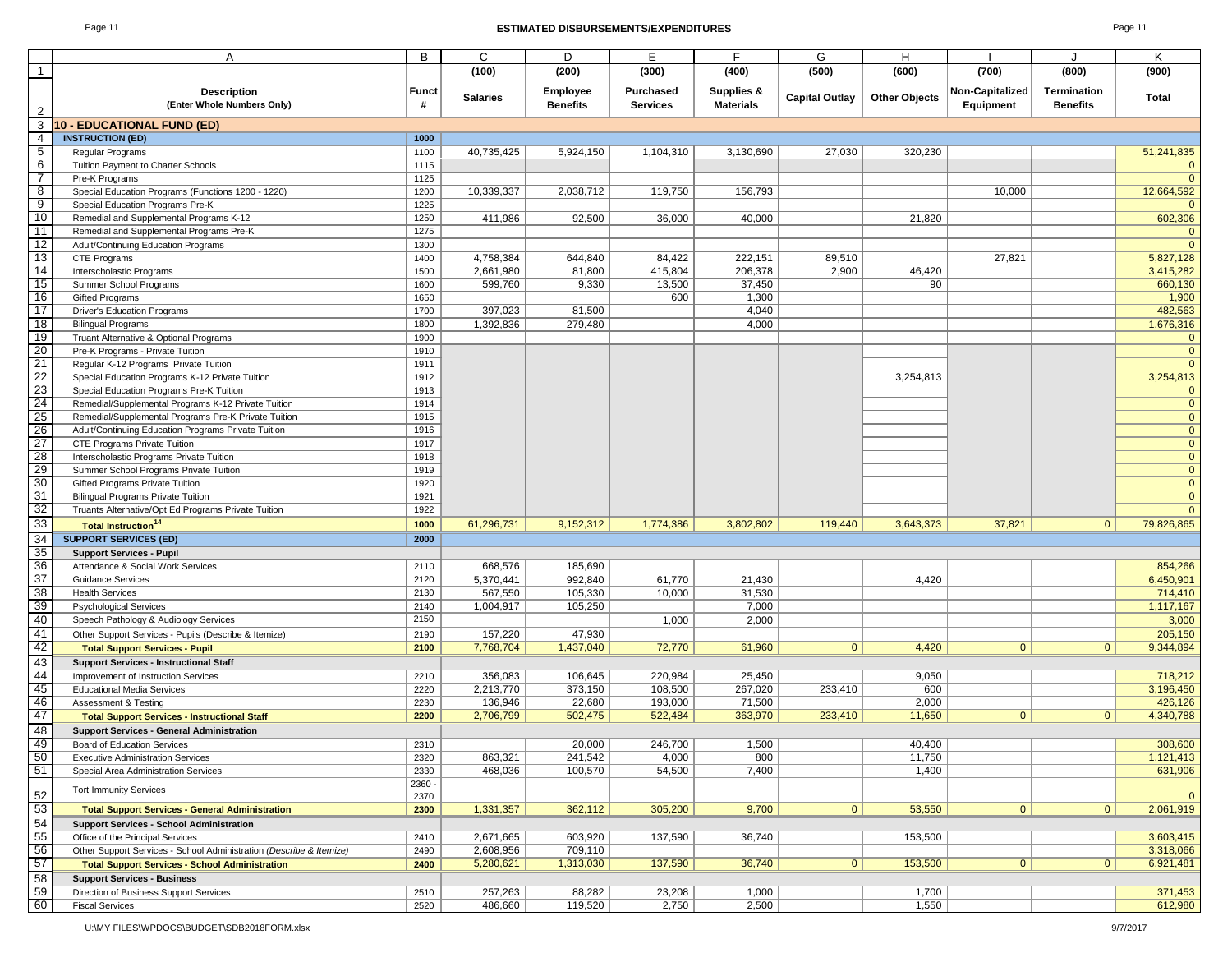# ESTIMATED DISBURSEMENTS/EXPENDITURES

| | A | B | C | D | E | F | G | H | I | J | K |
|---|---|---|---|---|---|---|---|---|---|---|---|
| 1 | | | (100) | (200) | (300) | (400) | (500) | (600) | (700) | (800) | (900) |
| 2 | **Description (Enter Whole Numbers Only)** | **Funct #** | **Salaries** | **Employee Benefits** | **Purchased Services** | **Supplies & Materials** | **Capital Outlay** | **Other Objects** | **Non-Capitalized Equipment** | **Termination Benefits** | **Total** |
| 3 | **10 - EDUCATIONAL FUND (ED)** | | | | | | | | | | |
| 4 | **INSTRUCTION (ED)** | **1000** | | | | | | | | | |
| 5 | Regular Programs | 1100 | 40,735,425 | 5,924,150 | 1,104,310 | 3,130,690 | 27,030 | 320,230 | | | 51,241,835 |
| 6 | Tuition Payment to Charter Schools | 1115 | | | | | | | | | 0 |
| 7 | Pre-K Programs | 1125 | | | | | | | | | 0 |
| 8 | Special Education Programs (Functions 1200 - 1220) | 1200 | 10,339,337 | 2,038,712 | 119,750 | 156,793 | | | 10,000 | | 12,664,592 |
| 9 | Special Education Programs Pre-K | 1225 | | | | | | | | | 0 |
| 10 | Remedial and Supplemental Programs K-12 | 1250 | 411,986 | 92,500 | 36,000 | 40,000 | | 21,820 | | | 602,306 |
| 11 | Remedial and Supplemental Programs Pre-K | 1275 | | | | | | | | | 0 |
| 12 | Adult/Continuing Education Programs | 1300 | | | | | | | | | 0 |
| 13 | CTE Programs | 1400 | 4,758,384 | 644,840 | 84,422 | 222,151 | 89,510 | | 27,821 | | 5,827,128 |
| 14 | Interscholastic Programs | 1500 | 2,661,980 | 81,800 | 415,804 | 206,378 | 2,900 | 46,420 | | | 3,415,282 |
| 15 | Summer School Programs | 1600 | 599,760 | 9,330 | 13,500 | 37,450 | | 90 | | | 660,130 |
| 16 | Gifted Programs | 1650 | | | 600 | 1,300 | | | | | 1,900 |
| 17 | Driver's Education Programs | 1700 | 397,023 | 81,500 | | 4,040 | | | | | 482,563 |
| 18 | Bilingual Programs | 1800 | 1,392,836 | 279,480 | | 4,000 | | | | | 1,676,316 |
| 19 | Truant Alternative & Optional Programs | 1900 | | | | | | | | | 0 |
| 20 | Pre-K Programs - Private Tuition | 1910 | | | | | | | | | 0 |
| 21 | Regular K-12 Programs Private Tuition | 1911 | | | | | | | | | 0 |
| 22 | Special Education Programs K-12 Private Tuition | 1912 | | | | | | 3,254,813 | | | 3,254,813 |
| 23 | Special Education Programs Pre-K Tuition | 1913 | | | | | | | | | 0 |
| 24 | Remedial/Supplemental Programs K-12 Private Tuition | 1914 | | | | | | | | | 0 |
| 25 | Remedial/Supplemental Programs Pre-K Private Tuition | 1915 | | | | | | | | | 0 |
| 26 | Adult/Continuing Education Programs Private Tuition | 1916 | | | | | | | | | 0 |
| 27 | CTE Programs Private Tuition | 1917 | | | | | | | | | 0 |
| 28 | Interscholastic Programs Private Tuition | 1918 | | | | | | | | | 0 |
| 29 | Summer School Programs Private Tuition | 1919 | | | | | | | | | 0 |
| 30 | Gifted Programs Private Tuition | 1920 | | | | | | | | | 0 |
| 31 | Bilingual Programs Private Tuition | 1921 | | | | | | | | | 0 |
| 32 | Truants Alternative/Opt Ed Programs Private Tuition | 1922 | | | | | | | | | 0 |
| 33 | **Total Instruction[14]** | **1000** | 61,296,731 | 9,152,312 | 1,774,386 | 3,802,802 | 119,440 | 3,643,373 | 37,821 | 0 | 79,826,865 |
| 34 | **SUPPORT SERVICES (ED)** | **2000** | | | | | | | | | |
| 35 | **Support Services - Pupil** | | | | | | | | | | |
| 36 | Attendance & Social Work Services | 2110 | 668,576 | 185,690 | | | | | | | 854,266 |
| 37 | Guidance Services | 2120 | 5,370,441 | 992,840 | 61,770 | 21,430 | | 4,420 | | | 6,450,901 |
| 38 | Health Services | 2130 | 567,550 | 105,330 | 10,000 | 31,530 | | | | | 714,410 |
| 39 | Psychological Services | 2140 | 1,004,917 | 105,250 | | 7,000 | | | | | 1,117,167 |
| 40 | Speech Pathology & Audiology Services | 2150 | | | 1,000 | 2,000 | | | | | 3,000 |
| 41 | Other Support Services - Pupils (Describe & Itemize) | 2190 | 157,220 | 47,930 | | | | | | | 205,150 |
| 42 | **Total Support Services - Pupil** | **2100** | 7,768,704 | 1,437,040 | 72,770 | 61,960 | 0 | 4,420 | 0 | 0 | 9,344,894 |
| 43 | **Support Services - Instructional Staff** | | | | | | | | | | |
| 44 | Improvement of Instruction Services | 2210 | 356,083 | 106,645 | 220,984 | 25,450 | | 9,050 | | | 718,212 |
| 45 | Educational Media Services | 2220 | 2,213,770 | 373,150 | 108,500 | 267,020 | 233,410 | 600 | | | 3,196,450 |
| 46 | Assessment & Testing | 2230 | 136,946 | 22,680 | 193,000 | 71,500 | | 2,000 | | | 426,126 |
| 47 | **Total Support Services - Instructional Staff** | **2200** | 2,706,799 | 502,475 | 522,484 | 363,970 | 233,410 | 11,650 | 0 | 0 | 4,340,788 |
| 48 | **Support Services - General Administration** | | | | | | | | | | |
| 49 | Board of Education Services | 2310 | | 20,000 | 246,700 | 1,500 | | 40,400 | | | 308,600 |
| 50 | Executive Administration Services | 2320 | 863,321 | 241,542 | 4,000 | 800 | | 11,750 | | | 1,121,413 |
| 51 | Special Area Administration Services | 2330 | 468,036 | 100,570 | 54,500 | 7,400 | | 1,400 | | | 631,906 |
| 52 | Tort Immunity Services | 2360 - 2370 | | | | | | | | | 0 |
| 53 | **Total Support Services - General Administration** | **2300** | 1,331,357 | 362,112 | 305,200 | 9,700 | 0 | 53,550 | 0 | 0 | 2,061,919 |
| 54 | **Support Services - School Administration** | | | | | | | | | | |
| 55 | Office of the Principal Services | 2410 | 2,671,665 | 603,920 | 137,590 | 36,740 | | 153,500 | | | 3,603,415 |
| 56 | Other Support Services - School Administration (*Describe & Itemize*) | 2490 | 2,608,956 | 709,110 | | | | | | | 3,318,066 |
| 57 | **Total Support Services - School Administration** | **2400** | 5,280,621 | 1,313,030 | 137,590 | 36,740 | 0 | 153,500 | 0 | 0 | 6,921,481 |
| 58 | **Support Services - Business** | | | | | | | | | | |
| 59 | Direction of Business Support Services | 2510 | 257,263 | 88,282 | 23,208 | 1,000 | | 1,700 | | | 371,453 |
| 60 | Fiscal Services | 2520 | 486,660 | 119,520 | 2,750 | 2,500 | | 1,550 | | | 612,980 |

U:\MY FILES\WPDOCS\BUDGET\SDB2018FORM.xlsx 9/7/2017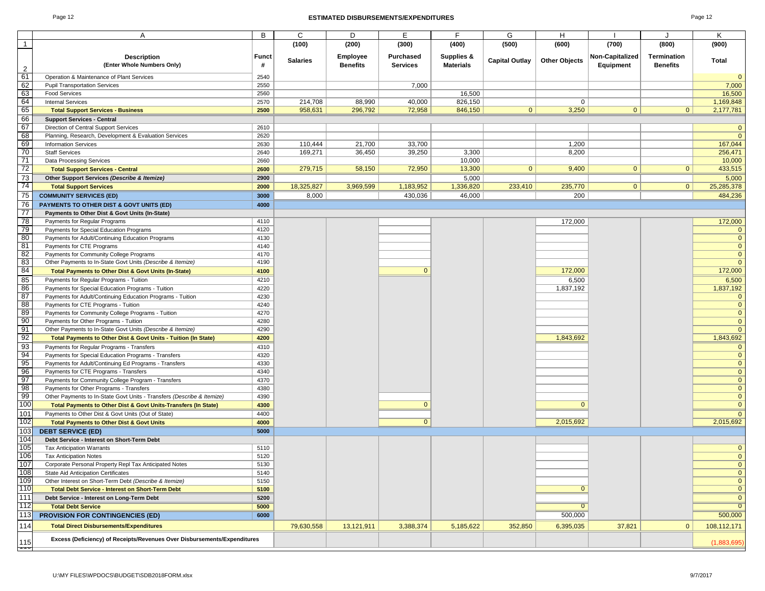# ESTIMATED DISBURSEMENTS/EXPENDITURES

| | A | B | C | D | E | F | G | H | I | J | K |
|---|---|---|---|---|---|---|---|---|---|---|---|
| 1 | | | (100) | (200) | (300) | (400) | (500) | (600) | (700) | (800) | (900) |
| 2 | **Description (Enter Whole Numbers Only)** | **Funct #** | **Salaries** | **Employee Benefits** | **Purchased Services** | **Supplies & Materials** | **Capital Outlay** | **Other Objects** | **Non-Capitalized Equipment** | **Termination Benefits** | **Total** |
| 61 | Operation & Maintenance of Plant Services | 2540 | | | | | | | | | 0 |
| 62 | Pupil Transportation Services | 2550 | | | 7,000 | | | | | | 7,000 |
| 63 | Food Services | 2560 | | | | 16,500 | | | | | 16,500 |
| 64 | Internal Services | 2570 | 214,708 | 88,990 | 40,000 | 826,150 | | 0 | | | 1,169,848 |
| 65 | **Total Support Services - Business** | **2500** | 958,631 | 296,792 | 72,958 | 846,150 | 0 | 3,250 | 0 | 0 | 2,177,781 |
| 66 | **Support Services - Central** | | | | | | | | | | |
| 67 | Direction of Central Support Services | 2610 | | | | | | | | | 0 |
| 68 | Planning, Research, Development & Evaluation Services | 2620 | | | | | | | | | 0 |
| 69 | Information Services | 2630 | 110,444 | 21,700 | 33,700 | | | 1,200 | | | 167,044 |
| 70 | Staff Services | 2640 | 169,271 | 36,450 | 39,250 | 3,300 | | 8,200 | | | 256,471 |
| 71 | Data Processing Services | 2660 | | | | 10,000 | | | | | 10,000 |
| 72 | **Total Support Services - Central** | **2600** | 279,715 | 58,150 | 72,950 | 13,300 | 0 | 9,400 | 0 | 0 | 433,515 |
| 73 | **Other Support Services *(Describe & Itemize)*** | **2900** | | | | 5,000 | | | | | 5,000 |
| 74 | **Total Support Services** | **2000** | 18,325,827 | 3,969,599 | 1,183,952 | 1,336,820 | 233,410 | 235,770 | 0 | 0 | 25,285,378 |
| 75 | **COMMUNITY SERVICES (ED)** | **3000** | 8,000 | | 430,036 | 46,000 | | 200 | | | 484,236 |
| 76 | **PAYMENTS TO OTHER DIST & GOVT UNITS (ED)** | **4000** | | | | | | | | | |
| 77 | **Payments to Other Dist & Govt Units (In-State)** | | | | | | | | | | |
| 78 | Payments for Regular Programs | 4110 | | | | | | 172,000 | | | 172,000 |
| 79 | Payments for Special Education Programs | 4120 | | | | | | | | | 0 |
| 80 | Payments for Adult/Continuing Education Programs | 4130 | | | | | | | | | 0 |
| 81 | Payments for CTE Programs | 4140 | | | | | | | | | 0 |
| 82 | Payments for Community College Programs | 4170 | | | | | | | | | 0 |
| 83 | Other Payments to In-State Govt Units *(Describe & Itemize)* | 4190 | | | | | | | | | 0 |
| 84 | **Total Payments to Other Dist & Govt Units (In-State)** | **4100** | | | 0 | | | 172,000 | | | 172,000 |
| 85 | Payments for Regular Programs - Tuition | 4210 | | | | | | 6,500 | | | 6,500 |
| 86 | Payments for Special Education Programs - Tuition | 4220 | | | | | | 1,837,192 | | | 1,837,192 |
| 87 | Payments for Adult/Continuing Education Programs - Tuition | 4230 | | | | | | | | | 0 |
| 88 | Payments for CTE Programs - Tuition | 4240 | | | | | | | | | 0 |
| 89 | Payments for Community College Programs - Tuition | 4270 | | | | | | | | | 0 |
| 90 | Payments for Other Programs - Tuition | 4280 | | | | | | | | | 0 |
| 91 | Other Payments to In-State Govt Units *(Describe & Itemize)* | 4290 | | | | | | | | | 0 |
| 92 | **Total Payments to Other Dist & Govt Units - Tuition (In State)** | **4200** | | | | | | 1,843,692 | | | 1,843,692 |
| 93 | Payments for Regular Programs - Transfers | 4310 | | | | | | | | | 0 |
| 94 | Payments for Special Education Programs - Transfers | 4320 | | | | | | | | | 0 |
| 95 | Payments for Adult/Continuing Ed Programs - Transfers | 4330 | | | | | | | | | 0 |
| 96 | Payments for CTE Programs - Transfers | 4340 | | | | | | | | | 0 |
| 97 | Payments for Community College Program - Transfers | 4370 | | | | | | | | | 0 |
| 98 | Payments for Other Programs - Transfers | 4380 | | | | | | | | | 0 |
| 99 | Other Payments to In-State Govt Units - Transfers *(Describe & Itemize)* | 4390 | | | | | | | | | 0 |
| 100 | **Total Payments to Other Dist & Govt Units-Transfers (In State)** | **4300** | | | 0 | | | 0 | | | 0 |
| 101 | Payments to Other Dist & Govt Units (Out of State) | 4400 | | | | | | | | | 0 |
| 102 | **Total Payments to Other Dist & Govt Units** | **4000** | | | 0 | | | 2,015,692 | | | 2,015,692 |
| 103 | **DEBT SERVICE (ED)** | **5000** | | | | | | | | | |
| 104 | **Debt Service - Interest on Short-Term Debt** | | | | | | | | | | |
| 105 | Tax Anticipation Warrants | 5110 | | | | | | | | | 0 |
| 106 | Tax Anticipation Notes | 5120 | | | | | | | | | 0 |
| 107 | Corporate Personal Property Repl Tax Anticipated Notes | 5130 | | | | | | | | | 0 |
| 108 | State Aid Anticipation Certificates | 5140 | | | | | | | | | 0 |
| 109 | Other Interest on Short-Term Debt *(Describe & Itemize)* | 5150 | | | | | | | | | 0 |
| 110 | **Total Debt Service - Interest on Short-Term Debt** | **5100** | | | | | | 0 | | | 0 |
| 111 | **Debt Service - Interest on Long-Term Debt** | **5200** | | | | | | | | | 0 |
| 112 | **Total Debt Service** | **5000** | | | | | | 0 | | | 0 |
| 113 | **PROVISION FOR CONTINGENCIES (ED)** | **6000** | | | | | | 500,000 | | | 500,000 |
| 114 | **Total Direct Disbursements/Expenditures** | | 79,630,558 | 13,121,911 | 3,388,374 | 5,185,622 | 352,850 | 6,395,035 | 37,821 | 0 | 108,112,171 |
| 115 | **Excess (Deficiency) of Receipts/Revenues Over Disbursements/Expenditures** | | | | | | | | | | (1,883,695) |

U:\MY FILES\WPDOCS\BUDGET\SDB2018FORM.xlsx

9/7/2017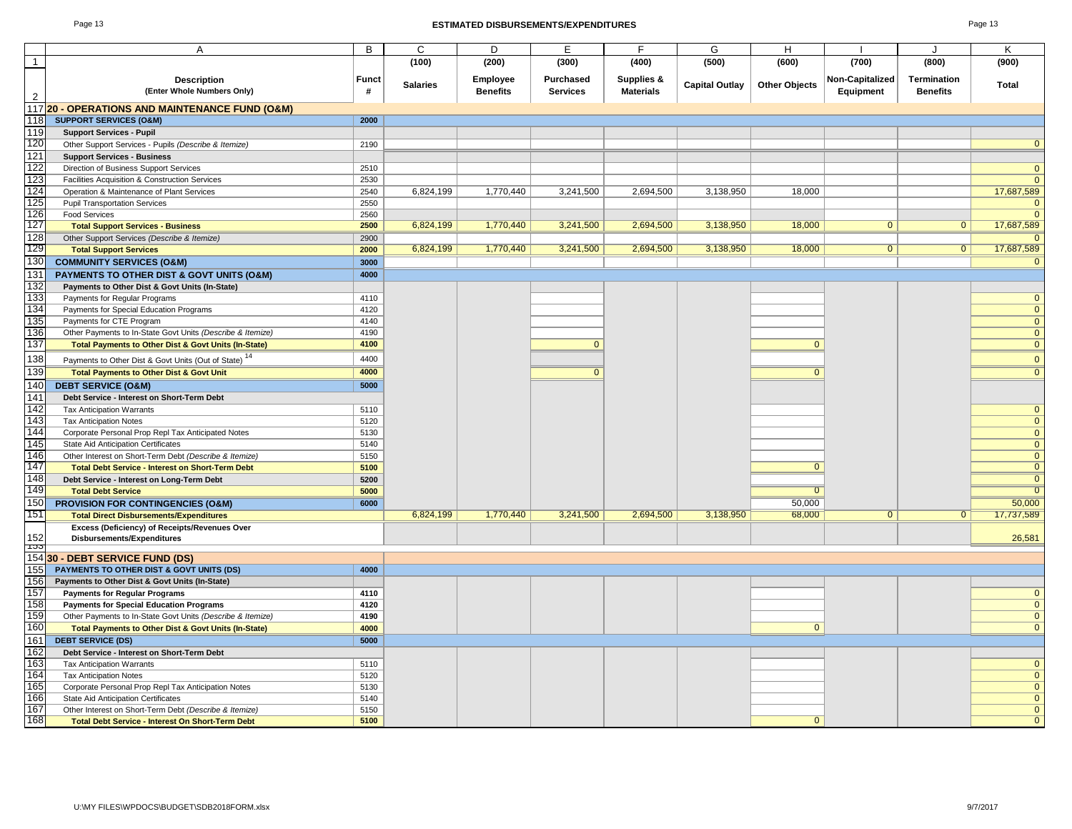# ESTIMATED DISBURSEMENTS/EXPENDITURES

| | A | B | C | D | E | F | G | H | I | J | K |
|---|---|---|---|---|---|---|---|---|---|---|---|
| 1 | | | (100) | (200) | (300) | (400) | (500) | (600) | (700) | (800) | (900) |
| 2 | **Description** (Enter Whole Numbers Only) | **Funct #** | **Salaries** | **Employee Benefits** | **Purchased Services** | **Supplies & Materials** | **Capital Outlay** | **Other Objects** | **Non-Capitalized Equipment** | **Termination Benefits** | **Total** |
| 117 | **20 - OPERATIONS AND MAINTENANCE FUND (O&M)** | | | | | | | | | | |
| 118 | **SUPPORT SERVICES (O&M)** | **2000** | | | | | | | | | |
| 119 | **Support Services - Pupil** | | | | | | | | | | |
| 120 | Other Support Services - Pupils *(Describe & Itemize)* | 2190 | | | | | | | | | 0 |
| 121 | **Support Services - Business** | | | | | | | | | | |
| 122 | Direction of Business Support Services | 2510 | | | | | | | | | 0 |
| 123 | Facilities Acquisition & Construction Services | 2530 | | | | | | | | | 0 |
| 124 | Operation & Maintenance of Plant Services | 2540 | 6,824,199 | 1,770,440 | 3,241,500 | 2,694,500 | 3,138,950 | 18,000 | | | 17,687,589 |
| 125 | Pupil Transportation Services | 2550 | | | | | | | | | 0 |
| 126 | Food Services | 2560 | | | | | | | | | 0 |
| 127 | **Total Support Services - Business** | **2500** | 6,824,199 | 1,770,440 | 3,241,500 | 2,694,500 | 3,138,950 | 18,000 | 0 | 0 | 17,687,589 |
| 128 | Other Support Services *(Describe & Itemize)* | 2900 | | | | | | | | | 0 |
| 129 | **Total Support Services** | **2000** | 6,824,199 | 1,770,440 | 3,241,500 | 2,694,500 | 3,138,950 | 18,000 | 0 | 0 | 17,687,589 |
| 130 | **COMMUNITY SERVICES (O&M)** | **3000** | | | | | | | | | 0 |
| 131 | **PAYMENTS TO OTHER DIST & GOVT UNITS (O&M)** | **4000** | | | | | | | | | |
| 132 | **Payments to Other Dist & Govt Units (In-State)** | | | | | | | | | | |
| 133 | Payments for Regular Programs | 4110 | | | | | | | | | 0 |
| 134 | Payments for Special Education Programs | 4120 | | | | | | | | | 0 |
| 135 | Payments for CTE Program | 4140 | | | | | | | | | 0 |
| 136 | Other Payments to In-State Govt Units *(Describe & Itemize)* | 4190 | | | | | | | | | 0 |
| 137 | **Total Payments to Other Dist & Govt Units (In-State)** | **4100** | | | 0 | | | 0 | | | 0 |
| 138 | Payments to Other Dist & Govt Units (Out of State) [14] | 4400 | | | | | | | | | 0 |
| 139 | **Total Payments to Other Dist & Govt Unit** | **4000** | | | 0 | | | 0 | | | 0 |
| 140 | **DEBT SERVICE (O&M)** | **5000** | | | | | | | | | |
| 141 | **Debt Service - Interest on Short-Term Debt** | | | | | | | | | | |
| 142 | Tax Anticipation Warrants | 5110 | | | | | | | | | 0 |
| 143 | Tax Anticipation Notes | 5120 | | | | | | | | | 0 |
| 144 | Corporate Personal Prop Repl Tax Anticipated Notes | 5130 | | | | | | | | | 0 |
| 145 | State Aid Anticipation Certificates | 5140 | | | | | | | | | 0 |
| 146 | Other Interest on Short-Term Debt *(Describe & Itemize)* | 5150 | | | | | | | | | 0 |
| 147 | **Total Debt Service - Interest on Short-Term Debt** | **5100** | | | | | | 0 | | | 0 |
| 148 | **Debt Service - Interest on Long-Term Debt** | **5200** | | | | | | | | | 0 |
| 149 | **Total Debt Service** | **5000** | | | | | | 0 | | | 0 |
| 150 | **PROVISION FOR CONTINGENCIES (O&M)** | **6000** | | | | | | 50,000 | | | 50,000 |
| 151 | **Total Direct Disbursements/Expenditures** | | 6,824,199 | 1,770,440 | 3,241,500 | 2,694,500 | 3,138,950 | 68,000 | 0 | 0 | 17,737,589 |
| 152 | **Excess (Deficiency) of Receipts/Revenues Over Disbursements/Expenditures** | | | | | | | | | | 26,581 |
| 154 | **30 - DEBT SERVICE FUND (DS)** | | | | | | | | | | |
| 155 | **PAYMENTS TO OTHER DIST & GOVT UNITS (DS)** | **4000** | | | | | | | | | |
| 156 | **Payments to Other Dist & Govt Units (In-State)** | | | | | | | | | | |
| 157 | **Payments for Regular Programs** | **4110** | | | | | | | | | 0 |
| 158 | **Payments for Special Education Programs** | **4120** | | | | | | | | | 0 |
| 159 | Other Payments to In-State Govt Units *(Describe & Itemize)* | **4190** | | | | | | | | | 0 |
| 160 | **Total Payments to Other Dist & Govt Units (In-State)** | **4000** | | | | | | 0 | | | 0 |
| 161 | **DEBT SERVICE (DS)** | **5000** | | | | | | | | | |
| 162 | **Debt Service - Interest on Short-Term Debt** | | | | | | | | | | |
| 163 | Tax Anticipation Warrants | 5110 | | | | | | | | | 0 |
| 164 | Tax Anticipation Notes | 5120 | | | | | | | | | 0 |
| 165 | Corporate Personal Prop Repl Tax Anticipation Notes | 5130 | | | | | | | | | 0 |
| 166 | State Aid Anticipation Certificates | 5140 | | | | | | | | | 0 |
| 167 | Other Interest on Short-Term Debt *(Describe & Itemize)* | 5150 | | | | | | | | | 0 |
| 168 | **Total Debt Service - Interest On Short-Term Debt** | **5100** | | | | | | 0 | | | 0 |

U:\MY FILES\WPDOCS\BUDGET\SDB2018FORM.xlsx 9/7/2017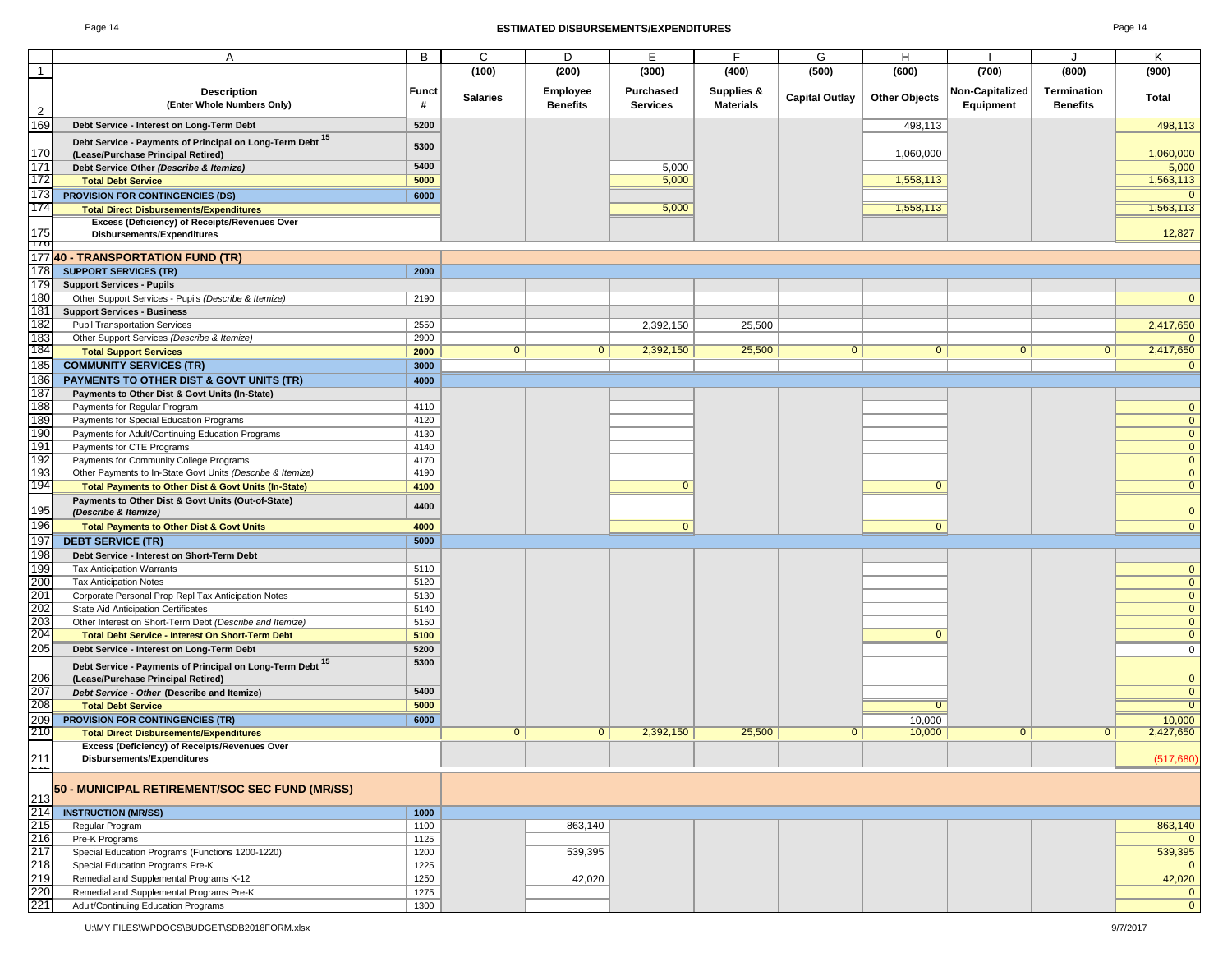## ESTIMATED DISBURSEMENTS/EXPENDITURES

| | A | B | C | D | E | F | G | H | I | J | K |
|---|---|---|---|---|---|---|---|---|---|---|---|
| 1 | | | (100) | (200) | (300) | (400) | (500) | (600) | (700) | (800) | (900) |
| 2 | **Description** **(Enter Whole Numbers Only)** | **Funct #** | **Salaries** | **Employee Benefits** | **Purchased Services** | **Supplies & Materials** | **Capital Outlay** | **Other Objects** | **Non-Capitalized Equipment** | **Termination Benefits** | **Total** |
| 169 | **Debt Service - Interest on Long-Term Debt** | **5200** | | | | | | 498,113 | | | 498,113 |
| 170 | **Debt Service - Payments of Principal on Long-Term Debt [15] (Lease/Purchase Principal Retired)** | **5300** | | | | | | 1,060,000 | | | 1,060,000 |
| 171 | **Debt Service Other *(Describe & Itemize)*** | **5400** | | | 5,000 | | | | | | 5,000 |
| 172 | **Total Debt Service** | **5000** | | | 5,000 | | | 1,558,113 | | | 1,563,113 |
| 173 | **PROVISION FOR CONTINGENCIES (DS)** | **6000** | | | | | | | | | 0 |
| 174 | **Total Direct Disbursements/Expenditures** | | | | 5,000 | | | 1,558,113 | | | 1,563,113 |
| 175 | **Excess (Deficiency) of Receipts/Revenues Over Disbursements/Expenditures** | | | | | | | | | | 12,827 |
| 176 | | | | | | | | | | | |
| 177 | **40 - TRANSPORTATION FUND (TR)** | | | | | | | | | | |
| 178 | **SUPPORT SERVICES (TR)** | **2000** | | | | | | | | | |
| 179 | **Support Services - Pupils** | | | | | | | | | | |
| 180 | Other Support Services - Pupils *(Describe & Itemize)* | 2190 | | | | | | | | | 0 |
| 181 | **Support Services - Business** | | | | | | | | | | |
| 182 | Pupil Transportation Services | 2550 | | | 2,392,150 | 25,500 | | | | | 2,417,650 |
| 183 | Other Support Services *(Describe & Itemize)* | 2900 | | | | | | | | | 0 |
| 184 | **Total Support Services** | **2000** | 0 | 0 | 2,392,150 | 25,500 | 0 | 0 | 0 | 0 | 2,417,650 |
| 185 | **COMMUNITY SERVICES (TR)** | **3000** | | | | | | | | | 0 |
| 186 | **PAYMENTS TO OTHER DIST & GOVT UNITS (TR)** | **4000** | | | | | | | | | |
| 187 | **Payments to Other Dist & Govt Units (In-State)** | | | | | | | | | | |
| 188 | Payments for Regular Program | 4110 | | | | | | | | | 0 |
| 189 | Payments for Special Education Programs | 4120 | | | | | | | | | 0 |
| 190 | Payments for Adult/Continuing Education Programs | 4130 | | | | | | | | | 0 |
| 191 | Payments for CTE Programs | 4140 | | | | | | | | | 0 |
| 192 | Payments for Community College Programs | 4170 | | | | | | | | | 0 |
| 193 | Other Payments to In-State Govt Units *(Describe & Itemize)* | 4190 | | | | | | | | | 0 |
| 194 | **Total Payments to Other Dist & Govt Units (In-State)** | **4100** | | | 0 | | | 0 | | | 0 |
| 195 | **Payments to Other Dist & Govt Units (Out-of-State) *(Describe & Itemize)*** | **4400** | | | | | | | | | 0 |
| 196 | **Total Payments to Other Dist & Govt Units** | **4000** | | | 0 | | | 0 | | | 0 |
| 197 | **DEBT SERVICE (TR)** | **5000** | | | | | | | | | |
| 198 | **Debt Service - Interest on Short-Term Debt** | | | | | | | | | | |
| 199 | Tax Anticipation Warrants | 5110 | | | | | | | | | 0 |
| 200 | Tax Anticipation Notes | 5120 | | | | | | | | | 0 |
| 201 | Corporate Personal Prop Repl Tax Anticipation Notes | 5130 | | | | | | | | | 0 |
| 202 | State Aid Anticipation Certificates | 5140 | | | | | | | | | 0 |
| 203 | Other Interest on Short-Term Debt *(Describe and Itemize)* | 5150 | | | | | | | | | 0 |
| 204 | **Total Debt Service - Interest On Short-Term Debt** | **5100** | | | | | | 0 | | | 0 |
| 205 | **Debt Service - Interest on Long-Term Debt** | **5200** | | | | | | | | | 0 |
| 206 | **Debt Service - Payments of Principal on Long-Term Debt [15] (Lease/Purchase Principal Retired)** | **5300** | | | | | | | | | 0 |
| 207 | ***Debt Service - Other* (Describe and Itemize)** | **5400** | | | | | | | | | 0 |
| 208 | **Total Debt Service** | **5000** | | | | | | 0 | | | 0 |
| 209 | **PROVISION FOR CONTINGENCIES (TR)** | **6000** | | | | | | 10,000 | | | 10,000 |
| 210 | **Total Direct Disbursements/Expenditures** | | 0 | 0 | 2,392,150 | 25,500 | 0 | 10,000 | 0 | 0 | 2,427,650 |
| 211 | **Excess (Deficiency) of Receipts/Revenues Over Disbursements/Expenditures** | | | | | | | | | | (517,680) |
| 213 | **50 - MUNICIPAL RETIREMENT/SOC SEC FUND (MR/SS)** | | | | | | | | | | |
| 214 | **INSTRUCTION (MR/SS)** | **1000** | | | | | | | | | |
| 215 | Regular Program | 1100 | | 863,140 | | | | | | | 863,140 |
| 216 | Pre-K Programs | 1125 | | | | | | | | | 0 |
| 217 | Special Education Programs (Functions 1200-1220) | 1200 | | 539,395 | | | | | | | 539,395 |
| 218 | Special Education Programs Pre-K | 1225 | | | | | | | | | 0 |
| 219 | Remedial and Supplemental Programs K-12 | 1250 | | 42,020 | | | | | | | 42,020 |
| 220 | Remedial and Supplemental Programs Pre-K | 1275 | | | | | | | | | 0 |
| 221 | Adult/Continuing Education Programs | 1300 | | | | | | | | | 0 |

U:\MY FILES\WPDOCS\BUDGET\SDB2018FORM.xlsx

9/7/2017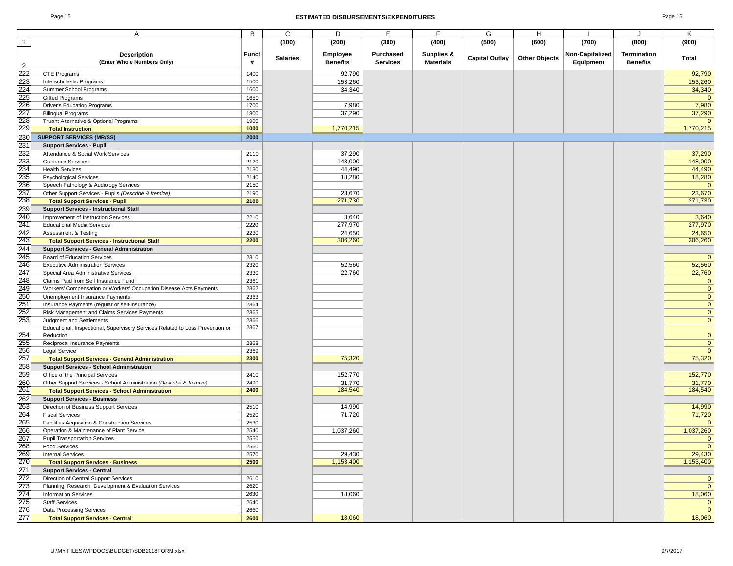# ESTIMATED DISBURSEMENTS/EXPENDITURES

| | A | B | C | D | E | F | G | H | I | J | K |
|---|---|---|---|---|---|---|---|---|---|---|---|
| 1 | | | (100) | (200) | (300) | (400) | (500) | (600) | (700) | (800) | (900) |
| 2 | **Description (Enter Whole Numbers Only)** | **Funct #** | **Salaries** | **Employee Benefits** | **Purchased Services** | **Supplies & Materials** | **Capital Outlay** | **Other Objects** | **Non-Capitalized Equipment** | **Termination Benefits** | **Total** |
| 222 | CTE Programs | 1400 | | 92,790 | | | | | | | 92,790 |
| 223 | Interscholastic Programs | 1500 | | 153,260 | | | | | | | 153,260 |
| 224 | Summer School Programs | 1600 | | 34,340 | | | | | | | 34,340 |
| 225 | Gifted Programs | 1650 | | | | | | | | | 0 |
| 226 | Driver's Education Programs | 1700 | | 7,980 | | | | | | | 7,980 |
| 227 | Bilingual Programs | 1800 | | 37,290 | | | | | | | 37,290 |
| 228 | Truant Alternative & Optional Programs | 1900 | | | | | | | | | 0 |
| 229 | **Total Instruction** | **1000** | | 1,770,215 | | | | | | | 1,770,215 |
| 230 | **SUPPORT SERVICES (MR/SS)** | **2000** | | | | | | | | | |
| 231 | **Support Services - Pupil** | | | | | | | | | | |
| 232 | Attendance & Social Work Services | 2110 | | 37,290 | | | | | | | 37,290 |
| 233 | Guidance Services | 2120 | | 148,000 | | | | | | | 148,000 |
| 234 | Health Services | 2130 | | 44,490 | | | | | | | 44,490 |
| 235 | Psychological Services | 2140 | | 18,280 | | | | | | | 18,280 |
| 236 | Speech Pathology & Audiology Services | 2150 | | | | | | | | | 0 |
| 237 | Other Support Services - Pupils *(Describe & Itemize)* | 2190 | | 23,670 | | | | | | | 23,670 |
| 238 | **Total Support Services - Pupil** | **2100** | | 271,730 | | | | | | | 271,730 |
| 239 | **Support Services - Instructional Staff** | | | | | | | | | | |
| 240 | Improvement of Instruction Services | 2210 | | 3,640 | | | | | | | 3,640 |
| 241 | Educational Media Services | 2220 | | 277,970 | | | | | | | 277,970 |
| 242 | Assessment & Testing | 2230 | | 24,650 | | | | | | | 24,650 |
| 243 | **Total Support Services - Instructional Staff** | **2200** | | 306,260 | | | | | | | 306,260 |
| 244 | **Support Services - General Administration** | | | | | | | | | | |
| 245 | Board of Education Services | 2310 | | | | | | | | | 0 |
| 246 | Executive Administration Services | 2320 | | 52,560 | | | | | | | 52,560 |
| 247 | Special Area Administrative Services | 2330 | | 22,760 | | | | | | | 22,760 |
| 248 | Claims Paid from Self Insurance Fund | 2361 | | | | | | | | | 0 |
| 249 | Workers' Compensation or Workers' Occupation Disease Acts Payments | 2362 | | | | | | | | | 0 |
| 250 | Unemployment Insurance Payments | 2363 | | | | | | | | | 0 |
| 251 | Insurance Payments (regular or self-insurance) | 2364 | | | | | | | | | 0 |
| 252 | Risk Management and Claims Services Payments | 2365 | | | | | | | | | 0 |
| 253 | Judgment and Settlements | 2366 | | | | | | | | | 0 |
| 254 | Educational, Inspectional, Supervisory Services Related to Loss Prevention or Reduction | 2367 | | | | | | | | | 0 |
| 255 | Reciprocal Insurance Payments | 2368 | | | | | | | | | 0 |
| 256 | Legal Service | 2369 | | | | | | | | | 0 |
| 257 | **Total Support Services - General Administration** | **2300** | | 75,320 | | | | | | | 75,320 |
| 258 | **Support Services - School Administration** | | | | | | | | | | |
| 259 | Office of the Principal Services | 2410 | | 152,770 | | | | | | | 152,770 |
| 260 | Other Support Services - School Administration *(Describe & Itemize)* | 2490 | | 31,770 | | | | | | | 31,770 |
| 261 | **Total Support Services - School Administration** | **2400** | | 184,540 | | | | | | | 184,540 |
| 262 | **Support Services - Business** | | | | | | | | | | |
| 263 | Direction of Business Support Services | 2510 | | 14,990 | | | | | | | 14,990 |
| 264 | Fiscal Services | 2520 | | 71,720 | | | | | | | 71,720 |
| 265 | Facilities Acquisition & Construction Services | 2530 | | | | | | | | | 0 |
| 266 | Operation & Maintenance of Plant Service | 2540 | | 1,037,260 | | | | | | | 1,037,260 |
| 267 | Pupil Transportation Services | 2550 | | | | | | | | | 0 |
| 268 | Food Services | 2560 | | | | | | | | | 0 |
| 269 | Internal Services | 2570 | | 29,430 | | | | | | | 29,430 |
| 270 | **Total Support Services - Business** | **2500** | | 1,153,400 | | | | | | | 1,153,400 |
| 271 | **Support Services - Central** | | | | | | | | | | |
| 272 | Direction of Central Support Services | 2610 | | | | | | | | | 0 |
| 273 | Planning, Research, Development & Evaluation Services | 2620 | | | | | | | | | 0 |
| 274 | Information Services | 2630 | | 18,060 | | | | | | | 18,060 |
| 275 | Staff Services | 2640 | | | | | | | | | 0 |
| 276 | Data Processing Services | 2660 | | | | | | | | | 0 |
| 277 | **Total Support Services - Central** | **2600** | | 18,060 | | | | | | | 18,060 |

U:\MY FILES\WPDOCS\BUDGET\SDB2018FORM.xlsx 9/7/2017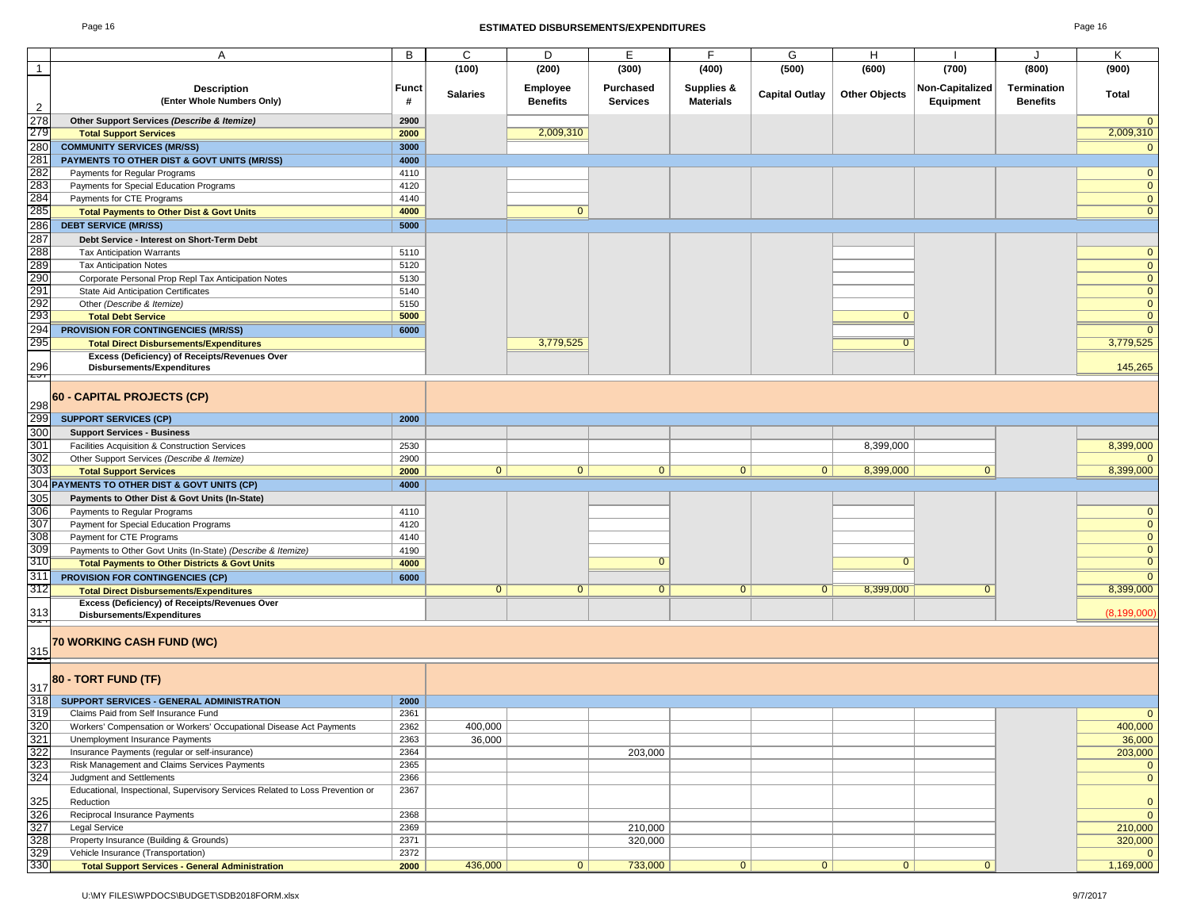## ESTIMATED DISBURSEMENTS/EXPENDITURES

| | A | B | C | D | E | F | G | H | I | J | K |
|---|---|---|---|---|---|---|---|---|---|---|---|
| 1 | | | (100) | (200) | (300) | (400) | (500) | (600) | (700) | (800) | (900) |
| 2 | **Description** **(Enter Whole Numbers Only)** | **Funct #** | **Salaries** | **Employee Benefits** | **Purchased Services** | **Supplies & Materials** | **Capital Outlay** | **Other Objects** | **Non-Capitalized Equipment** | **Termination Benefits** | **Total** |
| 278 | **Other Support Services *(Describe & Itemize)*** | **2900** | | | | | | | | | 0 |
| 279 | **Total Support Services** | **2000** | | 2,009,310 | | | | | | | 2,009,310 |
| 280 | **COMMUNITY SERVICES (MR/SS)** | **3000** | | | | | | | | | 0 |
| 281 | **PAYMENTS TO OTHER DIST & GOVT UNITS (MR/SS)** | **4000** | | | | | | | | | |
| 282 | Payments for Regular Programs | 4110 | | | | | | | | | 0 |
| 283 | Payments for Special Education Programs | 4120 | | | | | | | | | 0 |
| 284 | Payments for CTE Programs | 4140 | | | | | | | | | 0 |
| 285 | **Total Payments to Other Dist & Govt Units** | **4000** | | 0 | | | | | | | 0 |
| 286 | **DEBT SERVICE (MR/SS)** | **5000** | | | | | | | | | |
| 287 | **Debt Service - Interest on Short-Term Debt** | | | | | | | | | | |
| 288 | Tax Anticipation Warrants | 5110 | | | | | | | | | 0 |
| 289 | Tax Anticipation Notes | 5120 | | | | | | | | | 0 |
| 290 | Corporate Personal Prop Repl Tax Anticipation Notes | 5130 | | | | | | | | | 0 |
| 291 | State Aid Anticipation Certificates | 5140 | | | | | | | | | 0 |
| 292 | Other *(Describe & Itemize)* | 5150 | | | | | | | | | 0 |
| 293 | **Total Debt Service** | **5000** | | | | | | 0 | | | 0 |
| 294 | **PROVISION FOR CONTINGENCIES (MR/SS)** | **6000** | | | | | | | | | 0 |
| 295 | **Total Direct Disbursements/Expenditures** | | | 3,779,525 | | | | 0 | | | 3,779,525 |
| 296 | **Excess (Deficiency) of Receipts/Revenues Over Disbursements/Expenditures** | | | | | | | | | | 145,265 |
| 298 | **60 - CAPITAL PROJECTS (CP)** | | | | | | | | | | |
| 299 | **SUPPORT SERVICES (CP)** | **2000** | | | | | | | | | |
| 300 | **Support Services - Business** | | | | | | | | | | |
| 301 | Facilities Acquisition & Construction Services | 2530 | | | | | | 8,399,000 | | | 8,399,000 |
| 302 | Other Support Services *(Describe & Itemize)* | 2900 | | | | | | | | | 0 |
| 303 | **Total Support Services** | **2000** | 0 | 0 | 0 | 0 | 0 | 8,399,000 | 0 | | 8,399,000 |
| 304 | **PAYMENTS TO OTHER DIST & GOVT UNITS (CP)** | **4000** | | | | | | | | | |
| 305 | **Payments to Other Dist & Govt Units (In-State)** | | | | | | | | | | |
| 306 | Payments to Regular Programs | 4110 | | | | | | | | | 0 |
| 307 | Payment for Special Education Programs | 4120 | | | | | | | | | 0 |
| 308 | Payment for CTE Programs | 4140 | | | | | | | | | 0 |
| 309 | Payments to Other Govt Units (In-State) *(Describe & Itemize)* | 4190 | | | | | | | | | 0 |
| 310 | **Total Payments to Other Districts & Govt Units** | **4000** | | | 0 | | | 0 | | | 0 |
| 311 | **PROVISION FOR CONTINGENCIES (CP)** | **6000** | | | | | | | | | 0 |
| 312 | **Total Direct Disbursements/Expenditures** | | 0 | 0 | 0 | 0 | 0 | 8,399,000 | 0 | | 8,399,000 |
| 313 | **Excess (Deficiency) of Receipts/Revenues Over Disbursements/Expenditures** | | | | | | | | | | (8,199,000) |
| 315 | **70 WORKING CASH FUND (WC)** | | | | | | | | | | |
| 317 | **80 - TORT FUND (TF)** | | | | | | | | | | |
| 318 | **SUPPORT SERVICES - GENERAL ADMINISTRATION** | **2000** | | | | | | | | | |
| 319 | Claims Paid from Self Insurance Fund | 2361 | | | | | | | | | 0 |
| 320 | Workers' Compensation or Workers' Occupational Disease Act Payments | 2362 | 400,000 | | | | | | | | 400,000 |
| 321 | Unemployment Insurance Payments | 2363 | 36,000 | | | | | | | | 36,000 |
| 322 | Insurance Payments (regular or self-insurance) | 2364 | | | 203,000 | | | | | | 203,000 |
| 323 | Risk Management and Claims Services Payments | 2365 | | | | | | | | | 0 |
| 324 | Judgment and Settlements | 2366 | | | | | | | | | 0 |
| 325 | Educational, Inspectional, Supervisory Services Related to Loss Prevention or Reduction | 2367 | | | | | | | | | 0 |
| 326 | Reciprocal Insurance Payments | 2368 | | | | | | | | | 0 |
| 327 | Legal Service | 2369 | | | 210,000 | | | | | | 210,000 |
| 328 | Property Insurance (Building & Grounds) | 2371 | | | 320,000 | | | | | | 320,000 |
| 329 | Vehicle Insurance (Transportation) | 2372 | | | | | | | | | 0 |
| 330 | **Total Support Services - General Administration** | **2000** | 436,000 | 0 | 733,000 | 0 | 0 | 0 | 0 | | 1,169,000 |

U:\MY FILES\WPDOCS\BUDGET\SDB2018FORM.xlsx 9/7/2017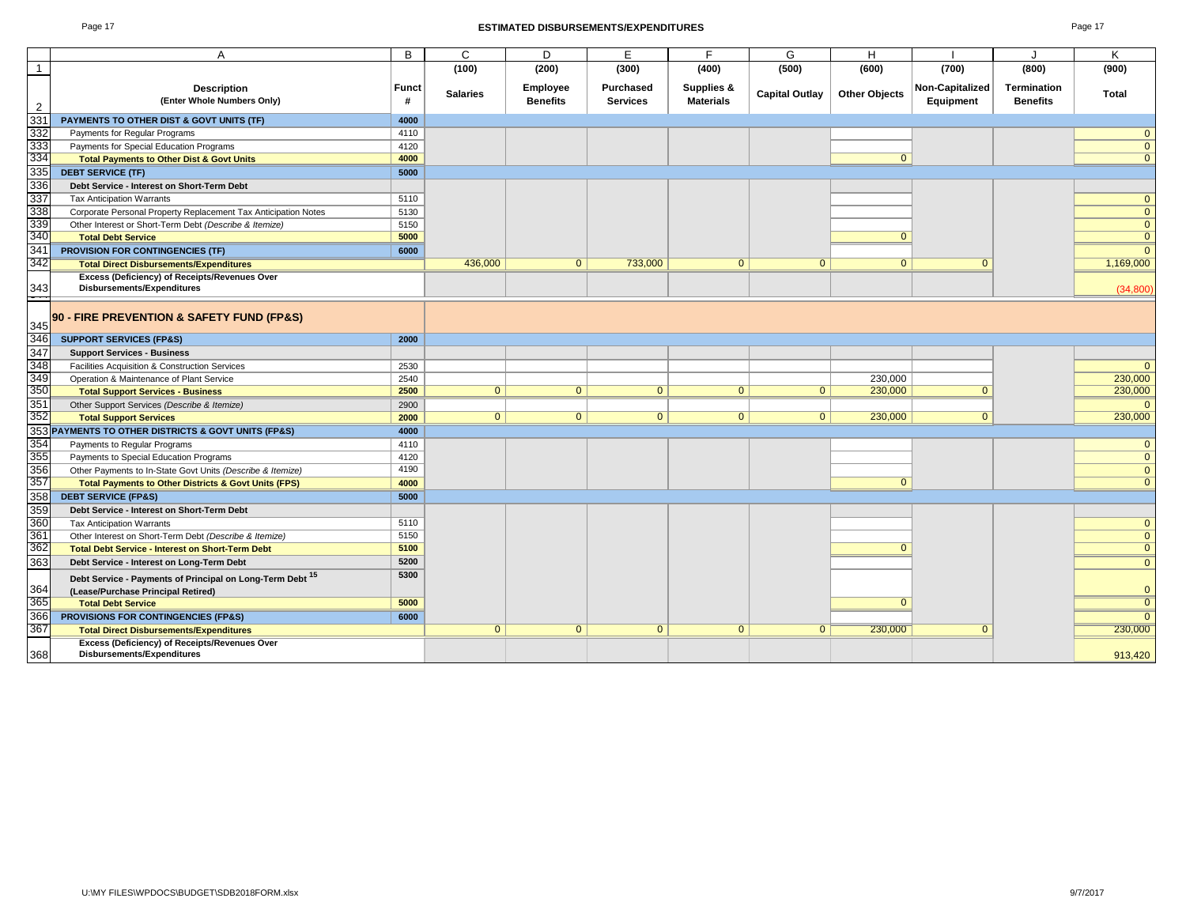# ESTIMATED DISBURSEMENTS/EXPENDITURES

| | A | B | C | D | E | F | G | H | I | J | K |
|---|---|---|---|---|---|---|---|---|---|---|---|
| 1 | | | (100) | (200) | (300) | (400) | (500) | (600) | (700) | (800) | (900) |
| 2 | **Description (Enter Whole Numbers Only)** | **Funct #** | **Salaries** | **Employee Benefits** | **Purchased Services** | **Supplies & Materials** | **Capital Outlay** | **Other Objects** | **Non-Capitalized Equipment** | **Termination Benefits** | **Total** |
| 331 | **PAYMENTS TO OTHER DIST & GOVT UNITS (TF)** | **4000** | | | | | | | | | |
| 332 | Payments for Regular Programs | 4110 | | | | | | | | | 0 |
| 333 | Payments for Special Education Programs | 4120 | | | | | | | | | 0 |
| 334 | **Total Payments to Other Dist & Govt Units** | **4000** | | | | | | 0 | | | 0 |
| 335 | **DEBT SERVICE (TF)** | **5000** | | | | | | | | | |
| 336 | **Debt Service - Interest on Short-Term Debt** | | | | | | | | | | |
| 337 | Tax Anticipation Warrants | 5110 | | | | | | | | | 0 |
| 338 | Corporate Personal Property Replacement Tax Anticipation Notes | 5130 | | | | | | | | | 0 |
| 339 | Other Interest or Short-Term Debt *(Describe & Itemize)* | 5150 | | | | | | | | | 0 |
| 340 | **Total Debt Service** | **5000** | | | | | | 0 | | | 0 |
| 341 | **PROVISION FOR CONTINGENCIES (TF)** | **6000** | | | | | | | | | 0 |
| 342 | **Total Direct Disbursements/Expenditures** | | 436,000 | 0 | 733,000 | 0 | 0 | 0 | 0 | | 1,169,000 |
| 343 | **Excess (Deficiency) of Receipts/Revenues Over Disbursements/Expenditures** | | | | | | | | | | (34,800) |
| 345 | **90 - FIRE PREVENTION & SAFETY FUND (FP&S)** | | | | | | | | | | |
| 346 | **SUPPORT SERVICES (FP&S)** | **2000** | | | | | | | | | |
| 347 | **Support Services - Business** | | | | | | | | | | |
| 348 | Facilities Acquisition & Construction Services | 2530 | | | | | | | | | 0 |
| 349 | Operation & Maintenance of Plant Service | 2540 | | | | | | 230,000 | | | 230,000 |
| 350 | **Total Support Services - Business** | **2500** | 0 | 0 | 0 | 0 | 0 | 230,000 | 0 | | 230,000 |
| 351 | Other Support Services *(Describe & Itemize)* | 2900 | | | | | | | | | 0 |
| 352 | **Total Support Services** | **2000** | 0 | 0 | 0 | 0 | 0 | 230,000 | 0 | | 230,000 |
| 353 | **PAYMENTS TO OTHER DISTRICTS & GOVT UNITS (FP&S)** | **4000** | | | | | | | | | |
| 354 | Payments to Regular Programs | 4110 | | | | | | | | | 0 |
| 355 | Payments to Special Education Programs | 4120 | | | | | | | | | 0 |
| 356 | Other Payments to In-State Govt Units *(Describe & Itemize)* | 4190 | | | | | | | | | 0 |
| 357 | **Total Payments to Other Districts & Govt Units (FPS)** | **4000** | | | | | | 0 | | | 0 |
| 358 | **DEBT SERVICE (FP&S)** | **5000** | | | | | | | | | |
| 359 | **Debt Service - Interest on Short-Term Debt** | | | | | | | | | | |
| 360 | Tax Anticipation Warrants | 5110 | | | | | | | | | 0 |
| 361 | Other Interest on Short-Term Debt *(Describe & Itemize)* | 5150 | | | | | | | | | 0 |
| 362 | **Total Debt Service - Interest on Short-Term Debt** | **5100** | | | | | | 0 | | | 0 |
| 363 | **Debt Service - Interest on Long-Term Debt** | **5200** | | | | | | | | | 0 |
| 364 | **Debt Service - Payments of Principal on Long-Term Debt [15] (Lease/Purchase Principal Retired)** | **5300** | | | | | | | | | 0 |
| 365 | **Total Debt Service** | **5000** | | | | | | 0 | | | 0 |
| 366 | **PROVISIONS FOR CONTINGENCIES (FP&S)** | **6000** | | | | | | | | | 0 |
| 367 | **Total Direct Disbursements/Expenditures** | | 0 | 0 | 0 | 0 | 0 | 230,000 | 0 | | 230,000 |
| 368 | **Excess (Deficiency) of Receipts/Revenues Over Disbursements/Expenditures** | | | | | | | | | | 913,420 |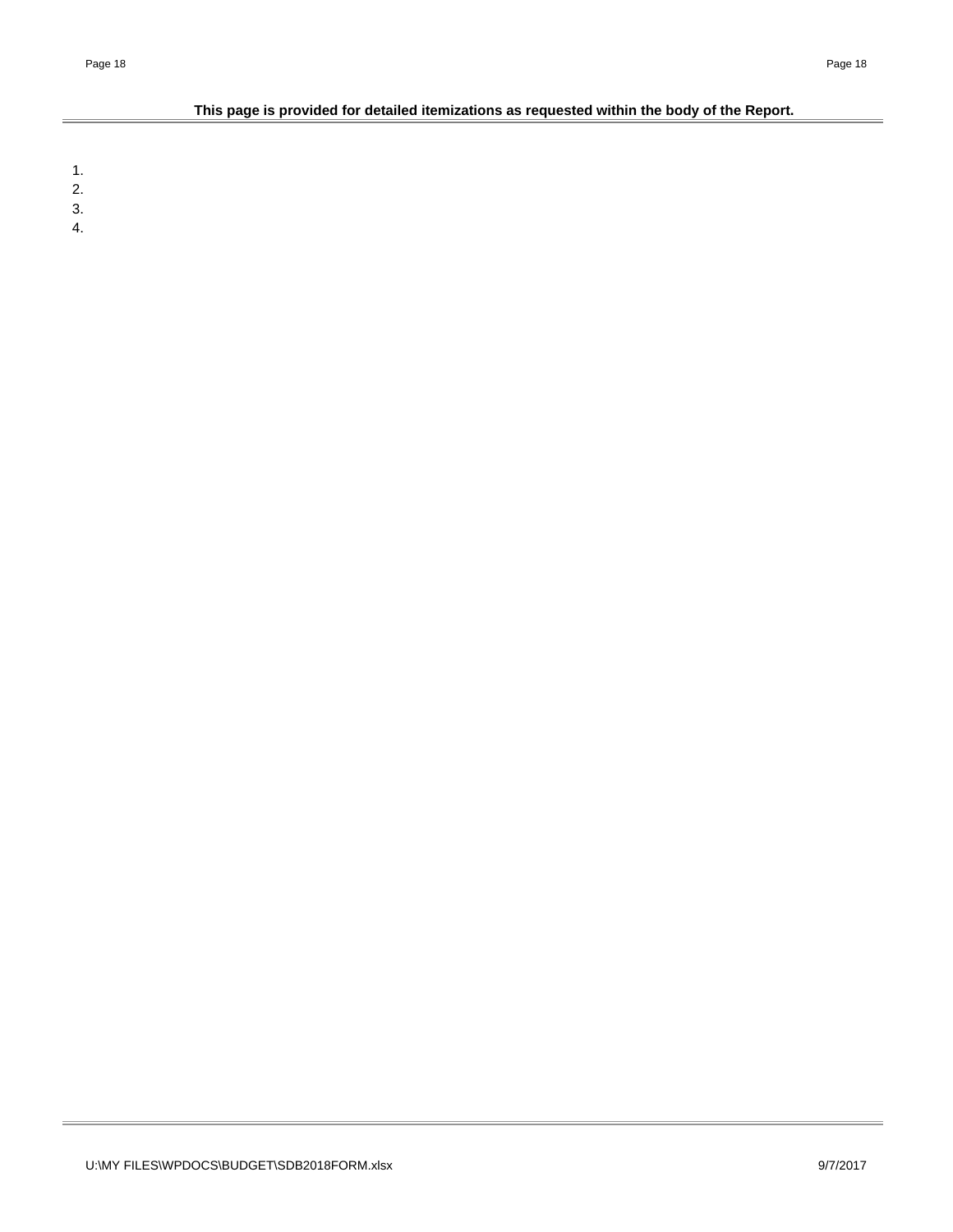**This page is provided for detailed itemizations as requested within the body of the Report.**

1.
2.
3.
4.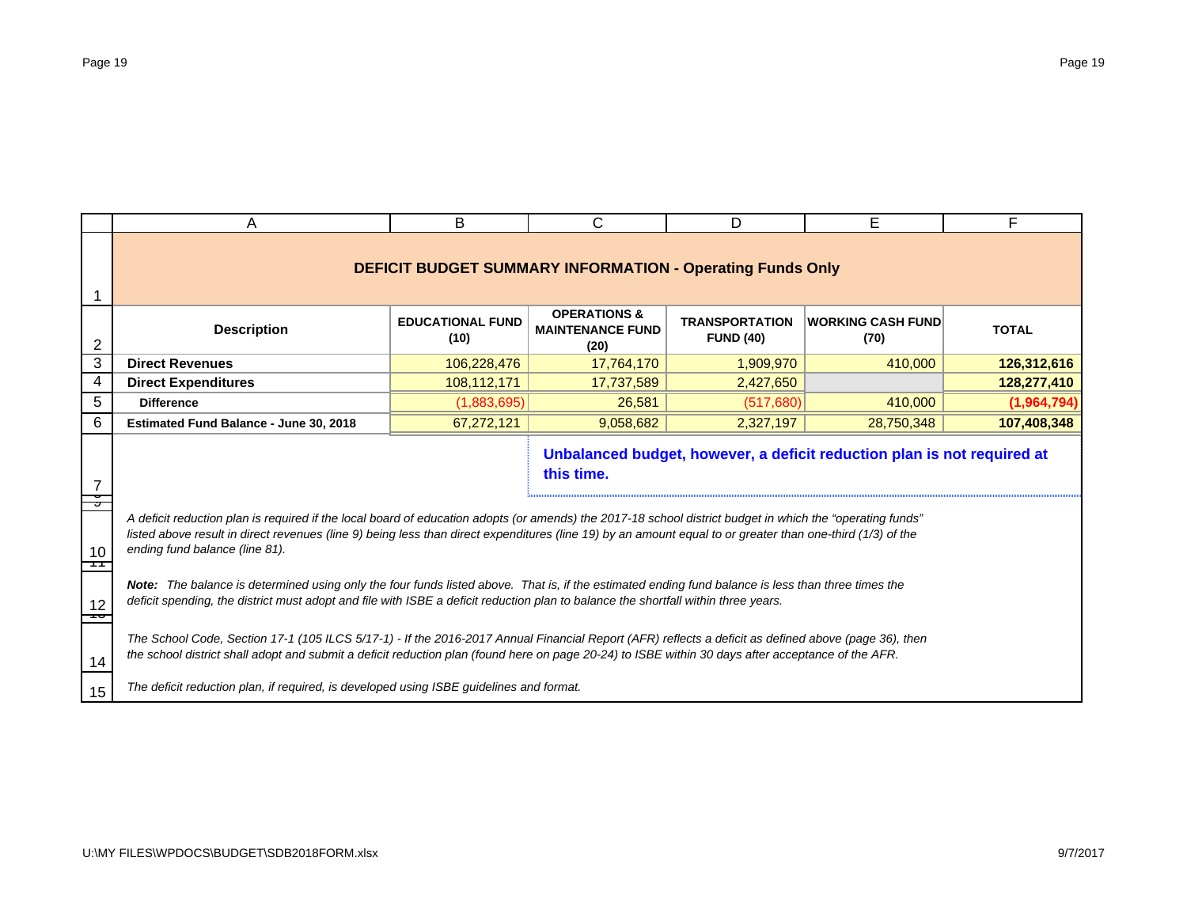## DEFICIT BUDGET SUMMARY INFORMATION - Operating Funds Only

| Description | EDUCATIONAL FUND (10) | OPERATIONS & MAINTENANCE FUND (20) | TRANSPORTATION FUND (40) | WORKING CASH FUND (70) | TOTAL |
|---|---|---|---|---|---|
| **Direct Revenues** | 106,228,476 | 17,764,170 | 1,909,970 | 410,000 | **126,312,616** |
| **Direct Expenditures** | 108,112,171 | 17,737,589 | 2,427,650 | | **128,277,410** |
| **Difference** | (1,883,695) | 26,581 | (517,680) | 410,000 | **(1,964,794)** |
| **Estimated Fund Balance - June 30, 2018** | 67,272,121 | 9,058,682 | 2,327,197 | 28,750,348 | **107,408,348** |

**Unbalanced budget, however, a deficit reduction plan is not required at this time.**

*A deficit reduction plan is required if the local board of education adopts (or amends) the 2017-18 school district budget in which the “operating funds” listed above result in direct revenues (line 9) being less than direct expenditures (line 19) by an amount equal to or greater than one-third (1/3) of the ending fund balance (line 81).*

***Note:** The balance is determined using only the four funds listed above. That is, if the estimated ending fund balance is less than three times the deficit spending, the district must adopt and file with ISBE a deficit reduction plan to balance the shortfall within three years.*

*The School Code, Section 17-1 (105 ILCS 5/17-1) - If the 2016-2017 Annual Financial Report (AFR) reflects a deficit as defined above (page 36), then the school district shall adopt and submit a deficit reduction plan (found here on page 20-24) to ISBE within 30 days after acceptance of the AFR.*

*The deficit reduction plan, if required, is developed using ISBE guidelines and format.*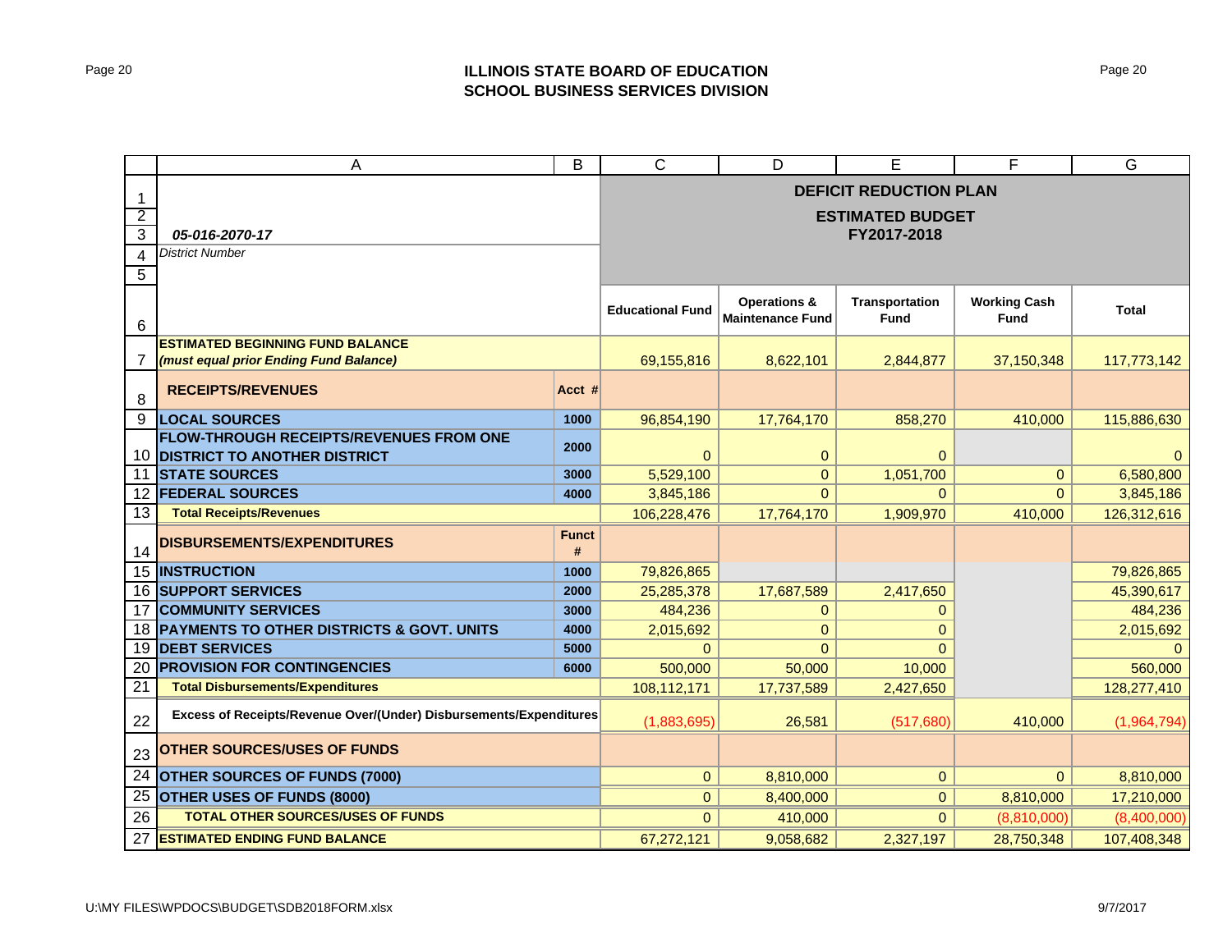**ILLINOIS STATE BOARD OF EDUCATION**
**SCHOOL BUSINESS SERVICES DIVISION**

*05-016-2070-17*
*District Number*

## DEFICIT REDUCTION PLAN
## ESTIMATED BUDGET
## FY2017-2018

| | | Educational Fund | Operations & Maintenance Fund | Transportation Fund | Working Cash Fund | Total |
|---|---|---|---|---|---|---|
| **ESTIMATED BEGINNING FUND BALANCE** *(must equal prior Ending Fund Balance)* | | 69,155,816 | 8,622,101 | 2,844,877 | 37,150,348 | 117,773,142 |
| **RECEIPTS/REVENUES** | **Acct #** | | | | | |
| **LOCAL SOURCES** | 1000 | 96,854,190 | 17,764,170 | 858,270 | 410,000 | 115,886,630 |
| **FLOW-THROUGH RECEIPTS/REVENUES FROM ONE DISTRICT TO ANOTHER DISTRICT** | 2000 | 0 | 0 | 0 | | 0 |
| **STATE SOURCES** | 3000 | 5,529,100 | 0 | 1,051,700 | 0 | 6,580,800 |
| **FEDERAL SOURCES** | 4000 | 3,845,186 | 0 | 0 | 0 | 3,845,186 |
| **Total Receipts/Revenues** | | 106,228,476 | 17,764,170 | 1,909,970 | 410,000 | 126,312,616 |
| **DISBURSEMENTS/EXPENDITURES** | **Funct #** | | | | | |
| **INSTRUCTION** | 1000 | 79,826,865 | | | | 79,826,865 |
| **SUPPORT SERVICES** | 2000 | 25,285,378 | 17,687,589 | 2,417,650 | | 45,390,617 |
| **COMMUNITY SERVICES** | 3000 | 484,236 | 0 | 0 | | 484,236 |
| **PAYMENTS TO OTHER DISTRICTS & GOVT. UNITS** | 4000 | 2,015,692 | 0 | 0 | | 2,015,692 |
| **DEBT SERVICES** | 5000 | 0 | 0 | 0 | | 0 |
| **PROVISION FOR CONTINGENCIES** | 6000 | 500,000 | 50,000 | 10,000 | | 560,000 |
| **Total Disbursements/Expenditures** | | 108,112,171 | 17,737,589 | 2,427,650 | | 128,277,410 |
| **Excess of Receipts/Revenue Over/(Under) Disbursements/Expenditures** | | (1,883,695) | 26,581 | (517,680) | 410,000 | (1,964,794) |
| **OTHER SOURCES/USES OF FUNDS** | | | | | | |
| **OTHER SOURCES OF FUNDS (7000)** | | 0 | 8,810,000 | 0 | 0 | 8,810,000 |
| **OTHER USES OF FUNDS (8000)** | | 0 | 8,400,000 | 0 | 8,810,000 | 17,210,000 |
| **TOTAL OTHER SOURCES/USES OF FUNDS** | | 0 | 410,000 | 0 | (8,810,000) | (8,400,000) |
| **ESTIMATED ENDING FUND BALANCE** | | 67,272,121 | 9,058,682 | 2,327,197 | 28,750,348 | 107,408,348 |

U:\MY FILES\WPDOCS\BUDGET\SDB2018FORM.xlsx 9/7/2017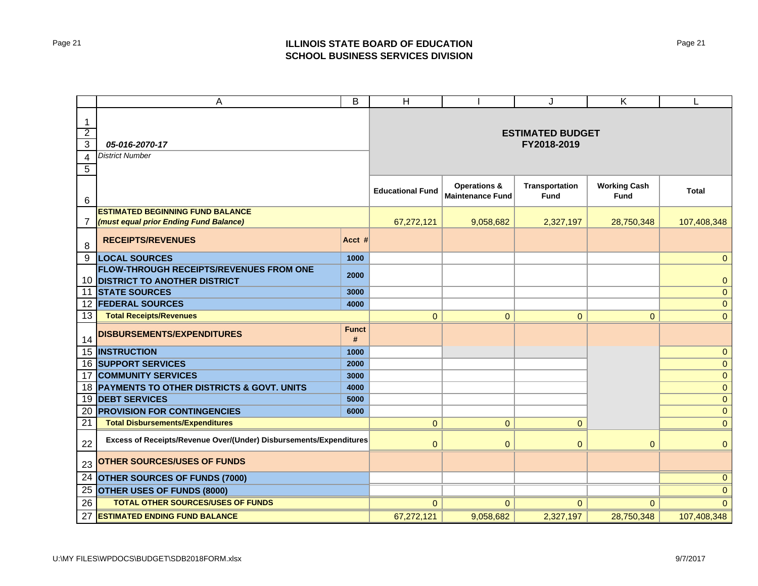# ILLINOIS STATE BOARD OF EDUCATION
## SCHOOL BUSINESS SERVICES DIVISION

| | A | B | H | I | J | K | L |
|---|---|---|---|---|---|---|---|
| 1-5 | ***05-016-2070-17*** *District Number* | | **ESTIMATED BUDGET FY2018-2019** | | | | |
| 6 | | | **Educational Fund** | **Operations & Maintenance Fund** | **Transportation Fund** | **Working Cash Fund** | **Total** |
| 7 | **ESTIMATED BEGINNING FUND BALANCE** ***(must equal prior Ending Fund Balance)*** | | 67,272,121 | 9,058,682 | 2,327,197 | 28,750,348 | 107,408,348 |
| 8 | **RECEIPTS/REVENUES** | **Acct #** | | | | | |
| 9 | **LOCAL SOURCES** | **1000** | | | | | 0 |
| 10 | **FLOW-THROUGH RECEIPTS/REVENUES FROM ONE DISTRICT TO ANOTHER DISTRICT** | **2000** | | | | | 0 |
| 11 | **STATE SOURCES** | **3000** | | | | | 0 |
| 12 | **FEDERAL SOURCES** | **4000** | | | | | 0 |
| 13 | **Total Receipts/Revenues** | | 0 | 0 | 0 | 0 | 0 |
| 14 | **DISBURSEMENTS/EXPENDITURES** | **Funct #** | | | | | |
| 15 | **INSTRUCTION** | **1000** | | | | | 0 |
| 16 | **SUPPORT SERVICES** | **2000** | | | | | 0 |
| 17 | **COMMUNITY SERVICES** | **3000** | | | | | 0 |
| 18 | **PAYMENTS TO OTHER DISTRICTS & GOVT. UNITS** | **4000** | | | | | 0 |
| 19 | **DEBT SERVICES** | **5000** | | | | | 0 |
| 20 | **PROVISION FOR CONTINGENCIES** | **6000** | | | | | 0 |
| 21 | **Total Disbursements/Expenditures** | | 0 | 0 | 0 | | 0 |
| 22 | **Excess of Receipts/Revenue Over/(Under) Disbursements/Expenditures** | | 0 | 0 | 0 | 0 | 0 |
| 23 | **OTHER SOURCES/USES OF FUNDS** | | | | | | |
| 24 | **OTHER SOURCES OF FUNDS (7000)** | | | | | | 0 |
| 25 | **OTHER USES OF FUNDS (8000)** | | | | | | 0 |
| 26 | **TOTAL OTHER SOURCES/USES OF FUNDS** | | 0 | 0 | 0 | 0 | 0 |
| 27 | **ESTIMATED ENDING FUND BALANCE** | | 67,272,121 | 9,058,682 | 2,327,197 | 28,750,348 | 107,408,348 |

U:\MY FILES\WPDOCS\BUDGET\SDB2018FORM.xlsx 9/7/2017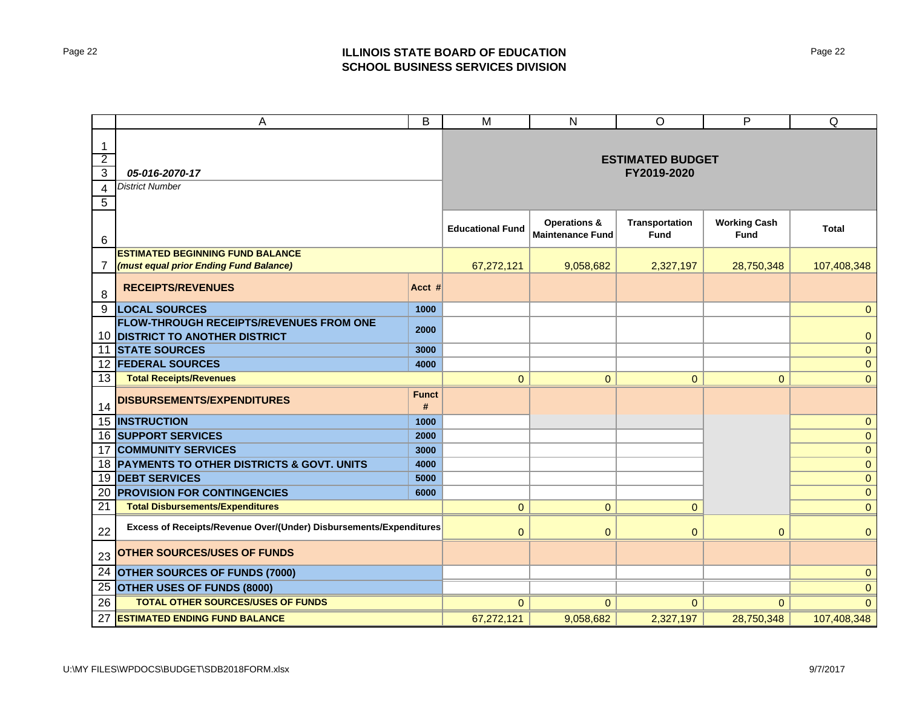**ILLINOIS STATE BOARD OF EDUCATION**
**SCHOOL BUSINESS SERVICES DIVISION**

| | A | B | M | N | O | P | Q |
|---|---|---|---|---|---|---|---|
| 1-5 | *05-016-2070-17* *District Number* | | **ESTIMATED BUDGET FY2019-2020** | | | | |
| 6 | | | **Educational Fund** | **Operations & Maintenance Fund** | **Transportation Fund** | **Working Cash Fund** | **Total** |
| 7 | **ESTIMATED BEGINNING FUND BALANCE** ***(must equal prior Ending Fund Balance)*** | | 67,272,121 | 9,058,682 | 2,327,197 | 28,750,348 | 107,408,348 |
| 8 | **RECEIPTS/REVENUES** | **Acct #** | | | | | |
| 9 | **LOCAL SOURCES** | **1000** | | | | | 0 |
| 10 | **FLOW-THROUGH RECEIPTS/REVENUES FROM ONE DISTRICT TO ANOTHER DISTRICT** | **2000** | | | | | 0 |
| 11 | **STATE SOURCES** | **3000** | | | | | 0 |
| 12 | **FEDERAL SOURCES** | **4000** | | | | | 0 |
| 13 | **Total Receipts/Revenues** | | 0 | 0 | 0 | 0 | 0 |
| 14 | **DISBURSEMENTS/EXPENDITURES** | **Funct #** | | | | | |
| 15 | **INSTRUCTION** | **1000** | | | | | 0 |
| 16 | **SUPPORT SERVICES** | **2000** | | | | | 0 |
| 17 | **COMMUNITY SERVICES** | **3000** | | | | | 0 |
| 18 | **PAYMENTS TO OTHER DISTRICTS & GOVT. UNITS** | **4000** | | | | | 0 |
| 19 | **DEBT SERVICES** | **5000** | | | | | 0 |
| 20 | **PROVISION FOR CONTINGENCIES** | **6000** | | | | | 0 |
| 21 | **Total Disbursements/Expenditures** | | 0 | 0 | 0 | | 0 |
| 22 | **Excess of Receipts/Revenue Over/(Under) Disbursements/Expenditures** | | 0 | 0 | 0 | 0 | 0 |
| 23 | **OTHER SOURCES/USES OF FUNDS** | | | | | | |
| 24 | **OTHER SOURCES OF FUNDS (7000)** | | | | | | 0 |
| 25 | **OTHER USES OF FUNDS (8000)** | | | | | | 0 |
| 26 | **TOTAL OTHER SOURCES/USES OF FUNDS** | | 0 | 0 | 0 | 0 | 0 |
| 27 | **ESTIMATED ENDING FUND BALANCE** | | 67,272,121 | 9,058,682 | 2,327,197 | 28,750,348 | 107,408,348 |

U:\MY FILES\WPDOCS\BUDGET\SDB2018FORM.xlsx 9/7/2017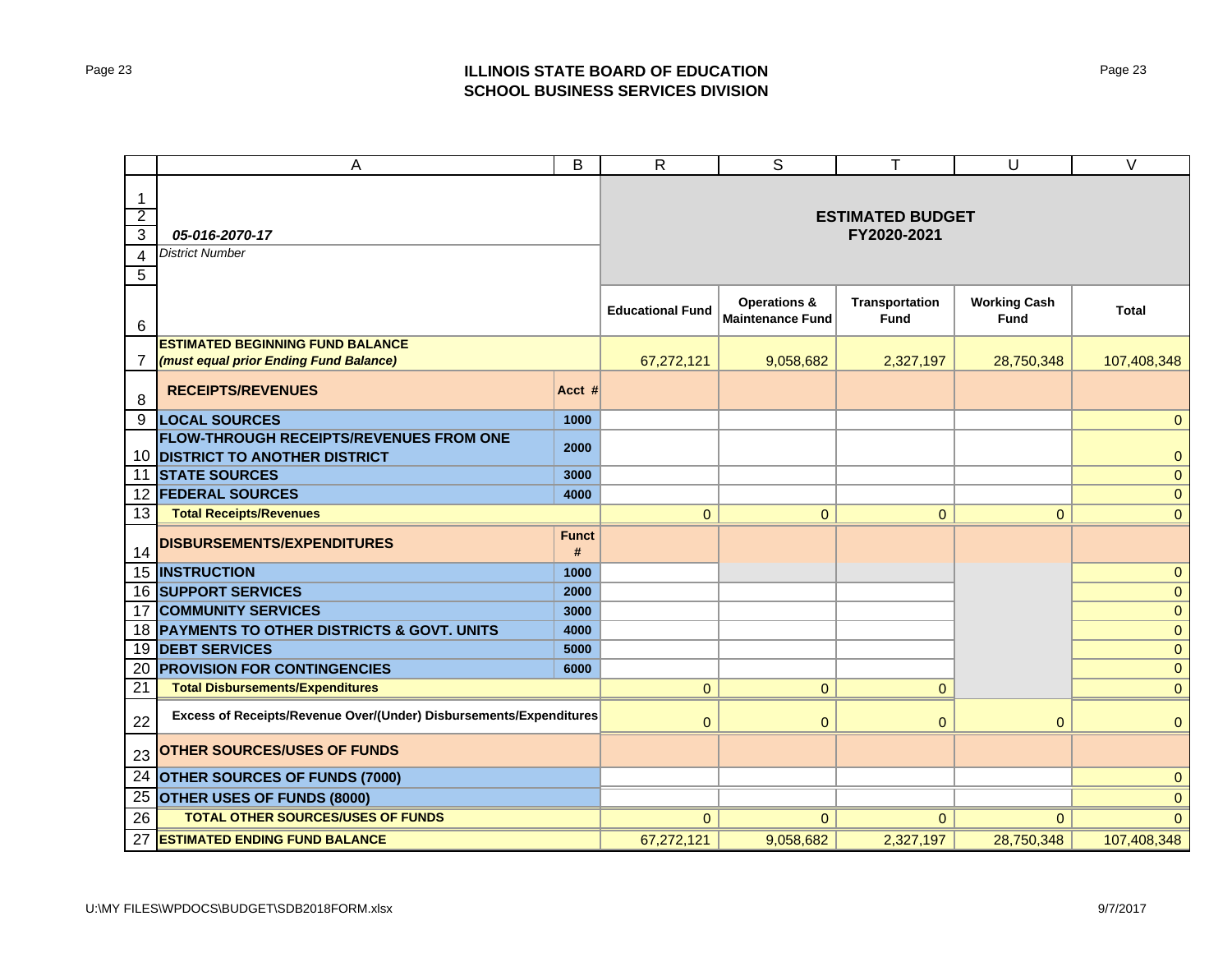## ILLINOIS STATE BOARD OF EDUCATION
## SCHOOL BUSINESS SERVICES DIVISION

| | A | B | R | S | T | U | V |
|---|---|---|---|---|---|---|---|
| 1 | | | **ESTIMATED BUDGET FY2020-2021** | | | | |
| 2 | | | | | | | |
| 3 | *05-016-2070-17* | | | | | | |
| 4 | *District Number* | | | | | | |
| 5 | | | | | | | |
| 6 | | | **Educational Fund** | **Operations & Maintenance Fund** | **Transportation Fund** | **Working Cash Fund** | **Total** |
| 7 | **ESTIMATED BEGINNING FUND BALANCE** ***(must equal prior Ending Fund Balance)*** | | 67,272,121 | 9,058,682 | 2,327,197 | 28,750,348 | 107,408,348 |
| 8 | **RECEIPTS/REVENUES** | **Acct #** | | | | | |
| 9 | **LOCAL SOURCES** | **1000** | | | | | 0 |
| 10 | **FLOW-THROUGH RECEIPTS/REVENUES FROM ONE DISTRICT TO ANOTHER DISTRICT** | **2000** | | | | | 0 |
| 11 | **STATE SOURCES** | **3000** | | | | | 0 |
| 12 | **FEDERAL SOURCES** | **4000** | | | | | 0 |
| 13 | **Total Receipts/Revenues** | | 0 | 0 | 0 | 0 | 0 |
| 14 | **DISBURSEMENTS/EXPENDITURES** | **Funct #** | | | | | |
| 15 | **INSTRUCTION** | **1000** | | | | | 0 |
| 16 | **SUPPORT SERVICES** | **2000** | | | | | 0 |
| 17 | **COMMUNITY SERVICES** | **3000** | | | | | 0 |
| 18 | **PAYMENTS TO OTHER DISTRICTS & GOVT. UNITS** | **4000** | | | | | 0 |
| 19 | **DEBT SERVICES** | **5000** | | | | | 0 |
| 20 | **PROVISION FOR CONTINGENCIES** | **6000** | | | | | 0 |
| 21 | **Total Disbursements/Expenditures** | | 0 | 0 | 0 | | 0 |
| 22 | **Excess of Receipts/Revenue Over/(Under) Disbursements/Expenditures** | | 0 | 0 | 0 | 0 | 0 |
| 23 | **OTHER SOURCES/USES OF FUNDS** | | | | | | |
| 24 | **OTHER SOURCES OF FUNDS (7000)** | | | | | | 0 |
| 25 | **OTHER USES OF FUNDS (8000)** | | | | | | 0 |
| 26 | **TOTAL OTHER SOURCES/USES OF FUNDS** | | 0 | 0 | 0 | 0 | 0 |
| 27 | **ESTIMATED ENDING FUND BALANCE** | | 67,272,121 | 9,058,682 | 2,327,197 | 28,750,348 | 107,408,348 |

U:\MY FILES\WPDOCS\BUDGET\SDB2018FORM.xlsx 9/7/2017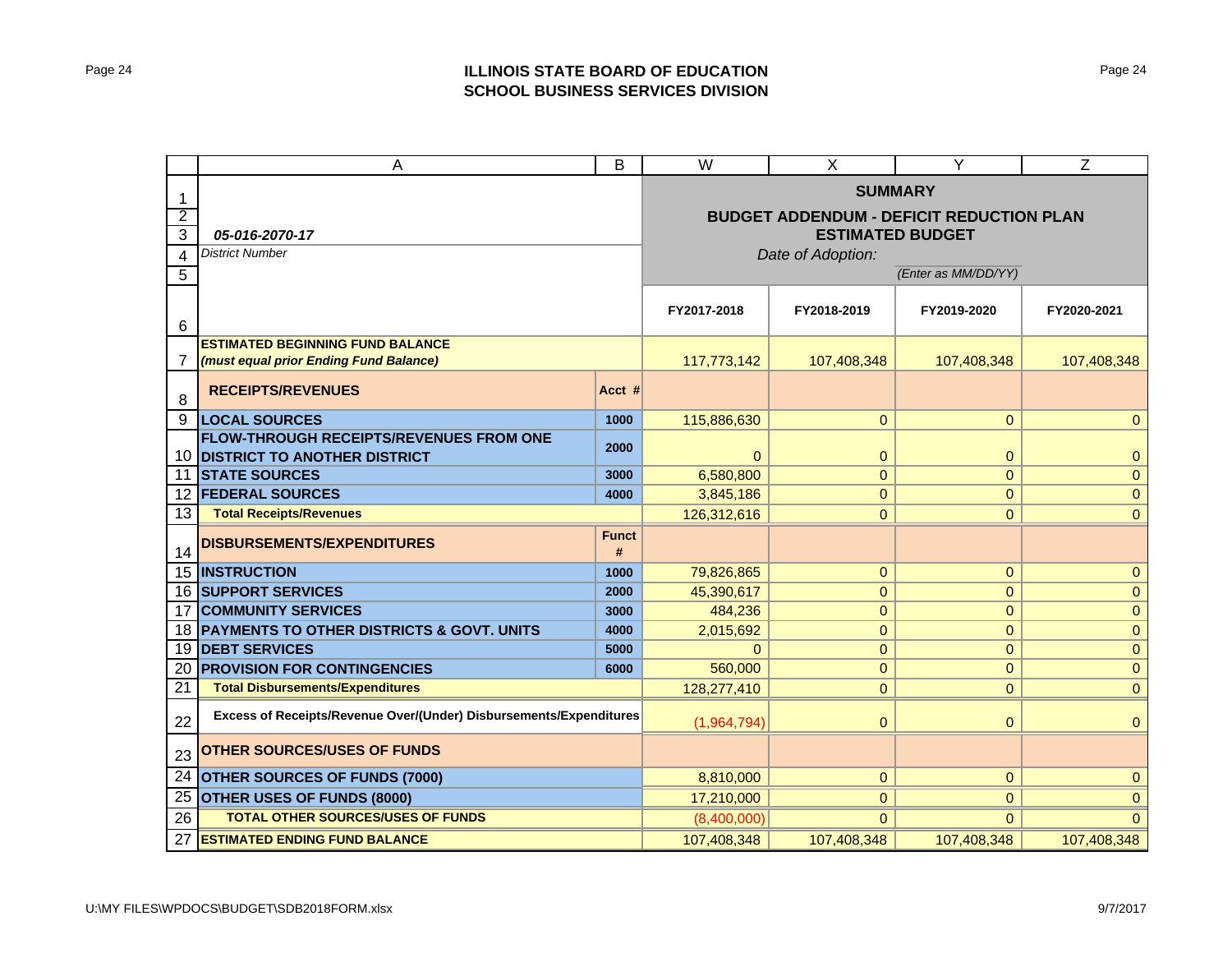## ILLINOIS STATE BOARD OF EDUCATION
## SCHOOL BUSINESS SERVICES DIVISION

| | A | B | W | X | Y | Z |
|---|---|---|---|---|---|---|
| 1 | | | **SUMMARY** | | | |
| 2 | | | **BUDGET ADDENDUM - DEFICIT REDUCTION PLAN** | | | |
| 3 | ***05-016-2070-17*** | | **ESTIMATED BUDGET** | | | |
| 4 | *District Number* | | *Date of Adoption:* | | | |
| 5 | | | | | *(Enter as MM/DD/YY)* | |
| 6 | | | **FY2017-2018** | **FY2018-2019** | **FY2019-2020** | **FY2020-2021** |
| 7 | **ESTIMATED BEGINNING FUND BALANCE** ***(must equal prior Ending Fund Balance)*** | | 117,773,142 | 107,408,348 | 107,408,348 | 107,408,348 |
| 8 | **RECEIPTS/REVENUES** | **Acct #** | | | | |
| 9 | **LOCAL SOURCES** | **1000** | 115,886,630 | 0 | 0 | 0 |
| 10 | **FLOW-THROUGH RECEIPTS/REVENUES FROM ONE DISTRICT TO ANOTHER DISTRICT** | **2000** | 0 | 0 | 0 | 0 |
| 11 | **STATE SOURCES** | **3000** | 6,580,800 | 0 | 0 | 0 |
| 12 | **FEDERAL SOURCES** | **4000** | 3,845,186 | 0 | 0 | 0 |
| 13 | **Total Receipts/Revenues** | | 126,312,616 | 0 | 0 | 0 |
| 14 | **DISBURSEMENTS/EXPENDITURES** | **Funct #** | | | | |
| 15 | **INSTRUCTION** | **1000** | 79,826,865 | 0 | 0 | 0 |
| 16 | **SUPPORT SERVICES** | **2000** | 45,390,617 | 0 | 0 | 0 |
| 17 | **COMMUNITY SERVICES** | **3000** | 484,236 | 0 | 0 | 0 |
| 18 | **PAYMENTS TO OTHER DISTRICTS & GOVT. UNITS** | **4000** | 2,015,692 | 0 | 0 | 0 |
| 19 | **DEBT SERVICES** | **5000** | 0 | 0 | 0 | 0 |
| 20 | **PROVISION FOR CONTINGENCIES** | **6000** | 560,000 | 0 | 0 | 0 |
| 21 | **Total Disbursements/Expenditures** | | 128,277,410 | 0 | 0 | 0 |
| 22 | **Excess of Receipts/Revenue Over/(Under) Disbursements/Expenditures** | | (1,964,794) | 0 | 0 | 0 |
| 23 | **OTHER SOURCES/USES OF FUNDS** | | | | | |
| 24 | **OTHER SOURCES OF FUNDS (7000)** | | 8,810,000 | 0 | 0 | 0 |
| 25 | **OTHER USES OF FUNDS (8000)** | | 17,210,000 | 0 | 0 | 0 |
| 26 | **TOTAL OTHER SOURCES/USES OF FUNDS** | | (8,400,000) | 0 | 0 | 0 |
| 27 | **ESTIMATED ENDING FUND BALANCE** | | 107,408,348 | 107,408,348 | 107,408,348 | 107,408,348 |

U:\MY FILES\WPDOCS\BUDGET\SDB2018FORM.xlsx

9/7/2017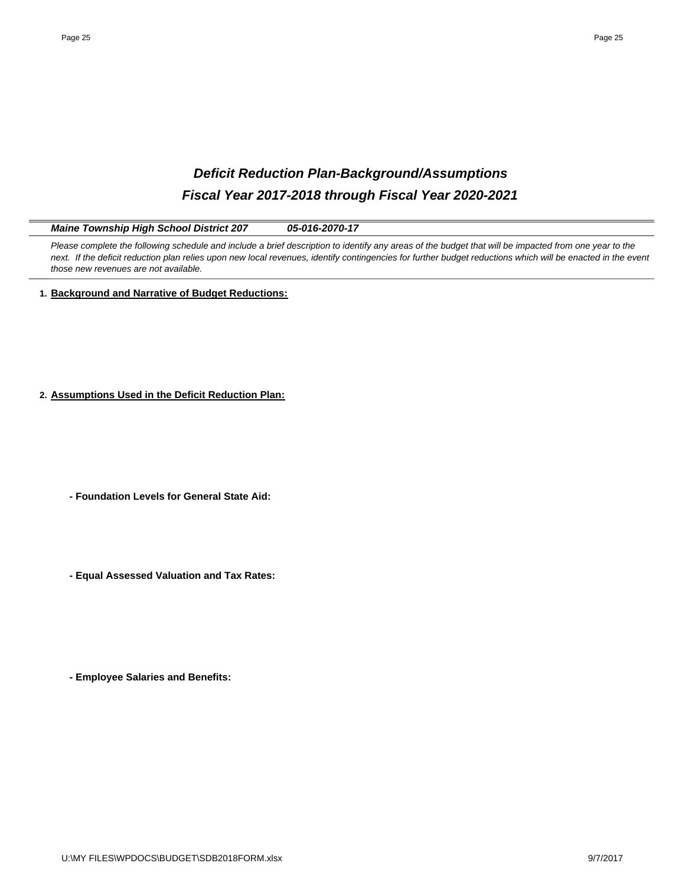# *Deficit Reduction Plan-Background/Assumptions*

## *Fiscal Year 2017-2018 through Fiscal Year 2020-2021*

***Maine Township High School District 207*** ***05-016-2070-17***

*Please complete the following schedule and include a brief description to identify any areas of the budget that will be impacted from one year to the next. If the deficit reduction plan relies upon new local revenues, identify contingencies for further budget reductions which will be enacted in the event those new revenues are not available.*

**1. Background and Narrative of Budget Reductions:**

**2. Assumptions Used in the Deficit Reduction Plan:**

**- Foundation Levels for General State Aid:**

**- Equal Assessed Valuation and Tax Rates:**

**- Employee Salaries and Benefits:**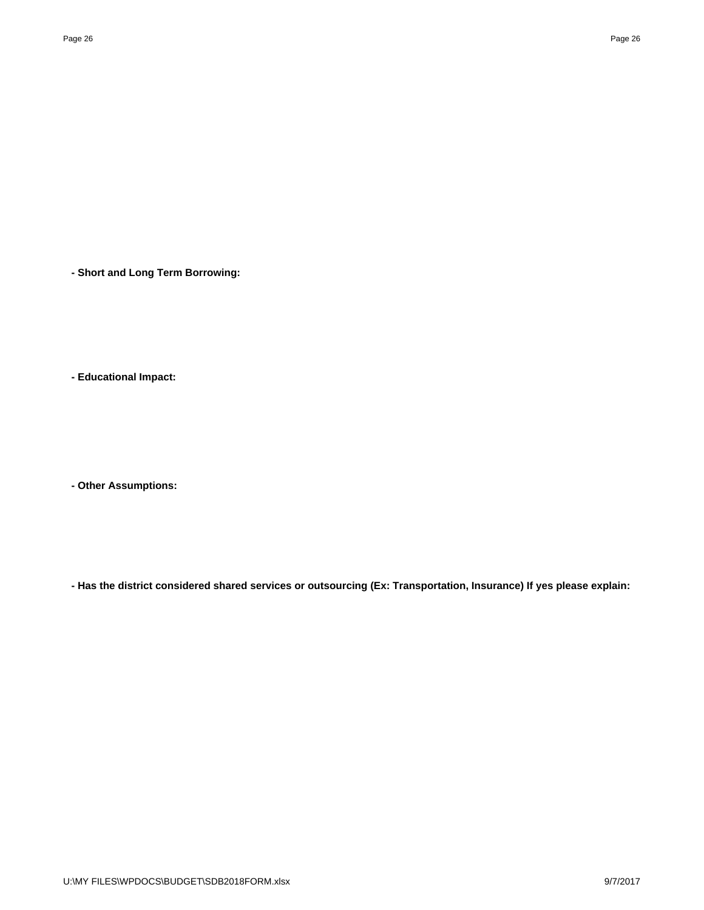**- Short and Long Term Borrowing:**

**- Educational Impact:**

**- Other Assumptions:**

**- Has the district considered shared services or outsourcing (Ex: Transportation, Insurance) If yes please explain:**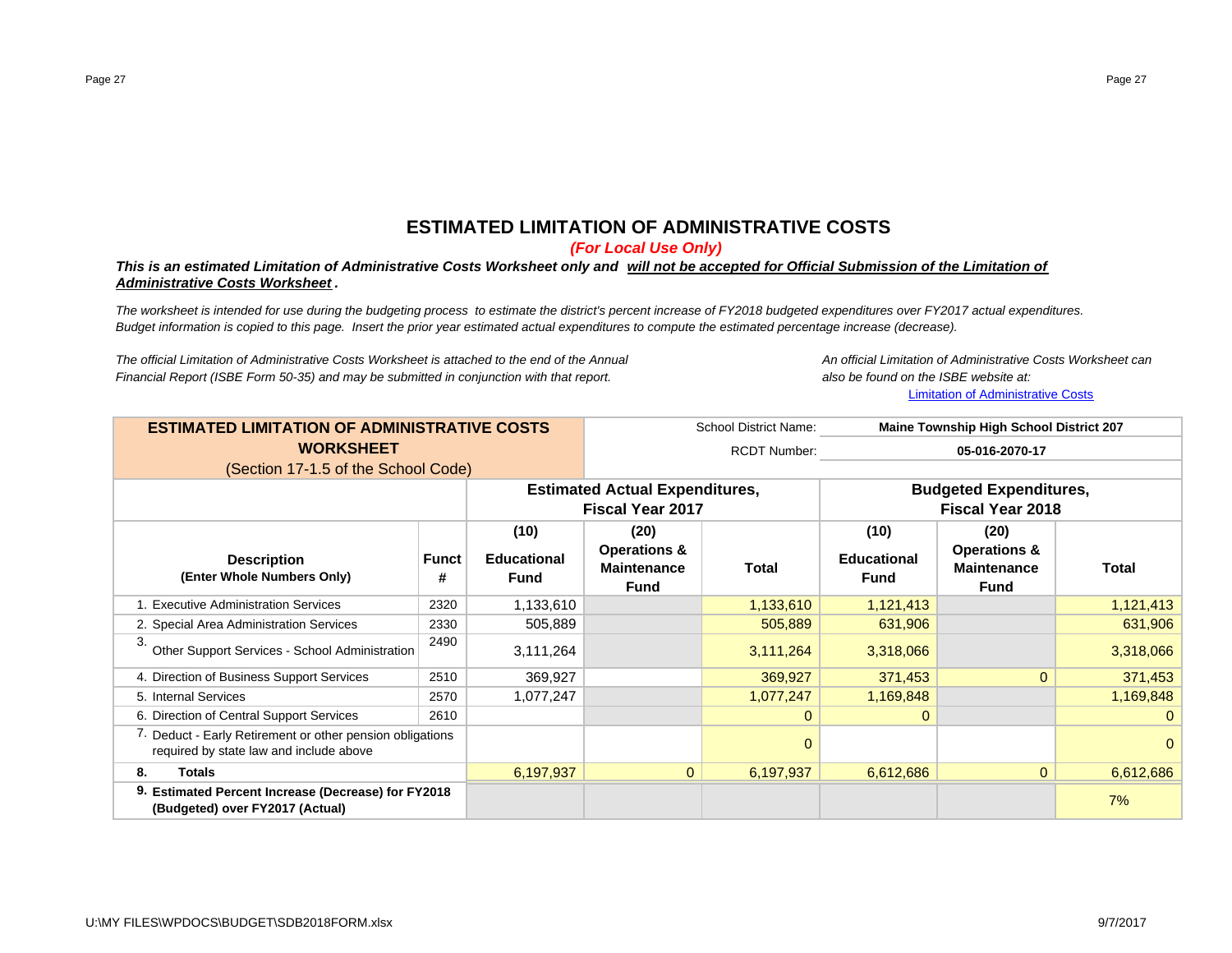# ESTIMATED LIMITATION OF ADMINISTRATIVE COSTS

*(For Local Use Only)*

***This is an estimated Limitation of Administrative Costs Worksheet only and will not be accepted for Official Submission of the Limitation of Administrative Costs Worksheet.***

*The worksheet is intended for use during the budgeting process to estimate the district's percent increase of FY2018 budgeted expenditures over FY2017 actual expenditures. Budget information is copied to this page. Insert the prior year estimated actual expenditures to compute the estimated percentage increase (decrease).*

*The official Limitation of Administrative Costs Worksheet is attached to the end of the Annual Financial Report (ISBE Form 50-35) and may be submitted in conjunction with that report.*

*An official Limitation of Administrative Costs Worksheet can also be found on the ISBE website at:*
Limitation of Administrative Costs

| **ESTIMATED LIMITATION OF ADMINISTRATIVE COSTS WORKSHEET** (Section 17-1.5 of the School Code) | | | | School District Name: | **Maine Township High School District 207** | | |
|---|---|---|---|---|---|---|---|
| | | | | RCDT Number: | **05-016-2070-17** | | |
| | | **Estimated Actual Expenditures, Fiscal Year 2017** | | | **Budgeted Expenditures, Fiscal Year 2018** | | |
| **Description (Enter Whole Numbers Only)** | **Funct #** | **(10) Educational Fund** | **(20) Operations & Maintenance Fund** | **Total** | **(10) Educational Fund** | **(20) Operations & Maintenance Fund** | **Total** |
| 1. Executive Administration Services | 2320 | 1,133,610 | | 1,133,610 | 1,121,413 | | 1,121,413 |
| 2. Special Area Administration Services | 2330 | 505,889 | | 505,889 | 631,906 | | 631,906 |
| 3. Other Support Services - School Administration | 2490 | 3,111,264 | | 3,111,264 | 3,318,066 | | 3,318,066 |
| 4. Direction of Business Support Services | 2510 | 369,927 | | 369,927 | 371,453 | 0 | 371,453 |
| 5. Internal Services | 2570 | 1,077,247 | | 1,077,247 | 1,169,848 | | 1,169,848 |
| 6. Direction of Central Support Services | 2610 | | | 0 | 0 | | 0 |
| 7. Deduct - Early Retirement or other pension obligations required by state law and include above | | | | 0 | | | 0 |
| **8. Totals** | | 6,197,937 | 0 | 6,197,937 | 6,612,686 | 0 | 6,612,686 |
| **9. Estimated Percent Increase (Decrease) for FY2018 (Budgeted) over FY2017 (Actual)** | | | | | | | 7% |

U:\MY FILES\WPDOCS\BUDGET\SDB2018FORM.xlsx

9/7/2017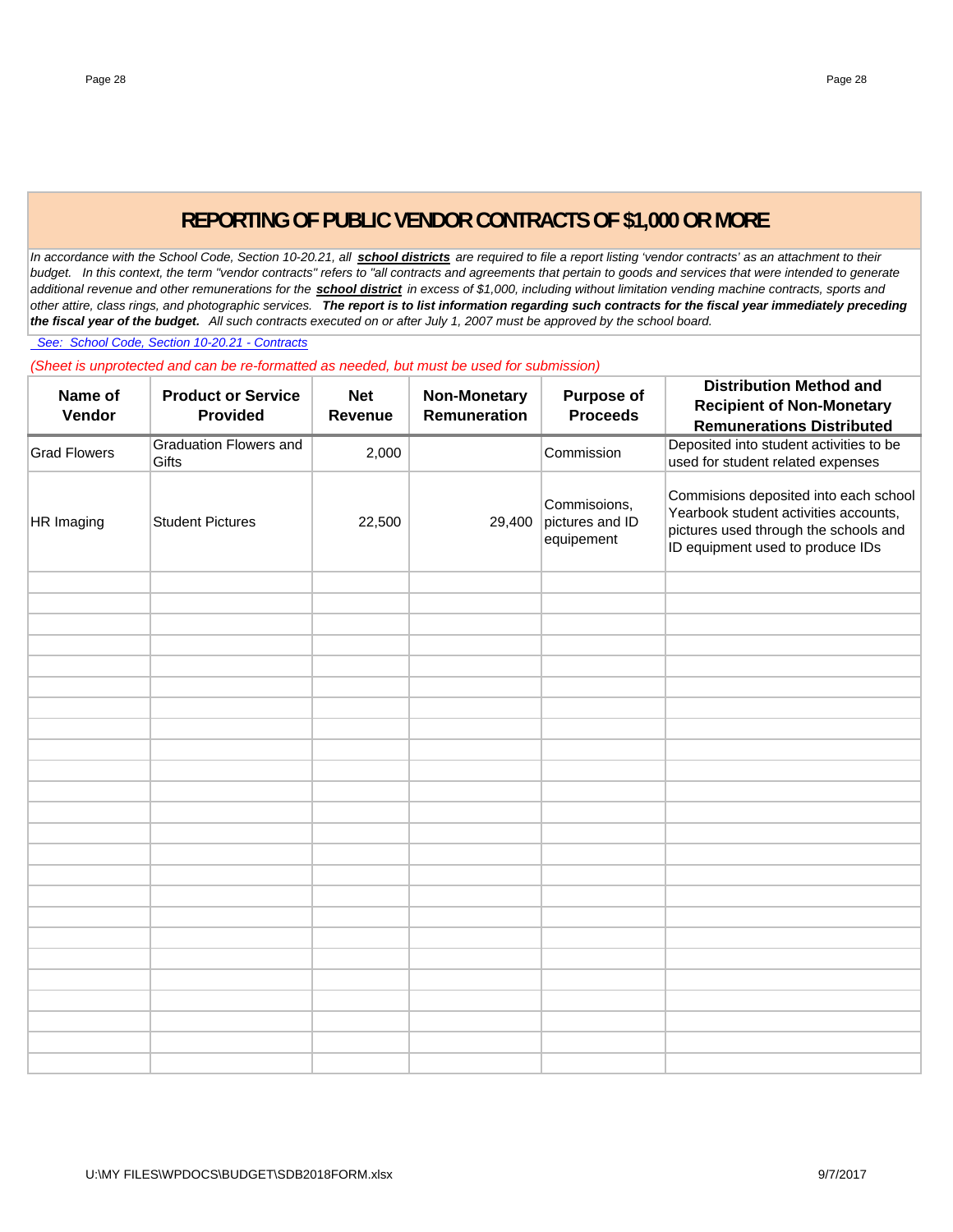# REPORTING OF PUBLIC VENDOR CONTRACTS OF $1,000 OR MORE

*In accordance with the School Code, Section 10-20.21, all **school districts** are required to file a report listing 'vendor contracts' as an attachment to their budget. In this context, the term "vendor contracts" refers to "all contracts and agreements that pertain to goods and services that were intended to generate additional revenue and other remunerations for the **school district** in excess of $1,000, including without limitation vending machine contracts, sports and other attire, class rings, and photographic services.* ***The report is to list information regarding such contracts for the fiscal year immediately preceding the fiscal year of the budget.*** *All such contracts executed on or after July 1, 2007 must be approved by the school board.*

*See: School Code, Section 10-20.21 - Contracts*

*(Sheet is unprotected and can be re-formatted as needed, but must be used for submission)*

| Name of Vendor | Product or Service Provided | Net Revenue | Non-Monetary Remuneration | Purpose of Proceeds | Distribution Method and Recipient of Non-Monetary Remunerations Distributed |
|---|---|---|---|---|---|
| Grad Flowers | Graduation Flowers and Gifts | 2,000 | | Commission | Deposited into student activities to be used for student related expenses |
| HR Imaging | Student Pictures | 22,500 | 29,400 | Commisoions, pictures and ID equipement | Commisions deposited into each school Yearbook student activities accounts, pictures used through the schools and ID equipment used to produce IDs |
| | | | | | |
| | | | | | |
| | | | | | |
| | | | | | |
| | | | | | |
| | | | | | |
| | | | | | |
| | | | | | |
| | | | | | |
| | | | | | |
| | | | | | |
| | | | | | |
| | | | | | |
| | | | | | |
| | | | | | |
| | | | | | |
| | | | | | |
| | | | | | |
| | | | | | |
| | | | | | |
| | | | | | |
| | | | | | |
| | | | | | |
| | | | | | |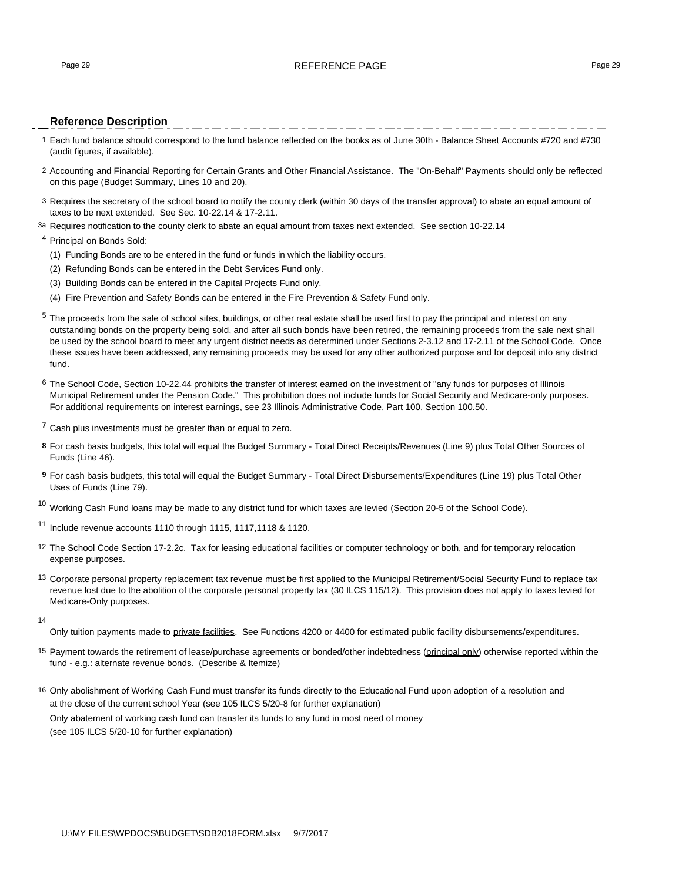# REFERENCE PAGE

## Reference Description

1 Each fund balance should correspond to the fund balance reflected on the books as of June 30th - Balance Sheet Accounts #720 and #730 (audit figures, if available).

2 Accounting and Financial Reporting for Certain Grants and Other Financial Assistance. The "On-Behalf" Payments should only be reflected on this page (Budget Summary, Lines 10 and 20).

3 Requires the secretary of the school board to notify the county clerk (within 30 days of the transfer approval) to abate an equal amount of taxes to be next extended. See Sec. 10-22.14 & 17-2.11.

3a Requires notification to the county clerk to abate an equal amount from taxes next extended. See section 10-22.14

4 Principal on Bonds Sold:

(1) Funding Bonds are to be entered in the fund or funds in which the liability occurs.

(2) Refunding Bonds can be entered in the Debt Services Fund only.

(3) Building Bonds can be entered in the Capital Projects Fund only.

(4) Fire Prevention and Safety Bonds can be entered in the Fire Prevention & Safety Fund only.

5 The proceeds from the sale of school sites, buildings, or other real estate shall be used first to pay the principal and interest on any outstanding bonds on the property being sold, and after all such bonds have been retired, the remaining proceeds from the sale next shall be used by the school board to meet any urgent district needs as determined under Sections 2-3.12 and 17-2.11 of the School Code. Once these issues have been addressed, any remaining proceeds may be used for any other authorized purpose and for deposit into any district fund.

6 The School Code, Section 10-22.44 prohibits the transfer of interest earned on the investment of "any funds for purposes of Illinois Municipal Retirement under the Pension Code." This prohibition does not include funds for Social Security and Medicare-only purposes. For additional requirements on interest earnings, see 23 Illinois Administrative Code, Part 100, Section 100.50.

**7** Cash plus investments must be greater than or equal to zero.

**8** For cash basis budgets, this total will equal the Budget Summary - Total Direct Receipts/Revenues (Line 9) plus Total Other Sources of Funds (Line 46).

**9** For cash basis budgets, this total will equal the Budget Summary - Total Direct Disbursements/Expenditures (Line 19) plus Total Other Uses of Funds (Line 79).

10 Working Cash Fund loans may be made to any district fund for which taxes are levied (Section 20-5 of the School Code).

11 Include revenue accounts 1110 through 1115, 1117,1118 & 1120.

12 The School Code Section 17-2.2c. Tax for leasing educational facilities or computer technology or both, and for temporary relocation expense purposes.

13 Corporate personal property replacement tax revenue must be first applied to the Municipal Retirement/Social Security Fund to replace tax revenue lost due to the abolition of the corporate personal property tax (30 ILCS 115/12). This provision does not apply to taxes levied for Medicare-Only purposes.

14 Only tuition payments made to <u>private facilities</u>. See Functions 4200 or 4400 for estimated public facility disbursements/expenditures.

15 Payment towards the retirement of lease/purchase agreements or bonded/other indebtedness (<u>principal only</u>) otherwise reported within the fund - e.g.: alternate revenue bonds. (Describe & Itemize)

16 Only abolishment of Working Cash Fund must transfer its funds directly to the Educational Fund upon adoption of a resolution and at the close of the current school Year (see 105 ILCS 5/20-8 for further explanation)

Only abatement of working cash fund can transfer its funds to any fund in most need of money (see 105 ILCS 5/20-10 for further explanation)

U:\MY FILES\WPDOCS\BUDGET\SDB2018FORM.xlsx 9/7/2017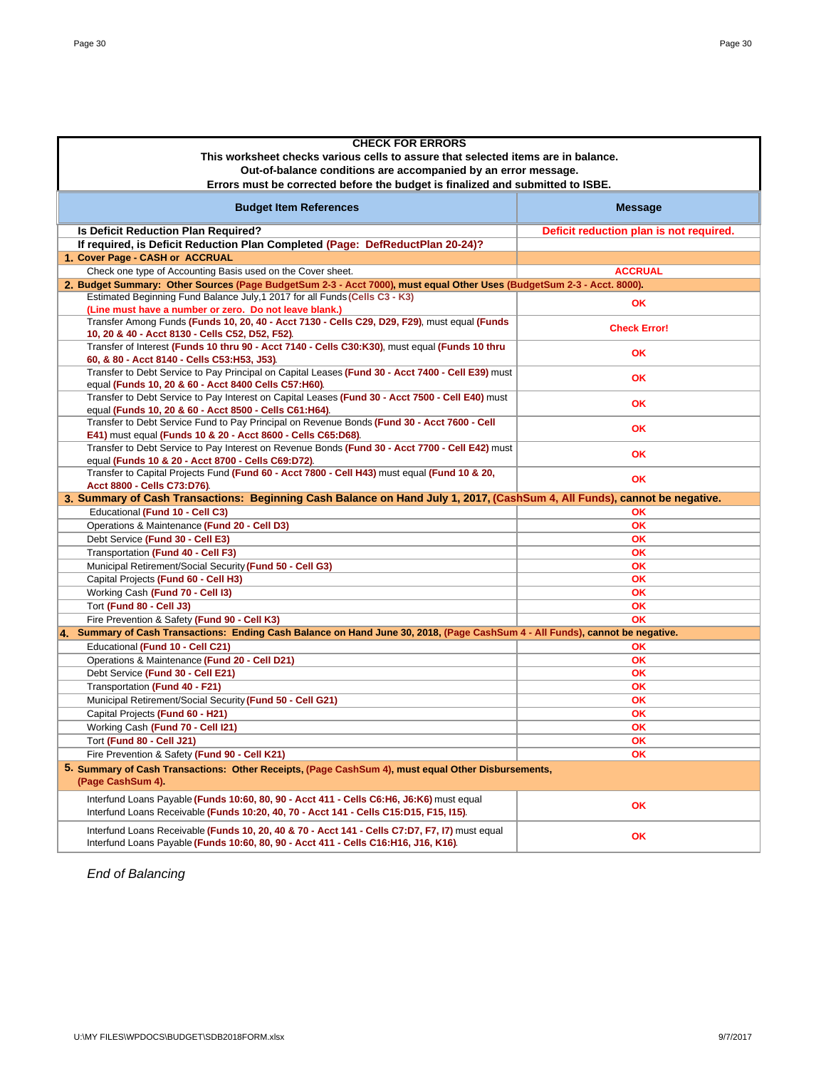**CHECK FOR ERRORS**

**This worksheet checks various cells to assure that selected items are in balance.**

**Out-of-balance conditions are accompanied by an error message.**

**Errors must be corrected before the budget is finalized and submitted to ISBE.**

| Budget Item References | Message |
|---|---|
| **Is Deficit Reduction Plan Required?** | **Deficit reduction plan is not required.** |
| **If required, is Deficit Reduction Plan Completed (Page: DefReductPlan 20-24)?** | |
| **1. Cover Page - CASH or ACCRUAL** | |
| Check one type of Accounting Basis used on the Cover sheet. | **ACCRUAL** |
| **2. Budget Summary: Other Sources (Page BudgetSum 2-3 - Acct 7000), must equal Other Uses (BudgetSum 2-3 - Acct. 8000).** | |
| Estimated Beginning Fund Balance July,1 2017 for all Funds **(Cells C3 - K3)** **(Line must have a number or zero. Do not leave blank.)** | **OK** |
| Transfer Among Funds **(Funds 10, 20, 40 - Acct 7130 - Cells C29, D29, F29)**, must equal **(Funds 10, 20 & 40 - Acct 8130 - Cells C52, D52, F52)**. | **Check Error!** |
| Transfer of Interest **(Funds 10 thru 90 - Acct 7140 - Cells C30:K30)**, must equal **(Funds 10 thru 60, & 80 - Acct 8140 - Cells C53:H53, J53)**. | **OK** |
| Transfer to Debt Service to Pay Principal on Capital Leases **(Fund 30 - Acct 7400 - Cell E39)** must equal **(Funds 10, 20 & 60 - Acct 8400 Cells C57:H60)**. | **OK** |
| Transfer to Debt Service to Pay Interest on Capital Leases **(Fund 30 - Acct 7500 - Cell E40)** must equal **(Funds 10, 20 & 60 - Acct 8500 - Cells C61:H64)**. | **OK** |
| Transfer to Debt Service Fund to Pay Principal on Revenue Bonds **(Fund 30 - Acct 7600 - Cell E41)** must equal **(Funds 10 & 20 - Acct 8600 - Cells C65:D68)**. | **OK** |
| Transfer to Debt Service to Pay Interest on Revenue Bonds **(Fund 30 - Acct 7700 - Cell E42)** must equal **(Funds 10 & 20 - Acct 8700 - Cells C69:D72)**. | **OK** |
| Transfer to Capital Projects Fund **(Fund 60 - Acct 7800 - Cell H43)** must equal **(Fund 10 & 20, Acct 8800 - Cells C73:D76)**. | **OK** |
| **3. Summary of Cash Transactions: Beginning Cash Balance on Hand July 1, 2017, (CashSum 4, All Funds), cannot be negative.** | |
| Educational **(Fund 10 - Cell C3)** | **OK** |
| Operations & Maintenance **(Fund 20 - Cell D3)** | **OK** |
| Debt Service **(Fund 30 - Cell E3)** | **OK** |
| Transportation **(Fund 40 - Cell F3)** | **OK** |
| Municipal Retirement/Social Security **(Fund 50 - Cell G3)** | **OK** |
| Capital Projects **(Fund 60 - Cell H3)** | **OK** |
| Working Cash **(Fund 70 - Cell I3)** | **OK** |
| Tort **(Fund 80 - Cell J3)** | **OK** |
| Fire Prevention & Safety **(Fund 90 - Cell K3)** | **OK** |
| **4. Summary of Cash Transactions: Ending Cash Balance on Hand June 30, 2018, (Page CashSum 4 - All Funds), cannot be negative.** | |
| Educational **(Fund 10 - Cell C21)** | **OK** |
| Operations & Maintenance **(Fund 20 - Cell D21)** | **OK** |
| Debt Service **(Fund 30 - Cell E21)** | **OK** |
| Transportation **(Fund 40 - F21)** | **OK** |
| Municipal Retirement/Social Security **(Fund 50 - Cell G21)** | **OK** |
| Capital Projects **(Fund 60 - H21)** | **OK** |
| Working Cash **(Fund 70 - Cell I21)** | **OK** |
| Tort **(Fund 80 - Cell J21)** | **OK** |
| Fire Prevention & Safety **(Fund 90 - Cell K21)** | **OK** |
| **5. Summary of Cash Transactions: Other Receipts, (Page CashSum 4), must equal Other Disbursements, (Page CashSum 4).** | |
| Interfund Loans Payable **(Funds 10:60, 80, 90 - Acct 411 - Cells C6:H6, J6:K6)** must equal Interfund Loans Receivable **(Funds 10:20, 40, 70 - Acct 141 - Cells C15:D15, F15, I15)**. | **OK** |
| Interfund Loans Receivable **(Funds 10, 20, 40 & 70 - Acct 141 - Cells C7:D7, F7, I7)** must equal Interfund Loans Payable **(Funds 10:60, 80, 90 - Acct 411 - Cells C16:H16, J16, K16)**. | **OK** |

*End of Balancing*